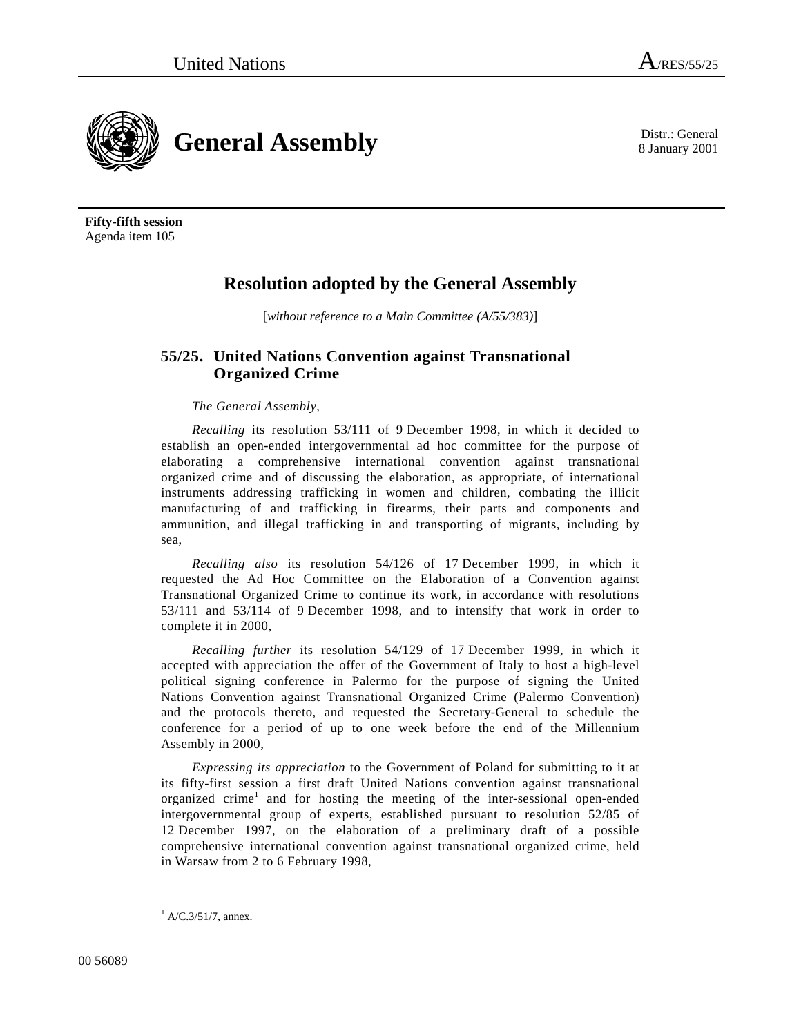United Nations A/RES/55/25

# General Assembly

Distr.: General
8 January 2001

**Fifty-fifth session**
Agenda item 105

## Resolution adopted by the General Assembly

[*without reference to a Main Committee (A/55/383)*]

### 55/25. United Nations Convention against Transnational Organized Crime

*The General Assembly*,

*Recalling* its resolution 53/111 of 9 December 1998, in which it decided to establish an open-ended intergovernmental ad hoc committee for the purpose of elaborating a comprehensive international convention against transnational organized crime and of discussing the elaboration, as appropriate, of international instruments addressing trafficking in women and children, combating the illicit manufacturing of and trafficking in firearms, their parts and components and ammunition, and illegal trafficking in and transporting of migrants, including by sea,

*Recalling also* its resolution 54/126 of 17 December 1999, in which it requested the Ad Hoc Committee on the Elaboration of a Convention against Transnational Organized Crime to continue its work, in accordance with resolutions 53/111 and 53/114 of 9 December 1998, and to intensify that work in order to complete it in 2000,

*Recalling further* its resolution 54/129 of 17 December 1999, in which it accepted with appreciation the offer of the Government of Italy to host a high-level political signing conference in Palermo for the purpose of signing the United Nations Convention against Transnational Organized Crime (Palermo Convention) and the protocols thereto, and requested the Secretary-General to schedule the conference for a period of up to one week before the end of the Millennium Assembly in 2000,

*Expressing its appreciation* to the Government of Poland for submitting to it at its fifty-first session a first draft United Nations convention against transnational organized crime[1] and for hosting the meeting of the inter-sessional open-ended intergovernmental group of experts, established pursuant to resolution 52/85 of 12 December 1997, on the elaboration of a preliminary draft of a possible comprehensive international convention against transnational organized crime, held in Warsaw from 2 to 6 February 1998,

[1] A/C.3/51/7, annex.

00 56089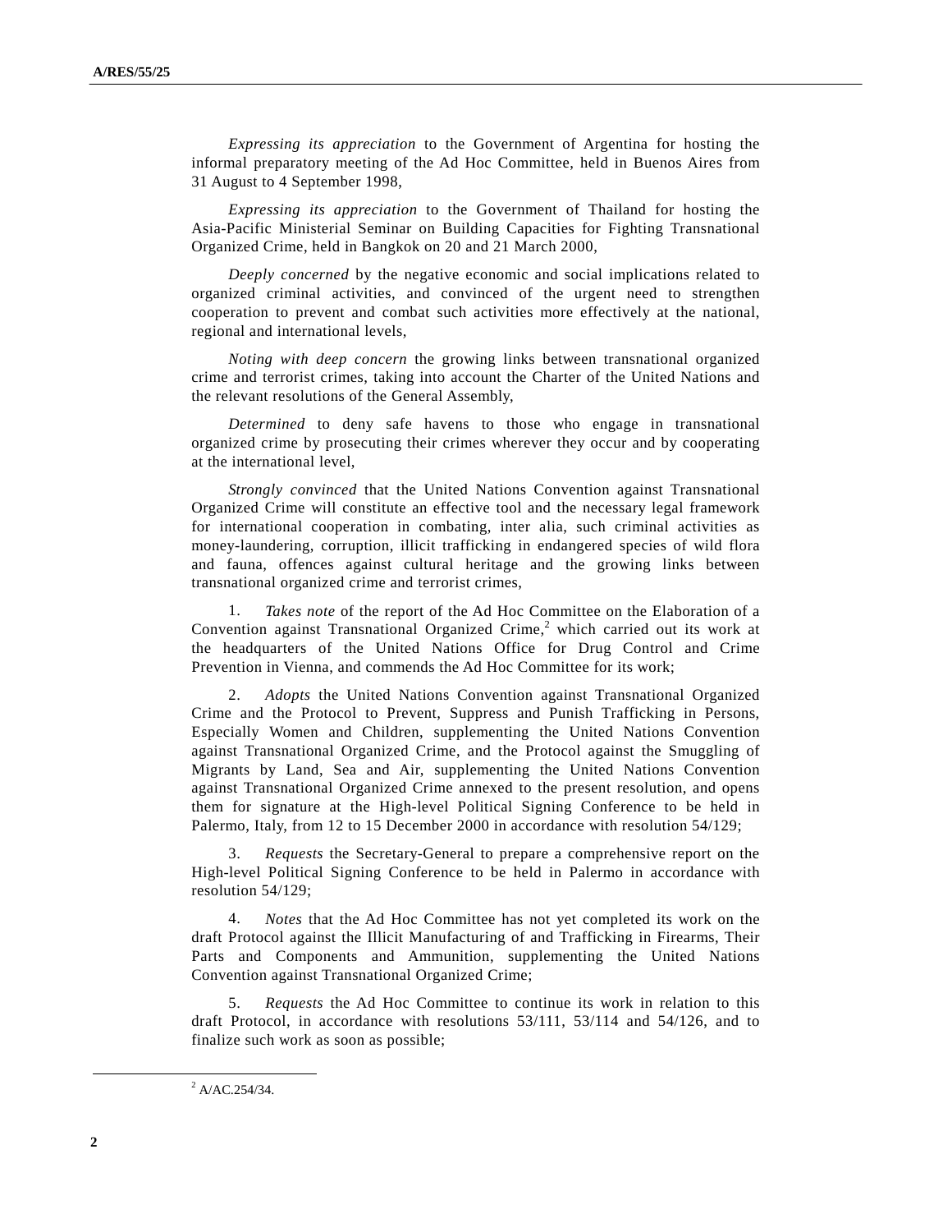*Expressing its appreciation* to the Government of Argentina for hosting the informal preparatory meeting of the Ad Hoc Committee, held in Buenos Aires from 31 August to 4 September 1998,

*Expressing its appreciation* to the Government of Thailand for hosting the Asia-Pacific Ministerial Seminar on Building Capacities for Fighting Transnational Organized Crime, held in Bangkok on 20 and 21 March 2000,

*Deeply concerned* by the negative economic and social implications related to organized criminal activities, and convinced of the urgent need to strengthen cooperation to prevent and combat such activities more effectively at the national, regional and international levels,

*Noting with deep concern* the growing links between transnational organized crime and terrorist crimes, taking into account the Charter of the United Nations and the relevant resolutions of the General Assembly,

*Determined* to deny safe havens to those who engage in transnational organized crime by prosecuting their crimes wherever they occur and by cooperating at the international level,

*Strongly convinced* that the United Nations Convention against Transnational Organized Crime will constitute an effective tool and the necessary legal framework for international cooperation in combating, inter alia, such criminal activities as money-laundering, corruption, illicit trafficking in endangered species of wild flora and fauna, offences against cultural heritage and the growing links between transnational organized crime and terrorist crimes,

1. *Takes note* of the report of the Ad Hoc Committee on the Elaboration of a Convention against Transnational Organized Crime,[2] which carried out its work at the headquarters of the United Nations Office for Drug Control and Crime Prevention in Vienna, and commends the Ad Hoc Committee for its work;

2. *Adopts* the United Nations Convention against Transnational Organized Crime and the Protocol to Prevent, Suppress and Punish Trafficking in Persons, Especially Women and Children, supplementing the United Nations Convention against Transnational Organized Crime, and the Protocol against the Smuggling of Migrants by Land, Sea and Air, supplementing the United Nations Convention against Transnational Organized Crime annexed to the present resolution, and opens them for signature at the High-level Political Signing Conference to be held in Palermo, Italy, from 12 to 15 December 2000 in accordance with resolution 54/129;

3. *Requests* the Secretary-General to prepare a comprehensive report on the High-level Political Signing Conference to be held in Palermo in accordance with resolution 54/129;

4. *Notes* that the Ad Hoc Committee has not yet completed its work on the draft Protocol against the Illicit Manufacturing of and Trafficking in Firearms, Their Parts and Components and Ammunition, supplementing the United Nations Convention against Transnational Organized Crime;

5. *Requests* the Ad Hoc Committee to continue its work in relation to this draft Protocol, in accordance with resolutions 53/111, 53/114 and 54/126, and to finalize such work as soon as possible;

---

[2] A/AC.254/34.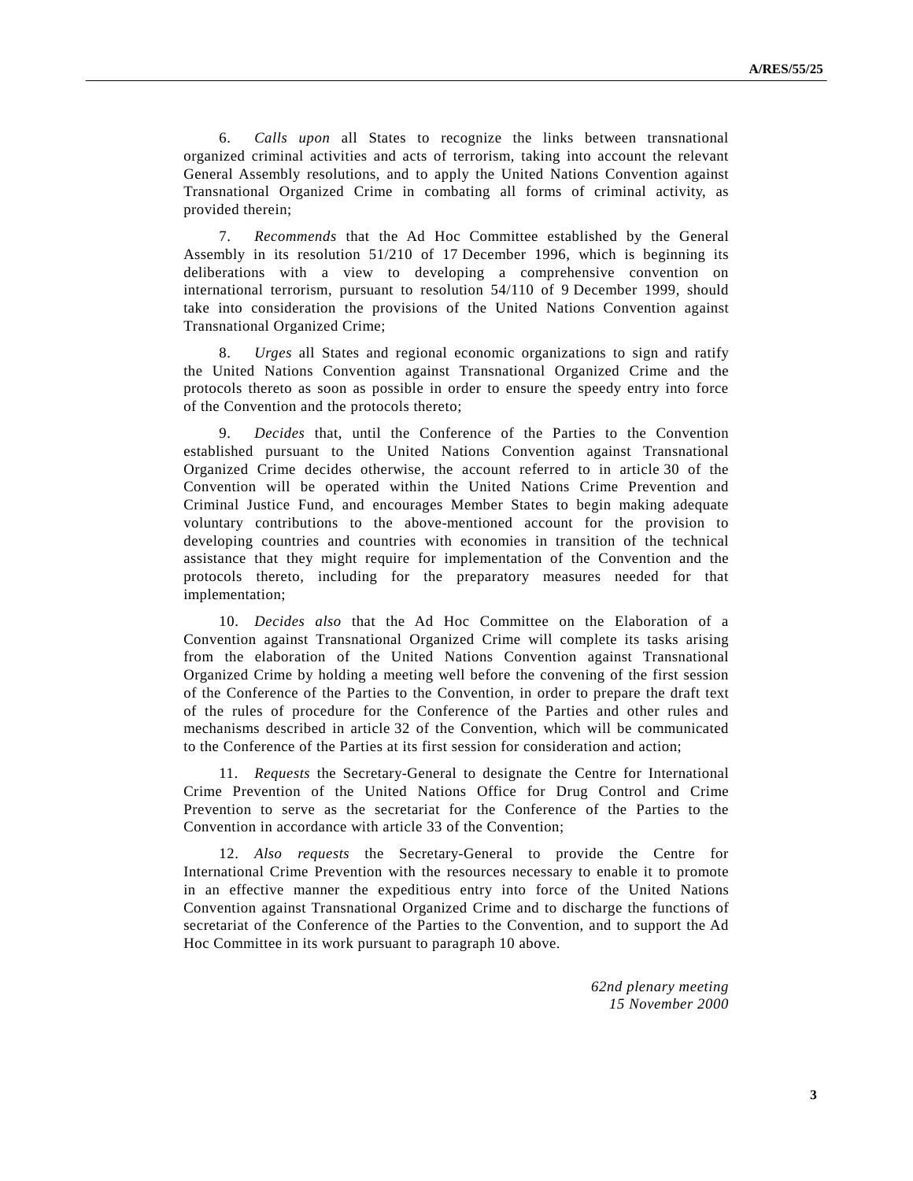6. *Calls upon* all States to recognize the links between transnational organized criminal activities and acts of terrorism, taking into account the relevant General Assembly resolutions, and to apply the United Nations Convention against Transnational Organized Crime in combating all forms of criminal activity, as provided therein;

7. *Recommends* that the Ad Hoc Committee established by the General Assembly in its resolution 51/210 of 17 December 1996, which is beginning its deliberations with a view to developing a comprehensive convention on international terrorism, pursuant to resolution 54/110 of 9 December 1999, should take into consideration the provisions of the United Nations Convention against Transnational Organized Crime;

8. *Urges* all States and regional economic organizations to sign and ratify the United Nations Convention against Transnational Organized Crime and the protocols thereto as soon as possible in order to ensure the speedy entry into force of the Convention and the protocols thereto;

9. *Decides* that, until the Conference of the Parties to the Convention established pursuant to the United Nations Convention against Transnational Organized Crime decides otherwise, the account referred to in article 30 of the Convention will be operated within the United Nations Crime Prevention and Criminal Justice Fund, and encourages Member States to begin making adequate voluntary contributions to the above-mentioned account for the provision to developing countries and countries with economies in transition of the technical assistance that they might require for implementation of the Convention and the protocols thereto, including for the preparatory measures needed for that implementation;

10. *Decides also* that the Ad Hoc Committee on the Elaboration of a Convention against Transnational Organized Crime will complete its tasks arising from the elaboration of the United Nations Convention against Transnational Organized Crime by holding a meeting well before the convening of the first session of the Conference of the Parties to the Convention, in order to prepare the draft text of the rules of procedure for the Conference of the Parties and other rules and mechanisms described in article 32 of the Convention, which will be communicated to the Conference of the Parties at its first session for consideration and action;

11. *Requests* the Secretary-General to designate the Centre for International Crime Prevention of the United Nations Office for Drug Control and Crime Prevention to serve as the secretariat for the Conference of the Parties to the Convention in accordance with article 33 of the Convention;

12. *Also requests* the Secretary-General to provide the Centre for International Crime Prevention with the resources necessary to enable it to promote in an effective manner the expeditious entry into force of the United Nations Convention against Transnational Organized Crime and to discharge the functions of secretariat of the Conference of the Parties to the Convention, and to support the Ad Hoc Committee in its work pursuant to paragraph 10 above.

*62nd plenary meeting*
*15 November 2000*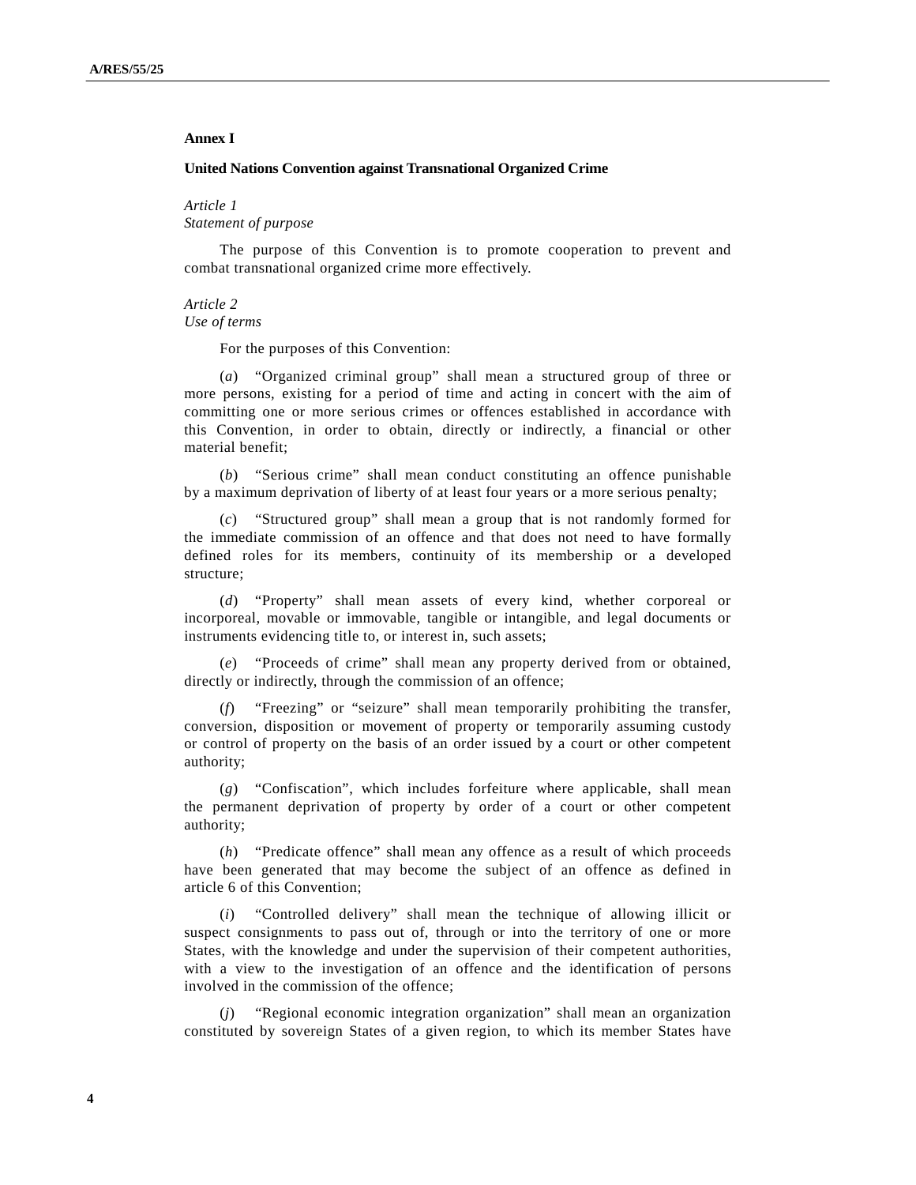**Annex I**

**United Nations Convention against Transnational Organized Crime**

*Article 1*
*Statement of purpose*

The purpose of this Convention is to promote cooperation to prevent and combat transnational organized crime more effectively.

*Article 2*
*Use of terms*

For the purposes of this Convention:

(*a*) "Organized criminal group" shall mean a structured group of three or more persons, existing for a period of time and acting in concert with the aim of committing one or more serious crimes or offences established in accordance with this Convention, in order to obtain, directly or indirectly, a financial or other material benefit;

(*b*) "Serious crime" shall mean conduct constituting an offence punishable by a maximum deprivation of liberty of at least four years or a more serious penalty;

(*c*) "Structured group" shall mean a group that is not randomly formed for the immediate commission of an offence and that does not need to have formally defined roles for its members, continuity of its membership or a developed structure;

(*d*) "Property" shall mean assets of every kind, whether corporeal or incorporeal, movable or immovable, tangible or intangible, and legal documents or instruments evidencing title to, or interest in, such assets;

(*e*) "Proceeds of crime" shall mean any property derived from or obtained, directly or indirectly, through the commission of an offence;

(*f*) "Freezing" or "seizure" shall mean temporarily prohibiting the transfer, conversion, disposition or movement of property or temporarily assuming custody or control of property on the basis of an order issued by a court or other competent authority;

(*g*) "Confiscation", which includes forfeiture where applicable, shall mean the permanent deprivation of property by order of a court or other competent authority;

(*h*) "Predicate offence" shall mean any offence as a result of which proceeds have been generated that may become the subject of an offence as defined in article 6 of this Convention;

(*i*) "Controlled delivery" shall mean the technique of allowing illicit or suspect consignments to pass out of, through or into the territory of one or more States, with the knowledge and under the supervision of their competent authorities, with a view to the investigation of an offence and the identification of persons involved in the commission of the offence;

(*j*) "Regional economic integration organization" shall mean an organization constituted by sovereign States of a given region, to which its member States have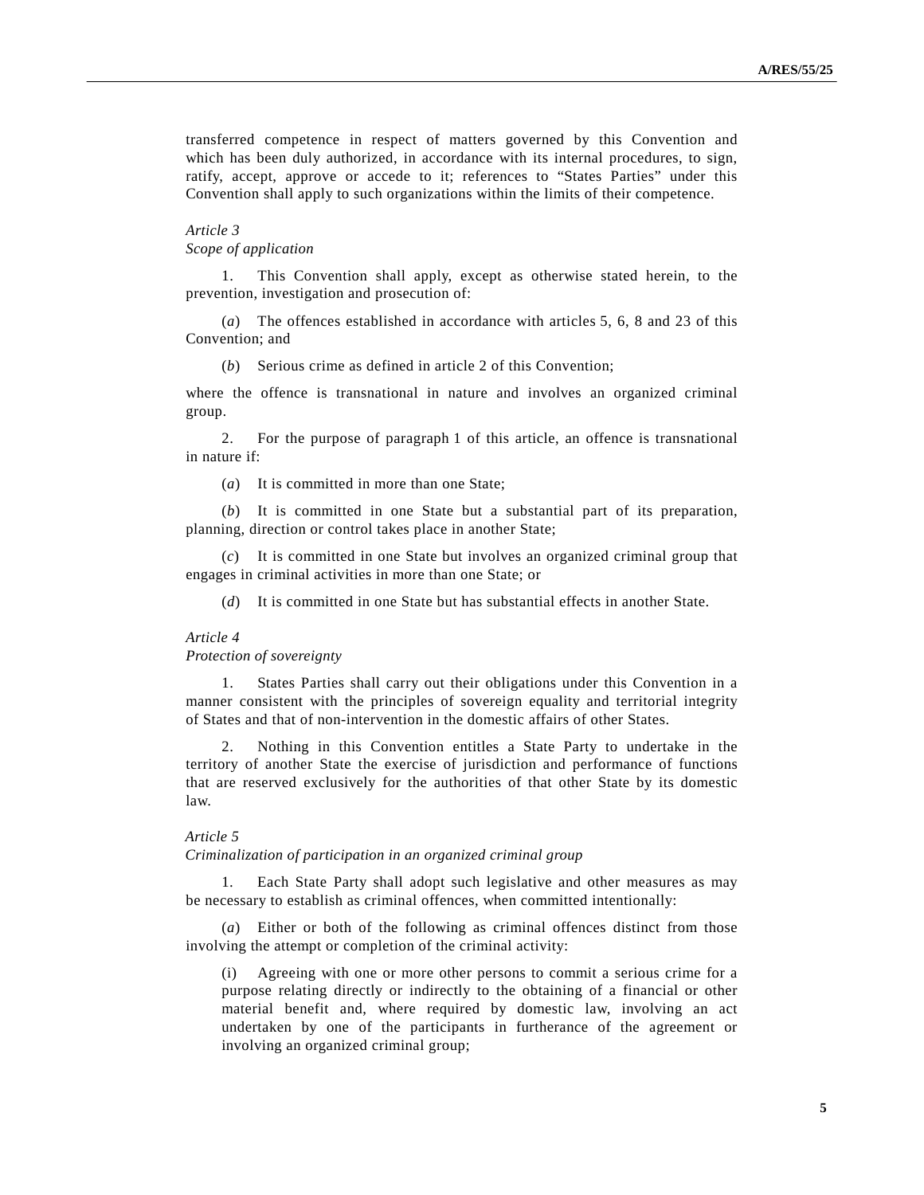transferred competence in respect of matters governed by this Convention and which has been duly authorized, in accordance with its internal procedures, to sign, ratify, accept, approve or accede to it; references to "States Parties" under this Convention shall apply to such organizations within the limits of their competence.

*Article 3*
*Scope of application*

1. This Convention shall apply, except as otherwise stated herein, to the prevention, investigation and prosecution of:

(*a*) The offences established in accordance with articles 5, 6, 8 and 23 of this Convention; and

(*b*) Serious crime as defined in article 2 of this Convention;

where the offence is transnational in nature and involves an organized criminal group.

2. For the purpose of paragraph 1 of this article, an offence is transnational in nature if:

(*a*) It is committed in more than one State;

(*b*) It is committed in one State but a substantial part of its preparation, planning, direction or control takes place in another State;

(*c*) It is committed in one State but involves an organized criminal group that engages in criminal activities in more than one State; or

(*d*) It is committed in one State but has substantial effects in another State.

*Article 4*
*Protection of sovereignty*

1. States Parties shall carry out their obligations under this Convention in a manner consistent with the principles of sovereign equality and territorial integrity of States and that of non-intervention in the domestic affairs of other States.

2. Nothing in this Convention entitles a State Party to undertake in the territory of another State the exercise of jurisdiction and performance of functions that are reserved exclusively for the authorities of that other State by its domestic law.

*Article 5*
*Criminalization of participation in an organized criminal group*

1. Each State Party shall adopt such legislative and other measures as may be necessary to establish as criminal offences, when committed intentionally:

(*a*) Either or both of the following as criminal offences distinct from those involving the attempt or completion of the criminal activity:

(i) Agreeing with one or more other persons to commit a serious crime for a purpose relating directly or indirectly to the obtaining of a financial or other material benefit and, where required by domestic law, involving an act undertaken by one of the participants in furtherance of the agreement or involving an organized criminal group;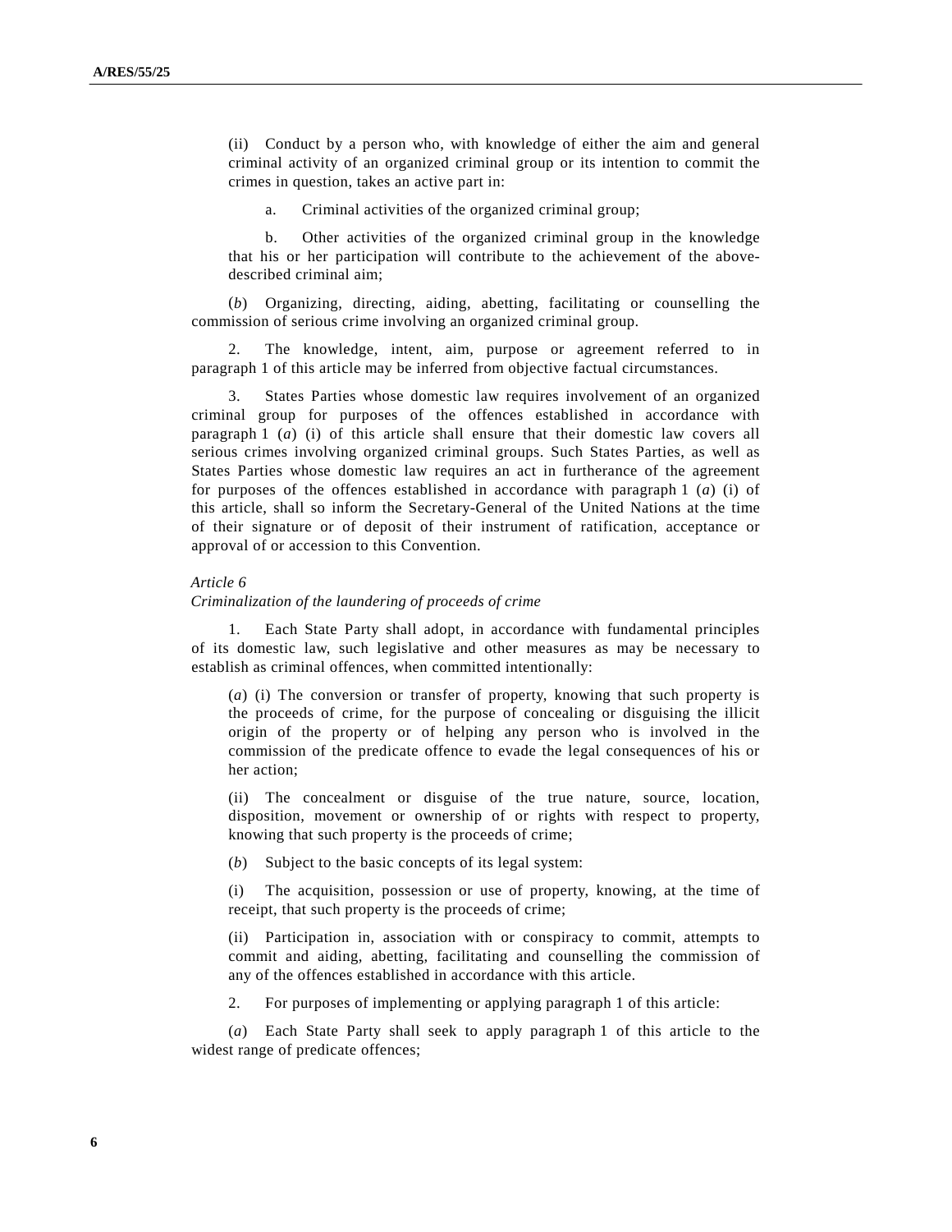(ii) Conduct by a person who, with knowledge of either the aim and general criminal activity of an organized criminal group or its intention to commit the crimes in question, takes an active part in:

a. Criminal activities of the organized criminal group;

b. Other activities of the organized criminal group in the knowledge that his or her participation will contribute to the achievement of the above-described criminal aim;

(*b*) Organizing, directing, aiding, abetting, facilitating or counselling the commission of serious crime involving an organized criminal group.

2. The knowledge, intent, aim, purpose or agreement referred to in paragraph 1 of this article may be inferred from objective factual circumstances.

3. States Parties whose domestic law requires involvement of an organized criminal group for purposes of the offences established in accordance with paragraph 1 (*a*) (i) of this article shall ensure that their domestic law covers all serious crimes involving organized criminal groups. Such States Parties, as well as States Parties whose domestic law requires an act in furtherance of the agreement for purposes of the offences established in accordance with paragraph 1 (*a*) (i) of this article, shall so inform the Secretary-General of the United Nations at the time of their signature or of deposit of their instrument of ratification, acceptance or approval of or accession to this Convention.

*Article 6*

*Criminalization of the laundering of proceeds of crime*

1. Each State Party shall adopt, in accordance with fundamental principles of its domestic law, such legislative and other measures as may be necessary to establish as criminal offences, when committed intentionally:

(*a*) (i) The conversion or transfer of property, knowing that such property is the proceeds of crime, for the purpose of concealing or disguising the illicit origin of the property or of helping any person who is involved in the commission of the predicate offence to evade the legal consequences of his or her action;

(ii) The concealment or disguise of the true nature, source, location, disposition, movement or ownership of or rights with respect to property, knowing that such property is the proceeds of crime;

(*b*) Subject to the basic concepts of its legal system:

(i) The acquisition, possession or use of property, knowing, at the time of receipt, that such property is the proceeds of crime;

(ii) Participation in, association with or conspiracy to commit, attempts to commit and aiding, abetting, facilitating and counselling the commission of any of the offences established in accordance with this article.

2. For purposes of implementing or applying paragraph 1 of this article:

(*a*) Each State Party shall seek to apply paragraph 1 of this article to the widest range of predicate offences;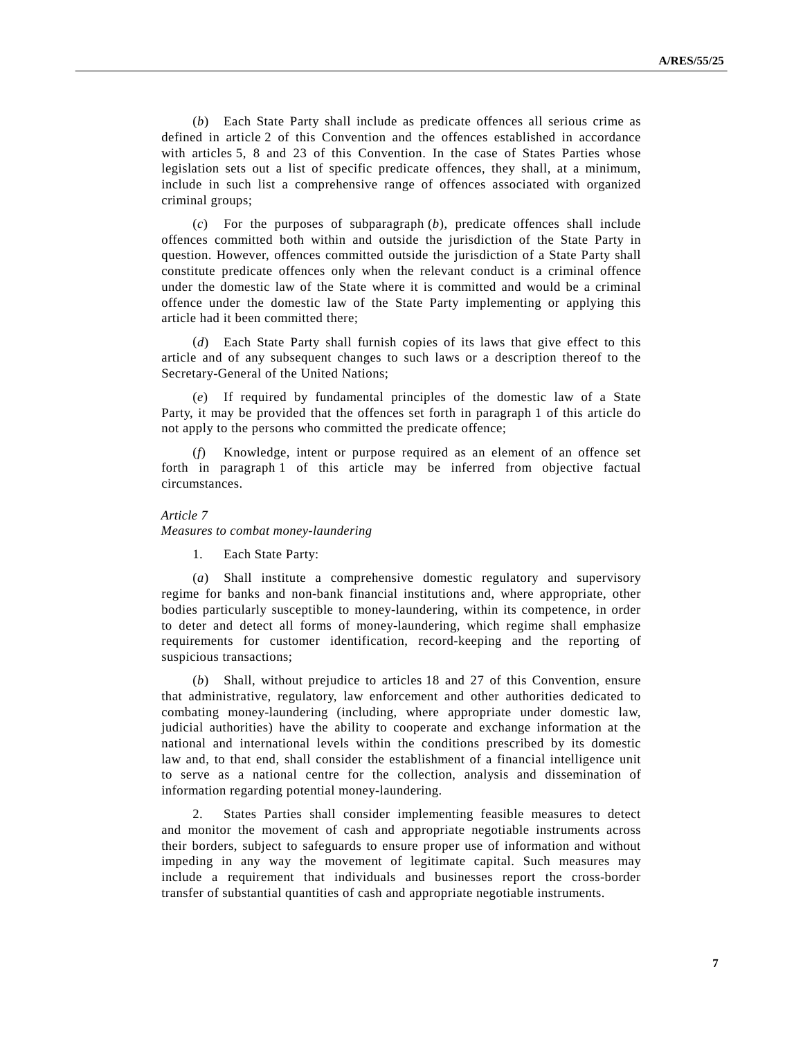(*b*) Each State Party shall include as predicate offences all serious crime as defined in article 2 of this Convention and the offences established in accordance with articles 5, 8 and 23 of this Convention. In the case of States Parties whose legislation sets out a list of specific predicate offences, they shall, at a minimum, include in such list a comprehensive range of offences associated with organized criminal groups;

(*c*) For the purposes of subparagraph (*b*), predicate offences shall include offences committed both within and outside the jurisdiction of the State Party in question. However, offences committed outside the jurisdiction of a State Party shall constitute predicate offences only when the relevant conduct is a criminal offence under the domestic law of the State where it is committed and would be a criminal offence under the domestic law of the State Party implementing or applying this article had it been committed there;

(*d*) Each State Party shall furnish copies of its laws that give effect to this article and of any subsequent changes to such laws or a description thereof to the Secretary-General of the United Nations;

(*e*) If required by fundamental principles of the domestic law of a State Party, it may be provided that the offences set forth in paragraph 1 of this article do not apply to the persons who committed the predicate offence;

(*f*) Knowledge, intent or purpose required as an element of an offence set forth in paragraph 1 of this article may be inferred from objective factual circumstances.

*Article 7*
*Measures to combat money-laundering*

1. Each State Party:

(*a*) Shall institute a comprehensive domestic regulatory and supervisory regime for banks and non-bank financial institutions and, where appropriate, other bodies particularly susceptible to money-laundering, within its competence, in order to deter and detect all forms of money-laundering, which regime shall emphasize requirements for customer identification, record-keeping and the reporting of suspicious transactions;

(*b*) Shall, without prejudice to articles 18 and 27 of this Convention, ensure that administrative, regulatory, law enforcement and other authorities dedicated to combating money-laundering (including, where appropriate under domestic law, judicial authorities) have the ability to cooperate and exchange information at the national and international levels within the conditions prescribed by its domestic law and, to that end, shall consider the establishment of a financial intelligence unit to serve as a national centre for the collection, analysis and dissemination of information regarding potential money-laundering.

2. States Parties shall consider implementing feasible measures to detect and monitor the movement of cash and appropriate negotiable instruments across their borders, subject to safeguards to ensure proper use of information and without impeding in any way the movement of legitimate capital. Such measures may include a requirement that individuals and businesses report the cross-border transfer of substantial quantities of cash and appropriate negotiable instruments.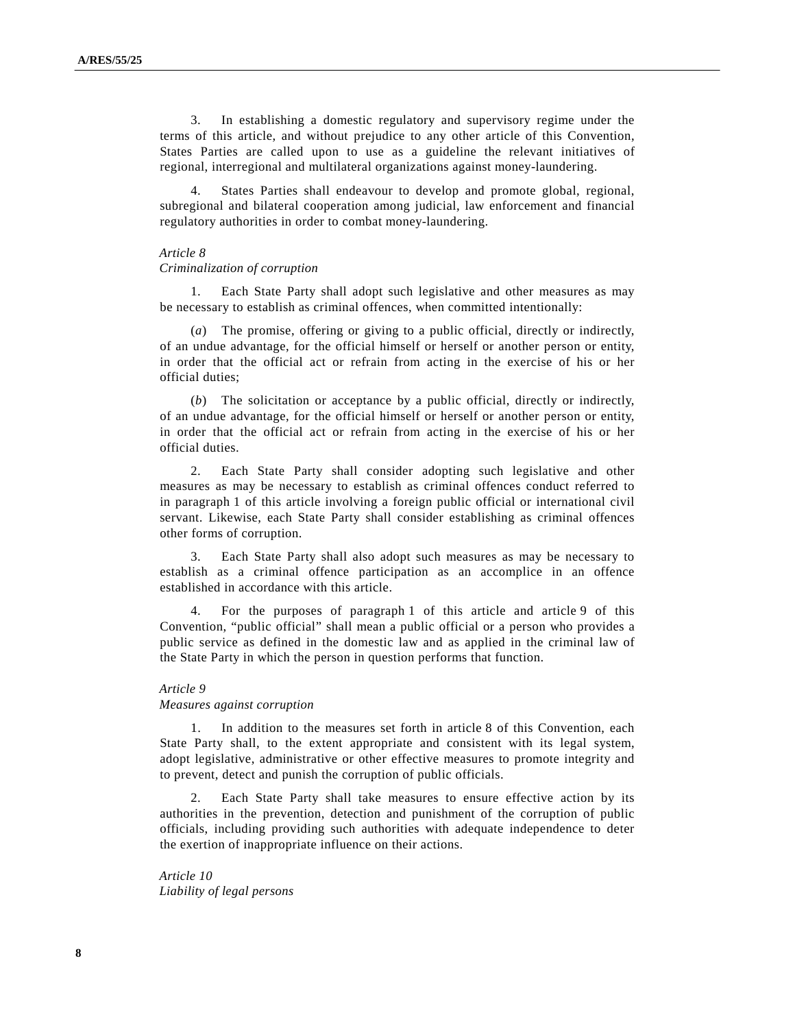3. In establishing a domestic regulatory and supervisory regime under the terms of this article, and without prejudice to any other article of this Convention, States Parties are called upon to use as a guideline the relevant initiatives of regional, interregional and multilateral organizations against money-laundering.

4. States Parties shall endeavour to develop and promote global, regional, subregional and bilateral cooperation among judicial, law enforcement and financial regulatory authorities in order to combat money-laundering.

*Article 8*
*Criminalization of corruption*

1. Each State Party shall adopt such legislative and other measures as may be necessary to establish as criminal offences, when committed intentionally:

(*a*) The promise, offering or giving to a public official, directly or indirectly, of an undue advantage, for the official himself or herself or another person or entity, in order that the official act or refrain from acting in the exercise of his or her official duties;

(*b*) The solicitation or acceptance by a public official, directly or indirectly, of an undue advantage, for the official himself or herself or another person or entity, in order that the official act or refrain from acting in the exercise of his or her official duties.

2. Each State Party shall consider adopting such legislative and other measures as may be necessary to establish as criminal offences conduct referred to in paragraph 1 of this article involving a foreign public official or international civil servant. Likewise, each State Party shall consider establishing as criminal offences other forms of corruption.

3. Each State Party shall also adopt such measures as may be necessary to establish as a criminal offence participation as an accomplice in an offence established in accordance with this article.

4. For the purposes of paragraph 1 of this article and article 9 of this Convention, "public official" shall mean a public official or a person who provides a public service as defined in the domestic law and as applied in the criminal law of the State Party in which the person in question performs that function.

*Article 9*
*Measures against corruption*

1. In addition to the measures set forth in article 8 of this Convention, each State Party shall, to the extent appropriate and consistent with its legal system, adopt legislative, administrative or other effective measures to promote integrity and to prevent, detect and punish the corruption of public officials.

2. Each State Party shall take measures to ensure effective action by its authorities in the prevention, detection and punishment of the corruption of public officials, including providing such authorities with adequate independence to deter the exertion of inappropriate influence on their actions.

*Article 10*
*Liability of legal persons*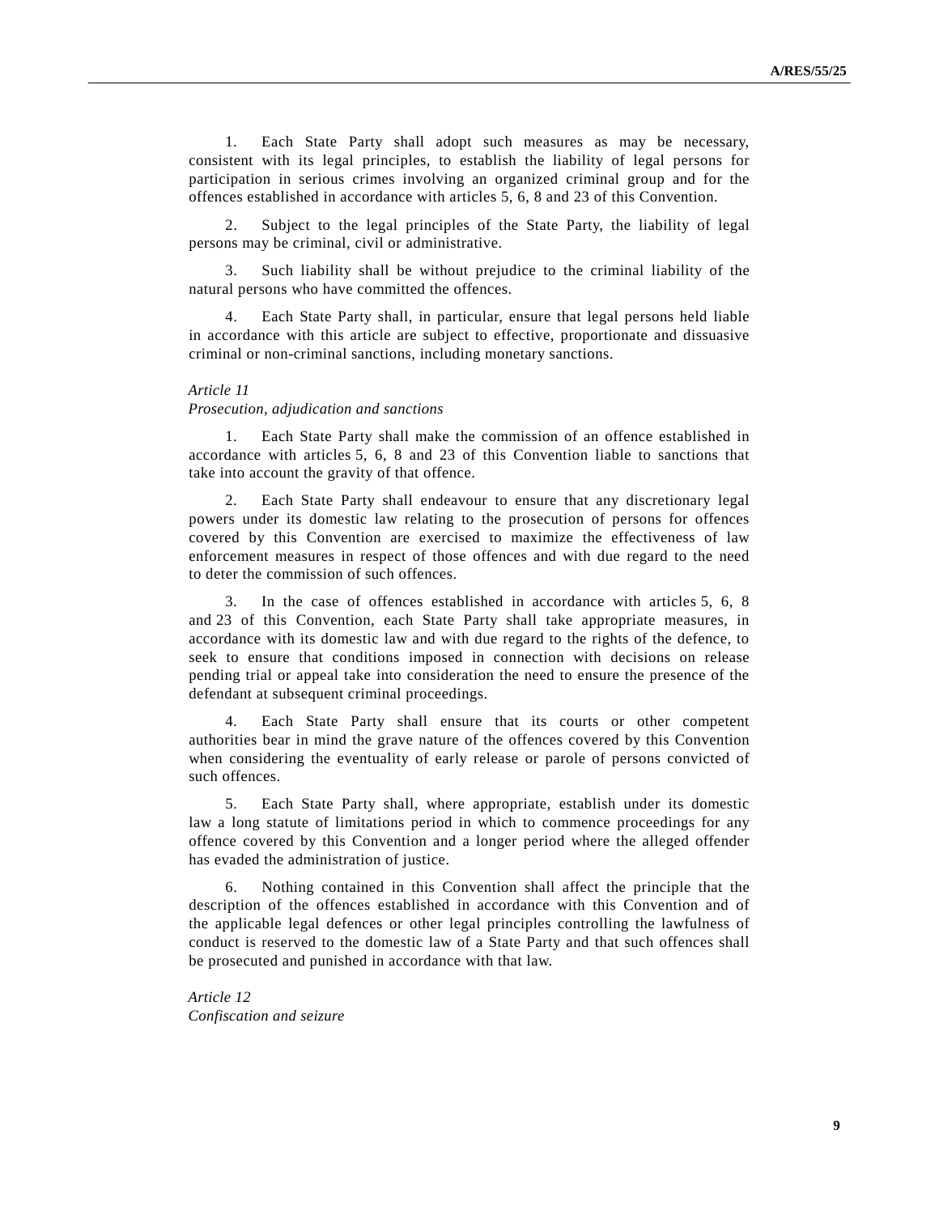1. Each State Party shall adopt such measures as may be necessary, consistent with its legal principles, to establish the liability of legal persons for participation in serious crimes involving an organized criminal group and for the offences established in accordance with articles 5, 6, 8 and 23 of this Convention.

2. Subject to the legal principles of the State Party, the liability of legal persons may be criminal, civil or administrative.

3. Such liability shall be without prejudice to the criminal liability of the natural persons who have committed the offences.

4. Each State Party shall, in particular, ensure that legal persons held liable in accordance with this article are subject to effective, proportionate and dissuasive criminal or non-criminal sanctions, including monetary sanctions.

*Article 11*
*Prosecution, adjudication and sanctions*

1. Each State Party shall make the commission of an offence established in accordance with articles 5, 6, 8 and 23 of this Convention liable to sanctions that take into account the gravity of that offence.

2. Each State Party shall endeavour to ensure that any discretionary legal powers under its domestic law relating to the prosecution of persons for offences covered by this Convention are exercised to maximize the effectiveness of law enforcement measures in respect of those offences and with due regard to the need to deter the commission of such offences.

3. In the case of offences established in accordance with articles 5, 6, 8 and 23 of this Convention, each State Party shall take appropriate measures, in accordance with its domestic law and with due regard to the rights of the defence, to seek to ensure that conditions imposed in connection with decisions on release pending trial or appeal take into consideration the need to ensure the presence of the defendant at subsequent criminal proceedings.

4. Each State Party shall ensure that its courts or other competent authorities bear in mind the grave nature of the offences covered by this Convention when considering the eventuality of early release or parole of persons convicted of such offences.

5. Each State Party shall, where appropriate, establish under its domestic law a long statute of limitations period in which to commence proceedings for any offence covered by this Convention and a longer period where the alleged offender has evaded the administration of justice.

6. Nothing contained in this Convention shall affect the principle that the description of the offences established in accordance with this Convention and of the applicable legal defences or other legal principles controlling the lawfulness of conduct is reserved to the domestic law of a State Party and that such offences shall be prosecuted and punished in accordance with that law.

*Article 12*
*Confiscation and seizure*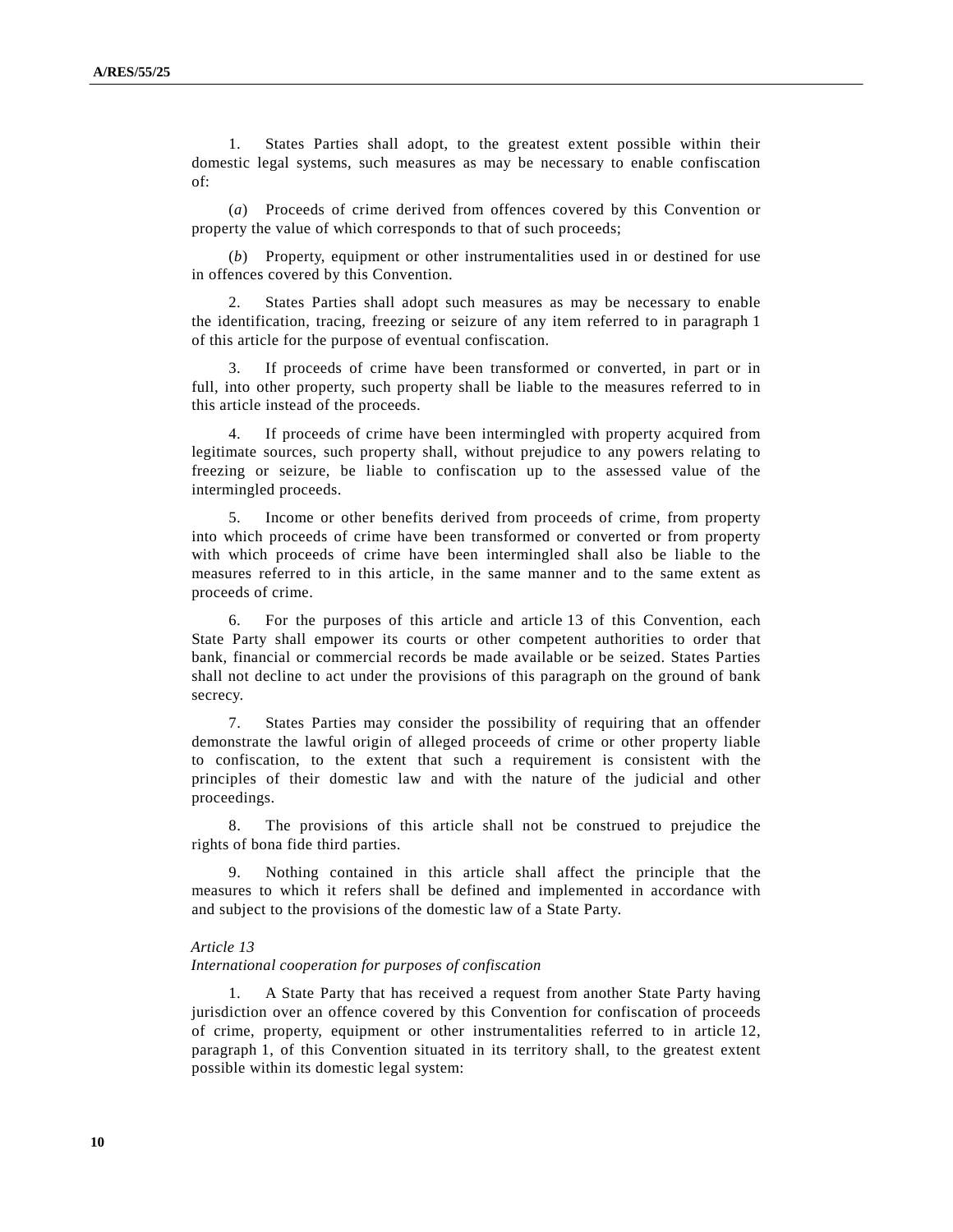1. States Parties shall adopt, to the greatest extent possible within their domestic legal systems, such measures as may be necessary to enable confiscation of:

(*a*) Proceeds of crime derived from offences covered by this Convention or property the value of which corresponds to that of such proceeds;

(*b*) Property, equipment or other instrumentalities used in or destined for use in offences covered by this Convention.

2. States Parties shall adopt such measures as may be necessary to enable the identification, tracing, freezing or seizure of any item referred to in paragraph 1 of this article for the purpose of eventual confiscation.

3. If proceeds of crime have been transformed or converted, in part or in full, into other property, such property shall be liable to the measures referred to in this article instead of the proceeds.

4. If proceeds of crime have been intermingled with property acquired from legitimate sources, such property shall, without prejudice to any powers relating to freezing or seizure, be liable to confiscation up to the assessed value of the intermingled proceeds.

5. Income or other benefits derived from proceeds of crime, from property into which proceeds of crime have been transformed or converted or from property with which proceeds of crime have been intermingled shall also be liable to the measures referred to in this article, in the same manner and to the same extent as proceeds of crime.

6. For the purposes of this article and article 13 of this Convention, each State Party shall empower its courts or other competent authorities to order that bank, financial or commercial records be made available or be seized. States Parties shall not decline to act under the provisions of this paragraph on the ground of bank secrecy.

7. States Parties may consider the possibility of requiring that an offender demonstrate the lawful origin of alleged proceeds of crime or other property liable to confiscation, to the extent that such a requirement is consistent with the principles of their domestic law and with the nature of the judicial and other proceedings.

8. The provisions of this article shall not be construed to prejudice the rights of bona fide third parties.

9. Nothing contained in this article shall affect the principle that the measures to which it refers shall be defined and implemented in accordance with and subject to the provisions of the domestic law of a State Party.

*Article 13*
*International cooperation for purposes of confiscation*

1. A State Party that has received a request from another State Party having jurisdiction over an offence covered by this Convention for confiscation of proceeds of crime, property, equipment or other instrumentalities referred to in article 12, paragraph 1, of this Convention situated in its territory shall, to the greatest extent possible within its domestic legal system: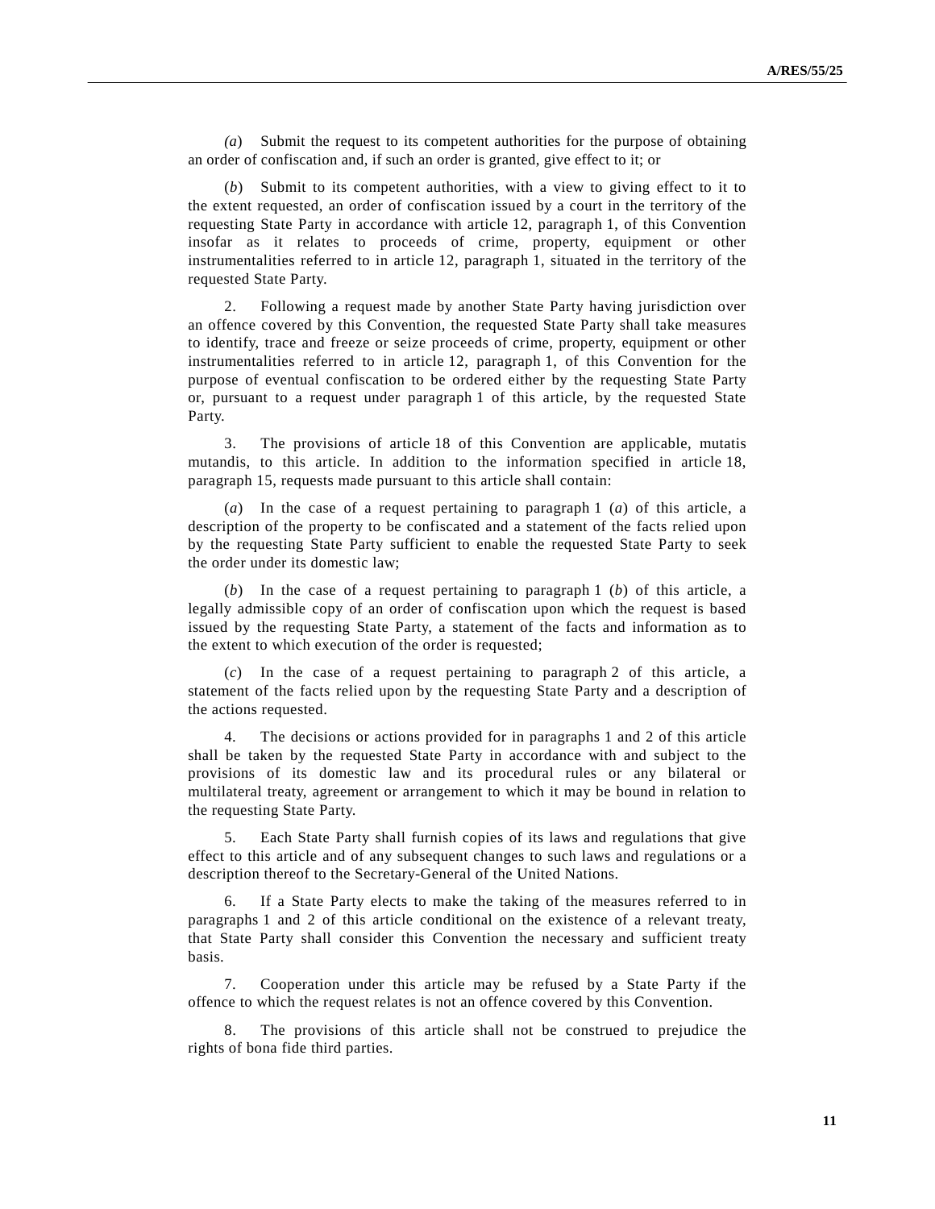(*a*) Submit the request to its competent authorities for the purpose of obtaining an order of confiscation and, if such an order is granted, give effect to it; or

(*b*) Submit to its competent authorities, with a view to giving effect to it to the extent requested, an order of confiscation issued by a court in the territory of the requesting State Party in accordance with article 12, paragraph 1, of this Convention insofar as it relates to proceeds of crime, property, equipment or other instrumentalities referred to in article 12, paragraph 1, situated in the territory of the requested State Party.

2. Following a request made by another State Party having jurisdiction over an offence covered by this Convention, the requested State Party shall take measures to identify, trace and freeze or seize proceeds of crime, property, equipment or other instrumentalities referred to in article 12, paragraph 1, of this Convention for the purpose of eventual confiscation to be ordered either by the requesting State Party or, pursuant to a request under paragraph 1 of this article, by the requested State Party.

3. The provisions of article 18 of this Convention are applicable, mutatis mutandis, to this article. In addition to the information specified in article 18, paragraph 15, requests made pursuant to this article shall contain:

(*a*) In the case of a request pertaining to paragraph 1 (*a*) of this article, a description of the property to be confiscated and a statement of the facts relied upon by the requesting State Party sufficient to enable the requested State Party to seek the order under its domestic law;

(*b*) In the case of a request pertaining to paragraph 1 (*b*) of this article, a legally admissible copy of an order of confiscation upon which the request is based issued by the requesting State Party, a statement of the facts and information as to the extent to which execution of the order is requested;

(*c*) In the case of a request pertaining to paragraph 2 of this article, a statement of the facts relied upon by the requesting State Party and a description of the actions requested.

4. The decisions or actions provided for in paragraphs 1 and 2 of this article shall be taken by the requested State Party in accordance with and subject to the provisions of its domestic law and its procedural rules or any bilateral or multilateral treaty, agreement or arrangement to which it may be bound in relation to the requesting State Party.

5. Each State Party shall furnish copies of its laws and regulations that give effect to this article and of any subsequent changes to such laws and regulations or a description thereof to the Secretary-General of the United Nations.

6. If a State Party elects to make the taking of the measures referred to in paragraphs 1 and 2 of this article conditional on the existence of a relevant treaty, that State Party shall consider this Convention the necessary and sufficient treaty basis.

7. Cooperation under this article may be refused by a State Party if the offence to which the request relates is not an offence covered by this Convention.

8. The provisions of this article shall not be construed to prejudice the rights of bona fide third parties.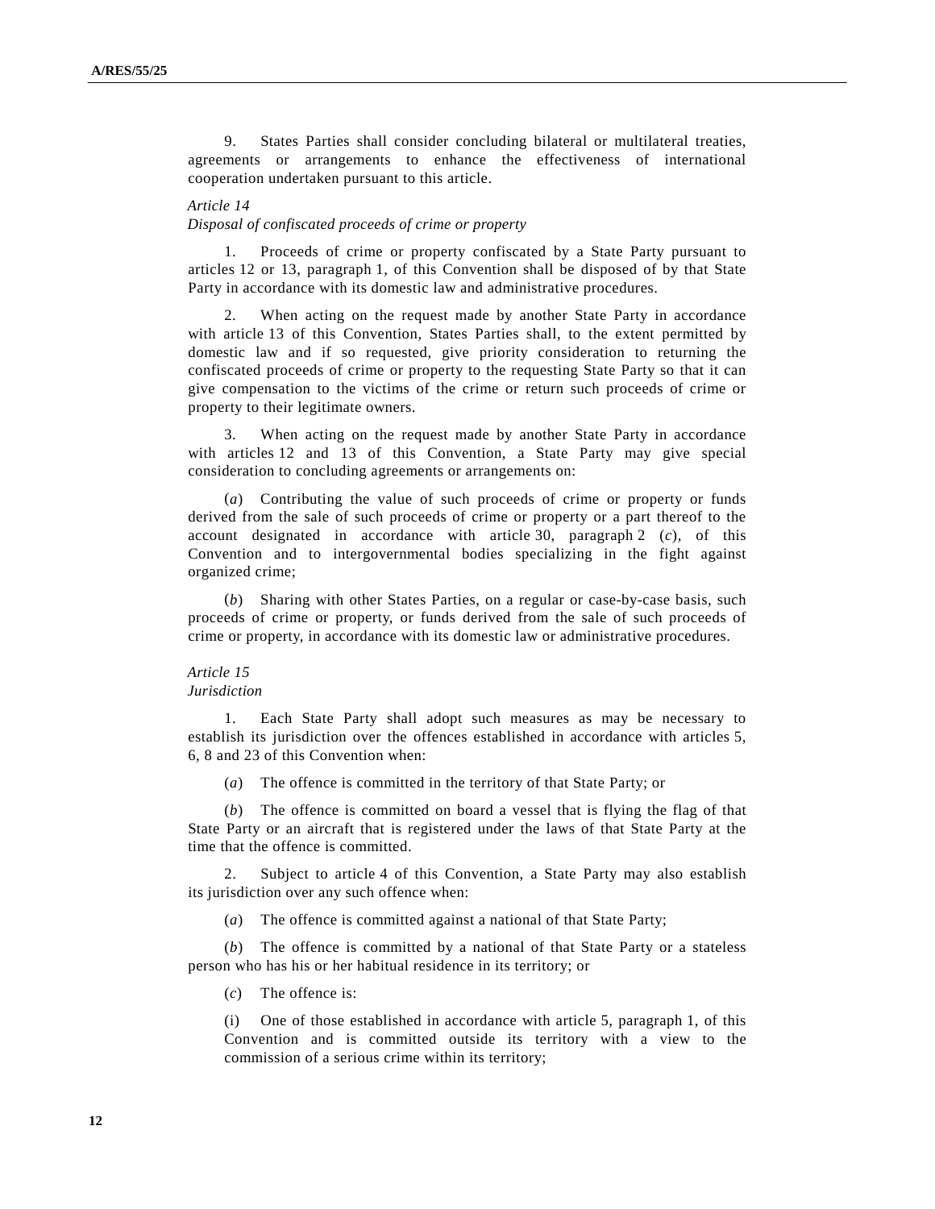9. States Parties shall consider concluding bilateral or multilateral treaties, agreements or arrangements to enhance the effectiveness of international cooperation undertaken pursuant to this article.

*Article 14*
*Disposal of confiscated proceeds of crime or property*

1. Proceeds of crime or property confiscated by a State Party pursuant to articles 12 or 13, paragraph 1, of this Convention shall be disposed of by that State Party in accordance with its domestic law and administrative procedures.

2. When acting on the request made by another State Party in accordance with article 13 of this Convention, States Parties shall, to the extent permitted by domestic law and if so requested, give priority consideration to returning the confiscated proceeds of crime or property to the requesting State Party so that it can give compensation to the victims of the crime or return such proceeds of crime or property to their legitimate owners.

3. When acting on the request made by another State Party in accordance with articles 12 and 13 of this Convention, a State Party may give special consideration to concluding agreements or arrangements on:

(*a*) Contributing the value of such proceeds of crime or property or funds derived from the sale of such proceeds of crime or property or a part thereof to the account designated in accordance with article 30, paragraph 2 (*c*), of this Convention and to intergovernmental bodies specializing in the fight against organized crime;

(*b*) Sharing with other States Parties, on a regular or case-by-case basis, such proceeds of crime or property, or funds derived from the sale of such proceeds of crime or property, in accordance with its domestic law or administrative procedures.

*Article 15*
*Jurisdiction*

1. Each State Party shall adopt such measures as may be necessary to establish its jurisdiction over the offences established in accordance with articles 5, 6, 8 and 23 of this Convention when:

(*a*) The offence is committed in the territory of that State Party; or

(*b*) The offence is committed on board a vessel that is flying the flag of that State Party or an aircraft that is registered under the laws of that State Party at the time that the offence is committed.

2. Subject to article 4 of this Convention, a State Party may also establish its jurisdiction over any such offence when:

(*a*) The offence is committed against a national of that State Party;

(*b*) The offence is committed by a national of that State Party or a stateless person who has his or her habitual residence in its territory; or

(*c*) The offence is:

(i) One of those established in accordance with article 5, paragraph 1, of this Convention and is committed outside its territory with a view to the commission of a serious crime within its territory;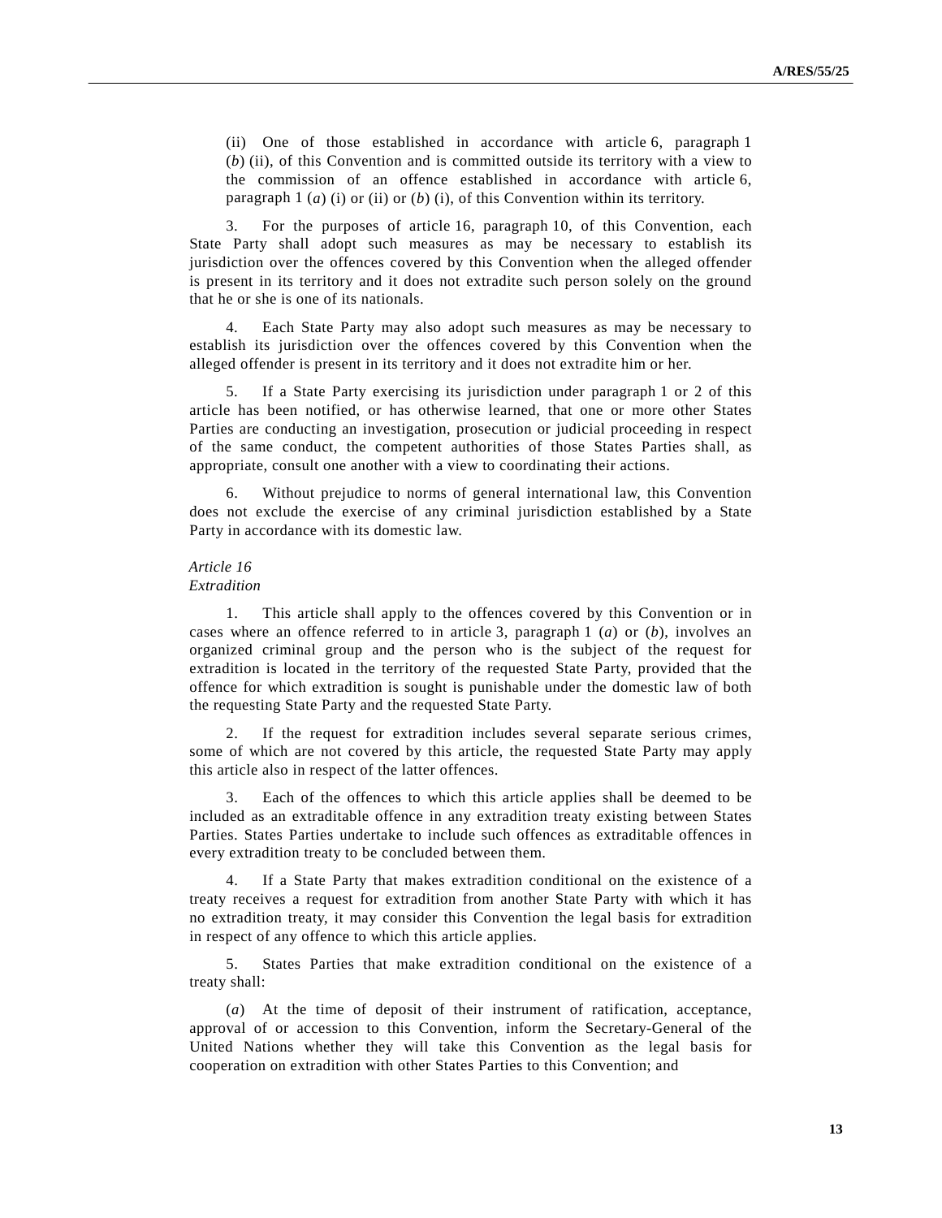(ii) One of those established in accordance with article 6, paragraph 1 (*b*) (ii), of this Convention and is committed outside its territory with a view to the commission of an offence established in accordance with article 6, paragraph 1 (*a*) (i) or (ii) or (*b*) (i), of this Convention within its territory.

3. For the purposes of article 16, paragraph 10, of this Convention, each State Party shall adopt such measures as may be necessary to establish its jurisdiction over the offences covered by this Convention when the alleged offender is present in its territory and it does not extradite such person solely on the ground that he or she is one of its nationals.

4. Each State Party may also adopt such measures as may be necessary to establish its jurisdiction over the offences covered by this Convention when the alleged offender is present in its territory and it does not extradite him or her.

5. If a State Party exercising its jurisdiction under paragraph 1 or 2 of this article has been notified, or has otherwise learned, that one or more other States Parties are conducting an investigation, prosecution or judicial proceeding in respect of the same conduct, the competent authorities of those States Parties shall, as appropriate, consult one another with a view to coordinating their actions.

6. Without prejudice to norms of general international law, this Convention does not exclude the exercise of any criminal jurisdiction established by a State Party in accordance with its domestic law.

*Article 16*
*Extradition*

1. This article shall apply to the offences covered by this Convention or in cases where an offence referred to in article 3, paragraph 1 (*a*) or (*b*), involves an organized criminal group and the person who is the subject of the request for extradition is located in the territory of the requested State Party, provided that the offence for which extradition is sought is punishable under the domestic law of both the requesting State Party and the requested State Party.

2. If the request for extradition includes several separate serious crimes, some of which are not covered by this article, the requested State Party may apply this article also in respect of the latter offences.

3. Each of the offences to which this article applies shall be deemed to be included as an extraditable offence in any extradition treaty existing between States Parties. States Parties undertake to include such offences as extraditable offences in every extradition treaty to be concluded between them.

4. If a State Party that makes extradition conditional on the existence of a treaty receives a request for extradition from another State Party with which it has no extradition treaty, it may consider this Convention the legal basis for extradition in respect of any offence to which this article applies.

5. States Parties that make extradition conditional on the existence of a treaty shall:

(*a*) At the time of deposit of their instrument of ratification, acceptance, approval of or accession to this Convention, inform the Secretary-General of the United Nations whether they will take this Convention as the legal basis for cooperation on extradition with other States Parties to this Convention; and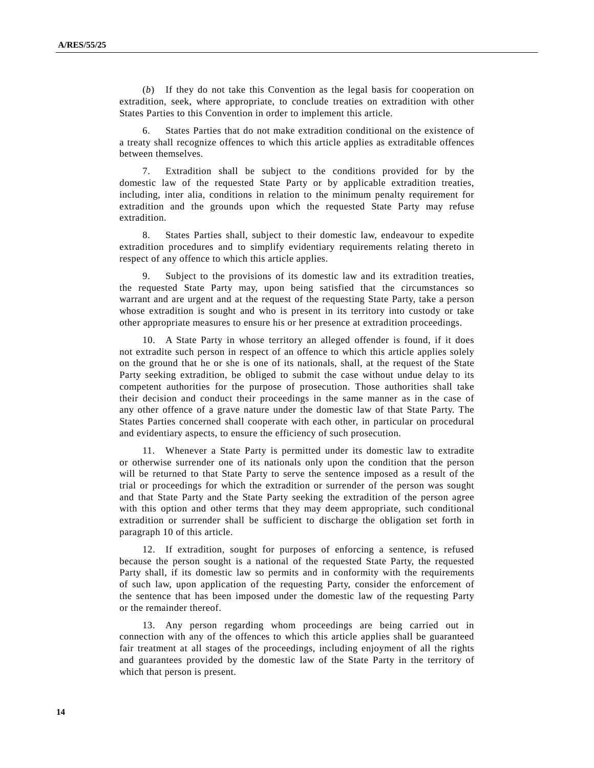(*b*) If they do not take this Convention as the legal basis for cooperation on extradition, seek, where appropriate, to conclude treaties on extradition with other States Parties to this Convention in order to implement this article.

6. States Parties that do not make extradition conditional on the existence of a treaty shall recognize offences to which this article applies as extraditable offences between themselves.

7. Extradition shall be subject to the conditions provided for by the domestic law of the requested State Party or by applicable extradition treaties, including, inter alia, conditions in relation to the minimum penalty requirement for extradition and the grounds upon which the requested State Party may refuse extradition.

8. States Parties shall, subject to their domestic law, endeavour to expedite extradition procedures and to simplify evidentiary requirements relating thereto in respect of any offence to which this article applies.

9. Subject to the provisions of its domestic law and its extradition treaties, the requested State Party may, upon being satisfied that the circumstances so warrant and are urgent and at the request of the requesting State Party, take a person whose extradition is sought and who is present in its territory into custody or take other appropriate measures to ensure his or her presence at extradition proceedings.

10. A State Party in whose territory an alleged offender is found, if it does not extradite such person in respect of an offence to which this article applies solely on the ground that he or she is one of its nationals, shall, at the request of the State Party seeking extradition, be obliged to submit the case without undue delay to its competent authorities for the purpose of prosecution. Those authorities shall take their decision and conduct their proceedings in the same manner as in the case of any other offence of a grave nature under the domestic law of that State Party. The States Parties concerned shall cooperate with each other, in particular on procedural and evidentiary aspects, to ensure the efficiency of such prosecution.

11. Whenever a State Party is permitted under its domestic law to extradite or otherwise surrender one of its nationals only upon the condition that the person will be returned to that State Party to serve the sentence imposed as a result of the trial or proceedings for which the extradition or surrender of the person was sought and that State Party and the State Party seeking the extradition of the person agree with this option and other terms that they may deem appropriate, such conditional extradition or surrender shall be sufficient to discharge the obligation set forth in paragraph 10 of this article.

12. If extradition, sought for purposes of enforcing a sentence, is refused because the person sought is a national of the requested State Party, the requested Party shall, if its domestic law so permits and in conformity with the requirements of such law, upon application of the requesting Party, consider the enforcement of the sentence that has been imposed under the domestic law of the requesting Party or the remainder thereof.

13. Any person regarding whom proceedings are being carried out in connection with any of the offences to which this article applies shall be guaranteed fair treatment at all stages of the proceedings, including enjoyment of all the rights and guarantees provided by the domestic law of the State Party in the territory of which that person is present.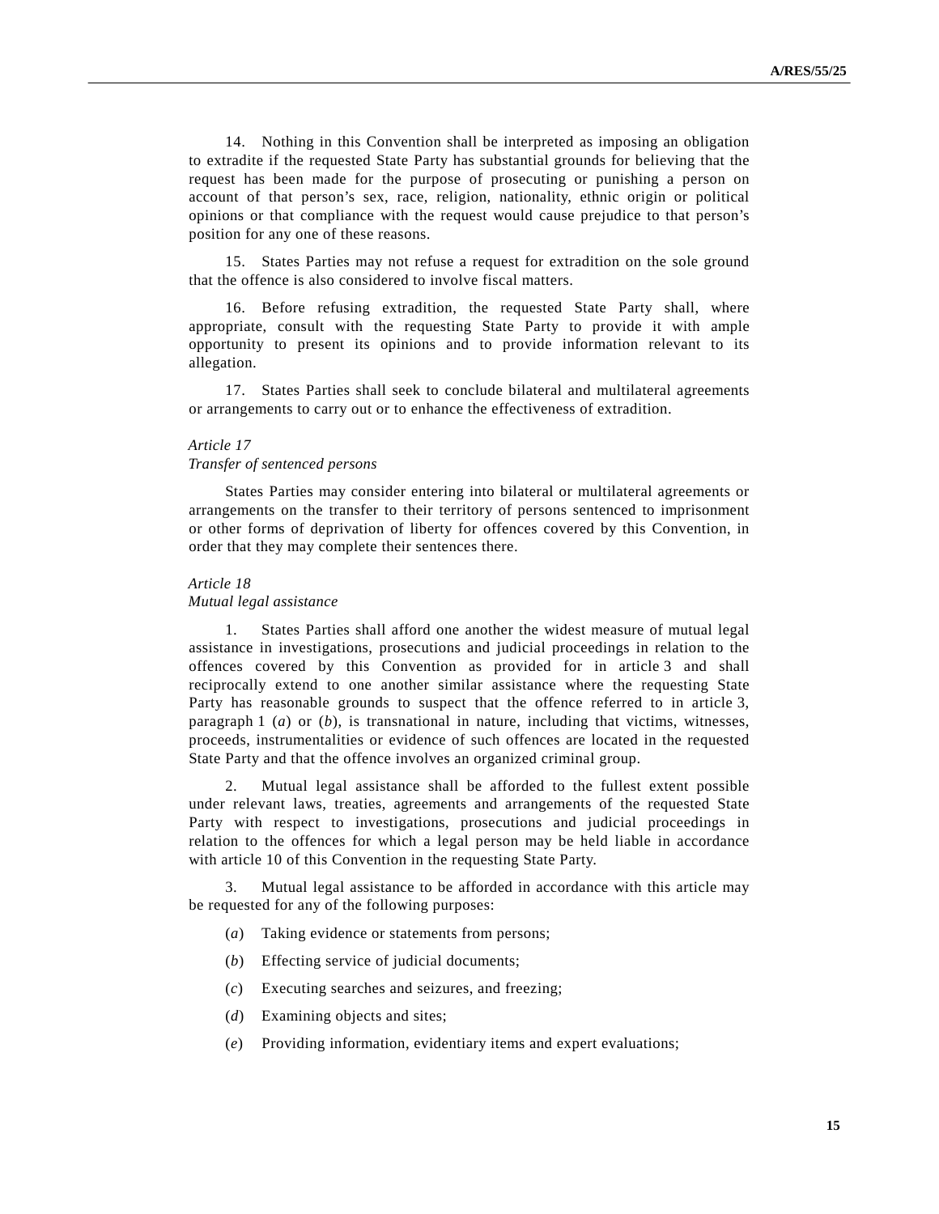14. Nothing in this Convention shall be interpreted as imposing an obligation to extradite if the requested State Party has substantial grounds for believing that the request has been made for the purpose of prosecuting or punishing a person on account of that person's sex, race, religion, nationality, ethnic origin or political opinions or that compliance with the request would cause prejudice to that person's position for any one of these reasons.

15. States Parties may not refuse a request for extradition on the sole ground that the offence is also considered to involve fiscal matters.

16. Before refusing extradition, the requested State Party shall, where appropriate, consult with the requesting State Party to provide it with ample opportunity to present its opinions and to provide information relevant to its allegation.

17. States Parties shall seek to conclude bilateral and multilateral agreements or arrangements to carry out or to enhance the effectiveness of extradition.

*Article 17*
*Transfer of sentenced persons*

States Parties may consider entering into bilateral or multilateral agreements or arrangements on the transfer to their territory of persons sentenced to imprisonment or other forms of deprivation of liberty for offences covered by this Convention, in order that they may complete their sentences there.

*Article 18*
*Mutual legal assistance*

1. States Parties shall afford one another the widest measure of mutual legal assistance in investigations, prosecutions and judicial proceedings in relation to the offences covered by this Convention as provided for in article 3 and shall reciprocally extend to one another similar assistance where the requesting State Party has reasonable grounds to suspect that the offence referred to in article 3, paragraph 1 (*a*) or (*b*), is transnational in nature, including that victims, witnesses, proceeds, instrumentalities or evidence of such offences are located in the requested State Party and that the offence involves an organized criminal group.

2. Mutual legal assistance shall be afforded to the fullest extent possible under relevant laws, treaties, agreements and arrangements of the requested State Party with respect to investigations, prosecutions and judicial proceedings in relation to the offences for which a legal person may be held liable in accordance with article 10 of this Convention in the requesting State Party.

3. Mutual legal assistance to be afforded in accordance with this article may be requested for any of the following purposes:

(*a*) Taking evidence or statements from persons;

(*b*) Effecting service of judicial documents;

(*c*) Executing searches and seizures, and freezing;

(*d*) Examining objects and sites;

(*e*) Providing information, evidentiary items and expert evaluations;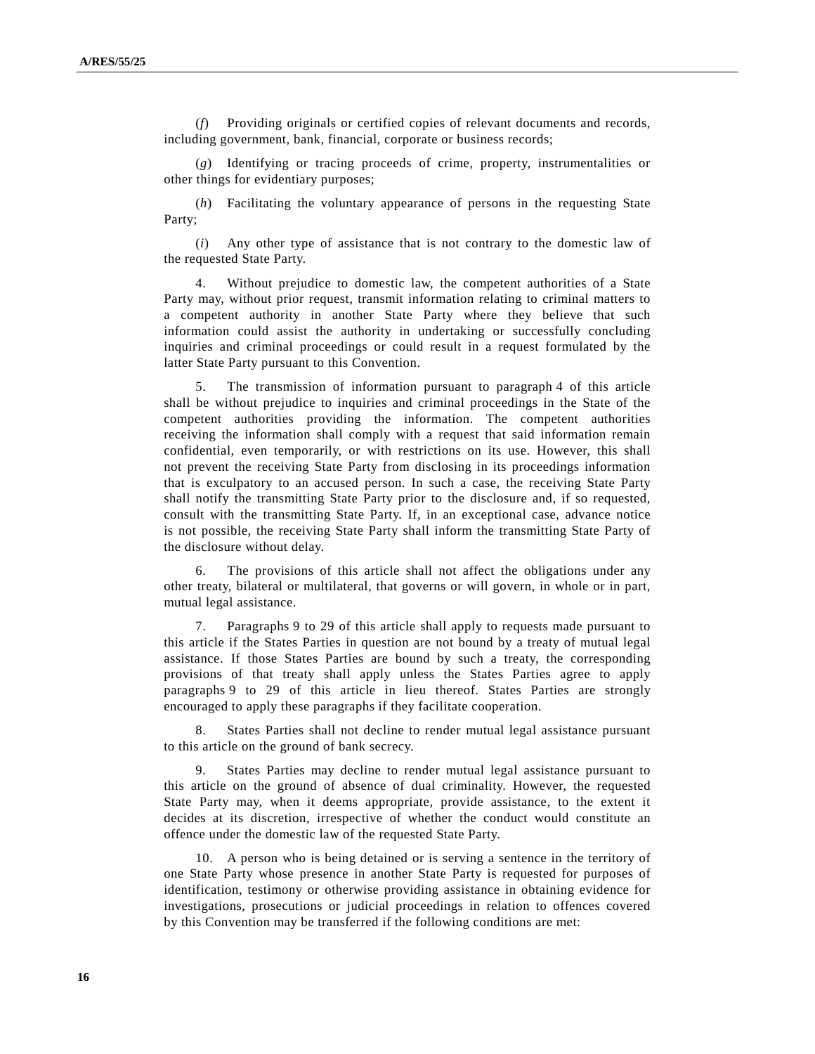(*f*) Providing originals or certified copies of relevant documents and records, including government, bank, financial, corporate or business records;

(*g*) Identifying or tracing proceeds of crime, property, instrumentalities or other things for evidentiary purposes;

(*h*) Facilitating the voluntary appearance of persons in the requesting State Party;

(*i*) Any other type of assistance that is not contrary to the domestic law of the requested State Party.

4. Without prejudice to domestic law, the competent authorities of a State Party may, without prior request, transmit information relating to criminal matters to a competent authority in another State Party where they believe that such information could assist the authority in undertaking or successfully concluding inquiries and criminal proceedings or could result in a request formulated by the latter State Party pursuant to this Convention.

5. The transmission of information pursuant to paragraph 4 of this article shall be without prejudice to inquiries and criminal proceedings in the State of the competent authorities providing the information. The competent authorities receiving the information shall comply with a request that said information remain confidential, even temporarily, or with restrictions on its use. However, this shall not prevent the receiving State Party from disclosing in its proceedings information that is exculpatory to an accused person. In such a case, the receiving State Party shall notify the transmitting State Party prior to the disclosure and, if so requested, consult with the transmitting State Party. If, in an exceptional case, advance notice is not possible, the receiving State Party shall inform the transmitting State Party of the disclosure without delay.

6. The provisions of this article shall not affect the obligations under any other treaty, bilateral or multilateral, that governs or will govern, in whole or in part, mutual legal assistance.

7. Paragraphs 9 to 29 of this article shall apply to requests made pursuant to this article if the States Parties in question are not bound by a treaty of mutual legal assistance. If those States Parties are bound by such a treaty, the corresponding provisions of that treaty shall apply unless the States Parties agree to apply paragraphs 9 to 29 of this article in lieu thereof. States Parties are strongly encouraged to apply these paragraphs if they facilitate cooperation.

8. States Parties shall not decline to render mutual legal assistance pursuant to this article on the ground of bank secrecy.

9. States Parties may decline to render mutual legal assistance pursuant to this article on the ground of absence of dual criminality. However, the requested State Party may, when it deems appropriate, provide assistance, to the extent it decides at its discretion, irrespective of whether the conduct would constitute an offence under the domestic law of the requested State Party.

10. A person who is being detained or is serving a sentence in the territory of one State Party whose presence in another State Party is requested for purposes of identification, testimony or otherwise providing assistance in obtaining evidence for investigations, prosecutions or judicial proceedings in relation to offences covered by this Convention may be transferred if the following conditions are met: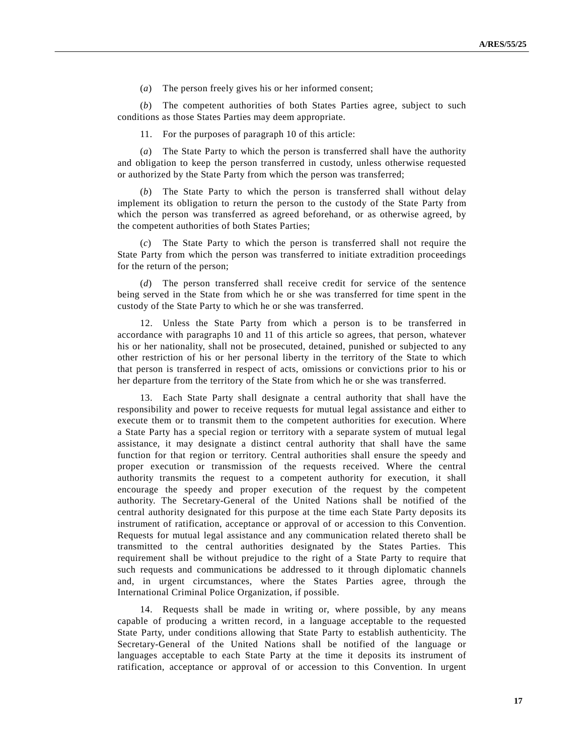(*a*) The person freely gives his or her informed consent;

(*b*) The competent authorities of both States Parties agree, subject to such conditions as those States Parties may deem appropriate.

11. For the purposes of paragraph 10 of this article:

(*a*) The State Party to which the person is transferred shall have the authority and obligation to keep the person transferred in custody, unless otherwise requested or authorized by the State Party from which the person was transferred;

(*b*) The State Party to which the person is transferred shall without delay implement its obligation to return the person to the custody of the State Party from which the person was transferred as agreed beforehand, or as otherwise agreed, by the competent authorities of both States Parties;

(*c*) The State Party to which the person is transferred shall not require the State Party from which the person was transferred to initiate extradition proceedings for the return of the person;

(*d*) The person transferred shall receive credit for service of the sentence being served in the State from which he or she was transferred for time spent in the custody of the State Party to which he or she was transferred.

12. Unless the State Party from which a person is to be transferred in accordance with paragraphs 10 and 11 of this article so agrees, that person, whatever his or her nationality, shall not be prosecuted, detained, punished or subjected to any other restriction of his or her personal liberty in the territory of the State to which that person is transferred in respect of acts, omissions or convictions prior to his or her departure from the territory of the State from which he or she was transferred.

13. Each State Party shall designate a central authority that shall have the responsibility and power to receive requests for mutual legal assistance and either to execute them or to transmit them to the competent authorities for execution. Where a State Party has a special region or territory with a separate system of mutual legal assistance, it may designate a distinct central authority that shall have the same function for that region or territory. Central authorities shall ensure the speedy and proper execution or transmission of the requests received. Where the central authority transmits the request to a competent authority for execution, it shall encourage the speedy and proper execution of the request by the competent authority. The Secretary-General of the United Nations shall be notified of the central authority designated for this purpose at the time each State Party deposits its instrument of ratification, acceptance or approval of or accession to this Convention. Requests for mutual legal assistance and any communication related thereto shall be transmitted to the central authorities designated by the States Parties. This requirement shall be without prejudice to the right of a State Party to require that such requests and communications be addressed to it through diplomatic channels and, in urgent circumstances, where the States Parties agree, through the International Criminal Police Organization, if possible.

14. Requests shall be made in writing or, where possible, by any means capable of producing a written record, in a language acceptable to the requested State Party, under conditions allowing that State Party to establish authenticity. The Secretary-General of the United Nations shall be notified of the language or languages acceptable to each State Party at the time it deposits its instrument of ratification, acceptance or approval of or accession to this Convention. In urgent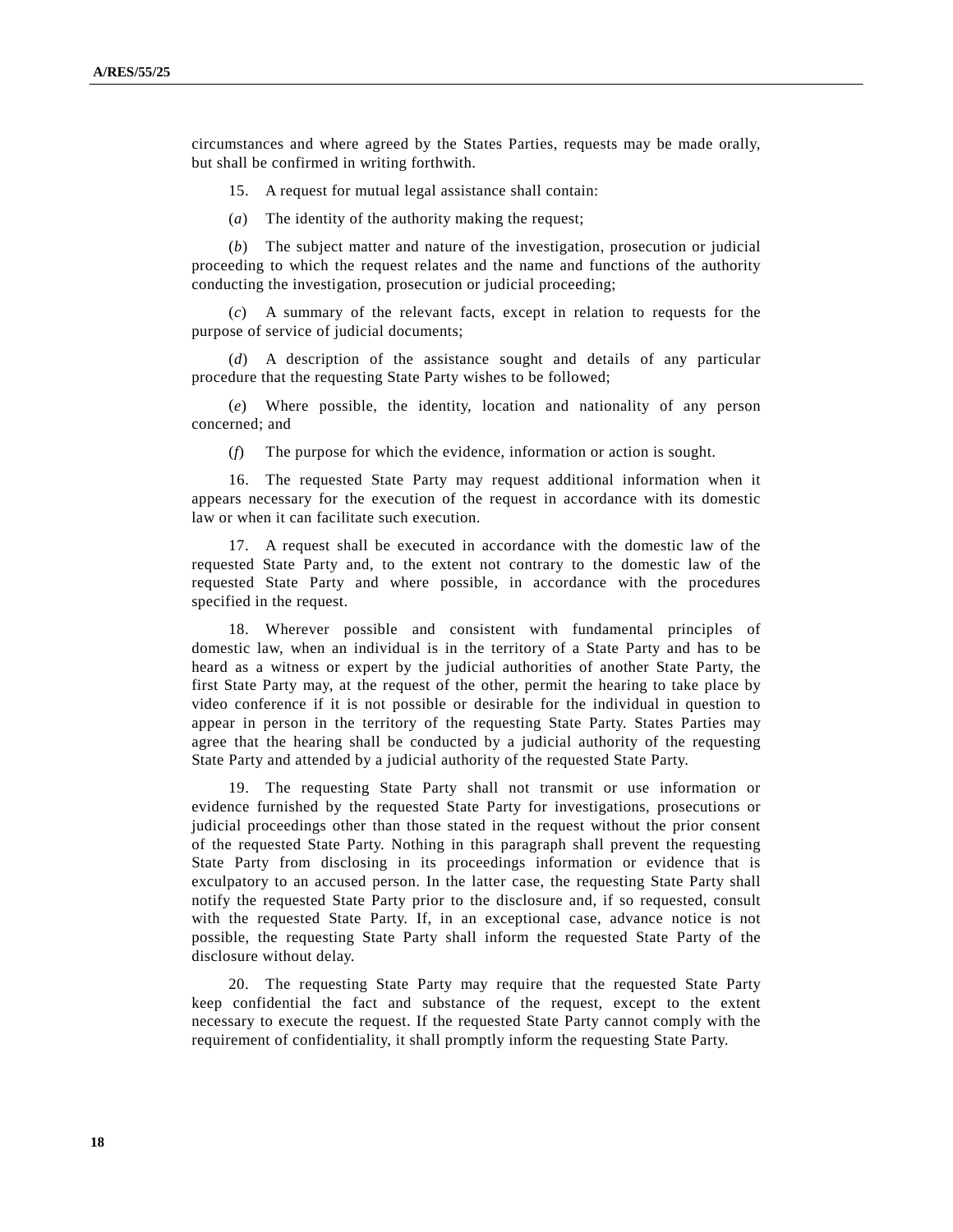circumstances and where agreed by the States Parties, requests may be made orally, but shall be confirmed in writing forthwith.

15. A request for mutual legal assistance shall contain:

(*a*) The identity of the authority making the request;

(*b*) The subject matter and nature of the investigation, prosecution or judicial proceeding to which the request relates and the name and functions of the authority conducting the investigation, prosecution or judicial proceeding;

(*c*) A summary of the relevant facts, except in relation to requests for the purpose of service of judicial documents;

(*d*) A description of the assistance sought and details of any particular procedure that the requesting State Party wishes to be followed;

(*e*) Where possible, the identity, location and nationality of any person concerned; and

(*f*) The purpose for which the evidence, information or action is sought.

16. The requested State Party may request additional information when it appears necessary for the execution of the request in accordance with its domestic law or when it can facilitate such execution.

17. A request shall be executed in accordance with the domestic law of the requested State Party and, to the extent not contrary to the domestic law of the requested State Party and where possible, in accordance with the procedures specified in the request.

18. Wherever possible and consistent with fundamental principles of domestic law, when an individual is in the territory of a State Party and has to be heard as a witness or expert by the judicial authorities of another State Party, the first State Party may, at the request of the other, permit the hearing to take place by video conference if it is not possible or desirable for the individual in question to appear in person in the territory of the requesting State Party. States Parties may agree that the hearing shall be conducted by a judicial authority of the requesting State Party and attended by a judicial authority of the requested State Party.

19. The requesting State Party shall not transmit or use information or evidence furnished by the requested State Party for investigations, prosecutions or judicial proceedings other than those stated in the request without the prior consent of the requested State Party. Nothing in this paragraph shall prevent the requesting State Party from disclosing in its proceedings information or evidence that is exculpatory to an accused person. In the latter case, the requesting State Party shall notify the requested State Party prior to the disclosure and, if so requested, consult with the requested State Party. If, in an exceptional case, advance notice is not possible, the requesting State Party shall inform the requested State Party of the disclosure without delay.

20. The requesting State Party may require that the requested State Party keep confidential the fact and substance of the request, except to the extent necessary to execute the request. If the requested State Party cannot comply with the requirement of confidentiality, it shall promptly inform the requesting State Party.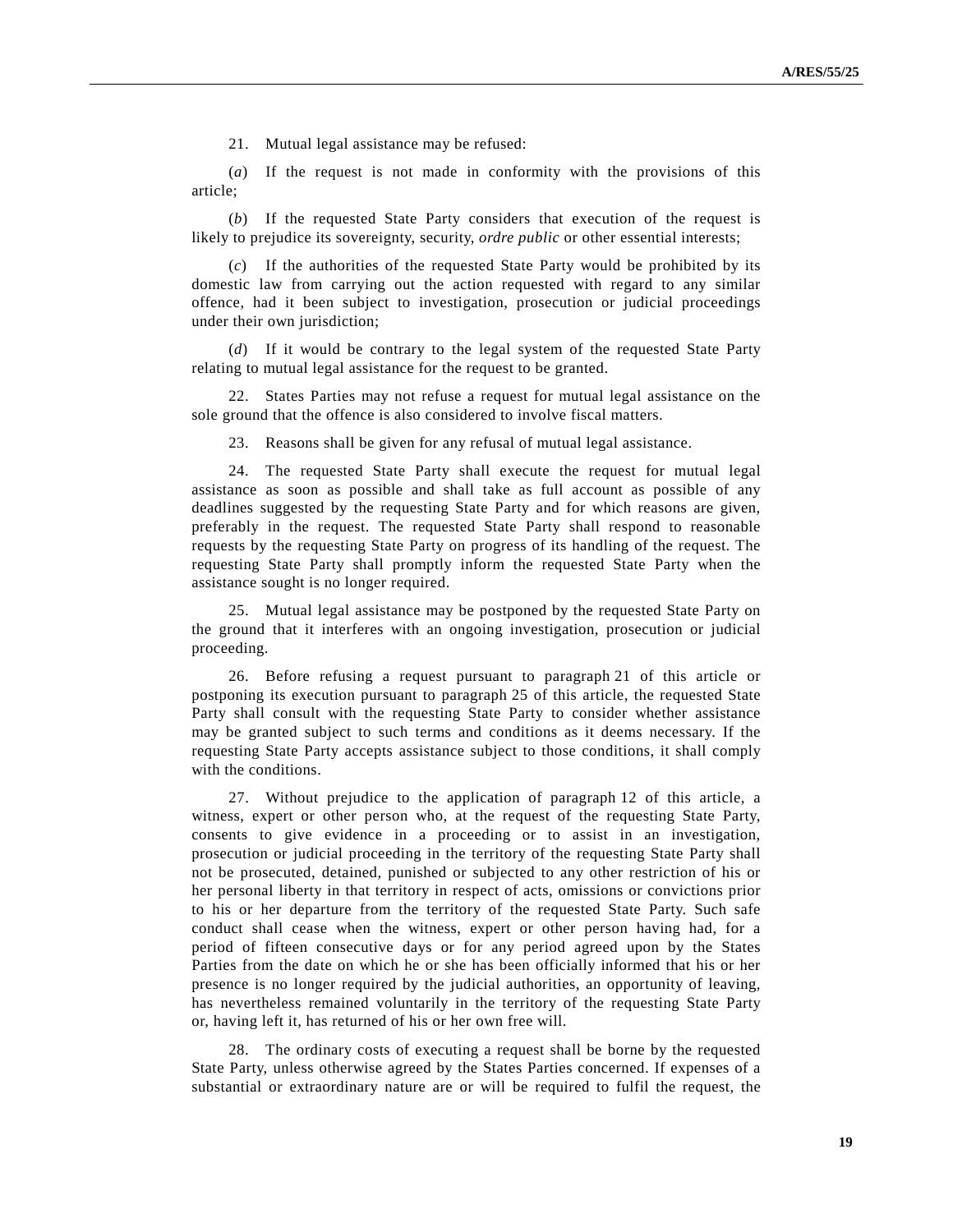21. Mutual legal assistance may be refused:

(*a*) If the request is not made in conformity with the provisions of this article;

(*b*) If the requested State Party considers that execution of the request is likely to prejudice its sovereignty, security, *ordre public* or other essential interests;

(*c*) If the authorities of the requested State Party would be prohibited by its domestic law from carrying out the action requested with regard to any similar offence, had it been subject to investigation, prosecution or judicial proceedings under their own jurisdiction;

(*d*) If it would be contrary to the legal system of the requested State Party relating to mutual legal assistance for the request to be granted.

22. States Parties may not refuse a request for mutual legal assistance on the sole ground that the offence is also considered to involve fiscal matters.

23. Reasons shall be given for any refusal of mutual legal assistance.

24. The requested State Party shall execute the request for mutual legal assistance as soon as possible and shall take as full account as possible of any deadlines suggested by the requesting State Party and for which reasons are given, preferably in the request. The requested State Party shall respond to reasonable requests by the requesting State Party on progress of its handling of the request. The requesting State Party shall promptly inform the requested State Party when the assistance sought is no longer required.

25. Mutual legal assistance may be postponed by the requested State Party on the ground that it interferes with an ongoing investigation, prosecution or judicial proceeding.

26. Before refusing a request pursuant to paragraph 21 of this article or postponing its execution pursuant to paragraph 25 of this article, the requested State Party shall consult with the requesting State Party to consider whether assistance may be granted subject to such terms and conditions as it deems necessary. If the requesting State Party accepts assistance subject to those conditions, it shall comply with the conditions.

27. Without prejudice to the application of paragraph 12 of this article, a witness, expert or other person who, at the request of the requesting State Party, consents to give evidence in a proceeding or to assist in an investigation, prosecution or judicial proceeding in the territory of the requesting State Party shall not be prosecuted, detained, punished or subjected to any other restriction of his or her personal liberty in that territory in respect of acts, omissions or convictions prior to his or her departure from the territory of the requested State Party. Such safe conduct shall cease when the witness, expert or other person having had, for a period of fifteen consecutive days or for any period agreed upon by the States Parties from the date on which he or she has been officially informed that his or her presence is no longer required by the judicial authorities, an opportunity of leaving, has nevertheless remained voluntarily in the territory of the requesting State Party or, having left it, has returned of his or her own free will.

28. The ordinary costs of executing a request shall be borne by the requested State Party, unless otherwise agreed by the States Parties concerned. If expenses of a substantial or extraordinary nature are or will be required to fulfil the request, the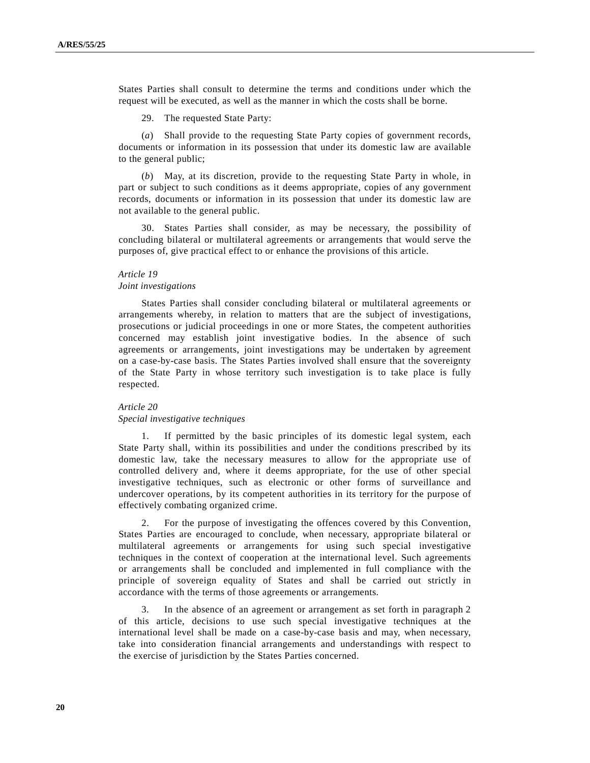States Parties shall consult to determine the terms and conditions under which the request will be executed, as well as the manner in which the costs shall be borne.

29. The requested State Party:

(*a*) Shall provide to the requesting State Party copies of government records, documents or information in its possession that under its domestic law are available to the general public;

(*b*) May, at its discretion, provide to the requesting State Party in whole, in part or subject to such conditions as it deems appropriate, copies of any government records, documents or information in its possession that under its domestic law are not available to the general public.

30. States Parties shall consider, as may be necessary, the possibility of concluding bilateral or multilateral agreements or arrangements that would serve the purposes of, give practical effect to or enhance the provisions of this article.

*Article 19*
*Joint investigations*

States Parties shall consider concluding bilateral or multilateral agreements or arrangements whereby, in relation to matters that are the subject of investigations, prosecutions or judicial proceedings in one or more States, the competent authorities concerned may establish joint investigative bodies. In the absence of such agreements or arrangements, joint investigations may be undertaken by agreement on a case-by-case basis. The States Parties involved shall ensure that the sovereignty of the State Party in whose territory such investigation is to take place is fully respected.

*Article 20*
*Special investigative techniques*

1. If permitted by the basic principles of its domestic legal system, each State Party shall, within its possibilities and under the conditions prescribed by its domestic law, take the necessary measures to allow for the appropriate use of controlled delivery and, where it deems appropriate, for the use of other special investigative techniques, such as electronic or other forms of surveillance and undercover operations, by its competent authorities in its territory for the purpose of effectively combating organized crime.

2. For the purpose of investigating the offences covered by this Convention, States Parties are encouraged to conclude, when necessary, appropriate bilateral or multilateral agreements or arrangements for using such special investigative techniques in the context of cooperation at the international level. Such agreements or arrangements shall be concluded and implemented in full compliance with the principle of sovereign equality of States and shall be carried out strictly in accordance with the terms of those agreements or arrangements.

3. In the absence of an agreement or arrangement as set forth in paragraph 2 of this article, decisions to use such special investigative techniques at the international level shall be made on a case-by-case basis and may, when necessary, take into consideration financial arrangements and understandings with respect to the exercise of jurisdiction by the States Parties concerned.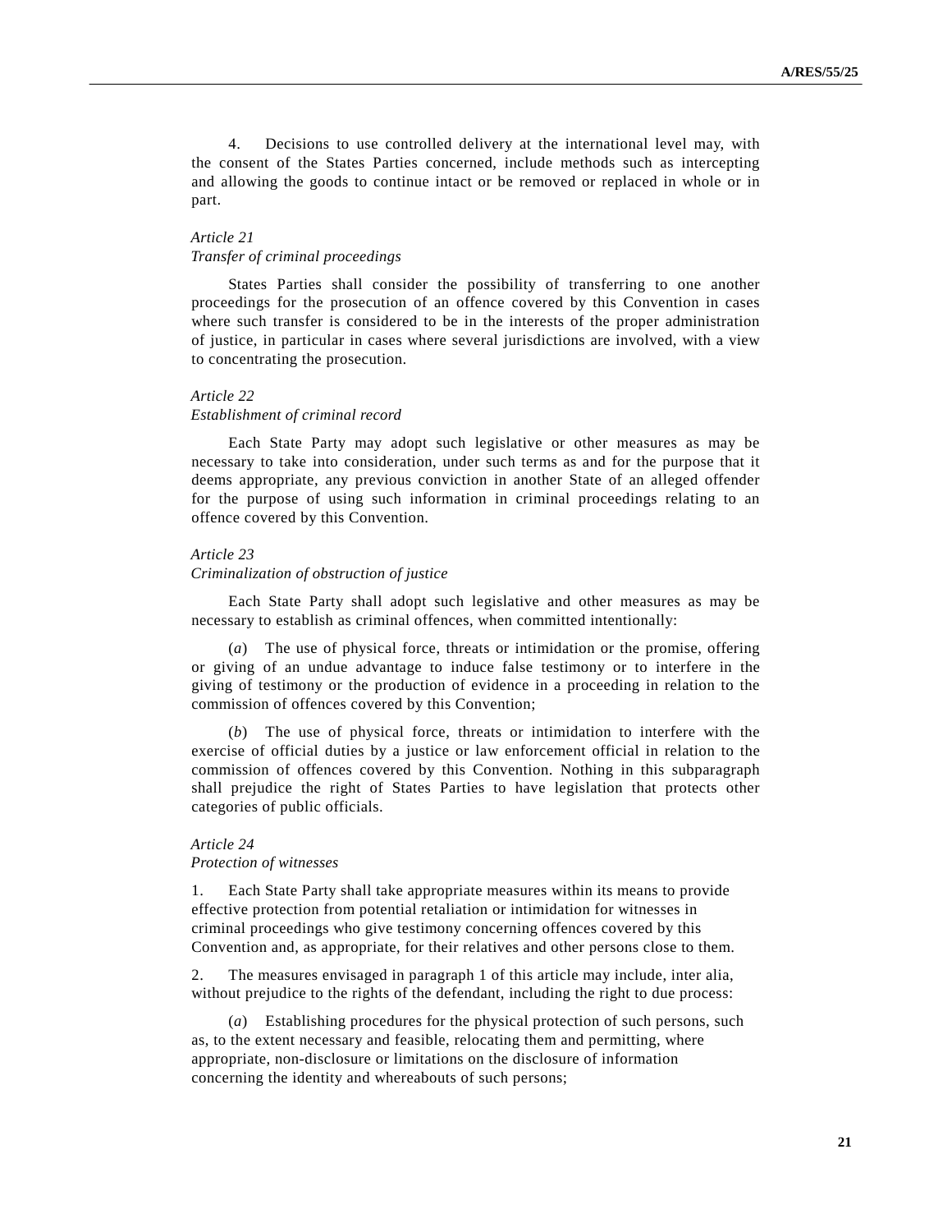4. Decisions to use controlled delivery at the international level may, with the consent of the States Parties concerned, include methods such as intercepting and allowing the goods to continue intact or be removed or replaced in whole or in part.

*Article 21*
*Transfer of criminal proceedings*

States Parties shall consider the possibility of transferring to one another proceedings for the prosecution of an offence covered by this Convention in cases where such transfer is considered to be in the interests of the proper administration of justice, in particular in cases where several jurisdictions are involved, with a view to concentrating the prosecution.

*Article 22*
*Establishment of criminal record*

Each State Party may adopt such legislative or other measures as may be necessary to take into consideration, under such terms as and for the purpose that it deems appropriate, any previous conviction in another State of an alleged offender for the purpose of using such information in criminal proceedings relating to an offence covered by this Convention.

*Article 23*
*Criminalization of obstruction of justice*

Each State Party shall adopt such legislative and other measures as may be necessary to establish as criminal offences, when committed intentionally:

(*a*) The use of physical force, threats or intimidation or the promise, offering or giving of an undue advantage to induce false testimony or to interfere in the giving of testimony or the production of evidence in a proceeding in relation to the commission of offences covered by this Convention;

(*b*) The use of physical force, threats or intimidation to interfere with the exercise of official duties by a justice or law enforcement official in relation to the commission of offences covered by this Convention. Nothing in this subparagraph shall prejudice the right of States Parties to have legislation that protects other categories of public officials.

*Article 24*
*Protection of witnesses*

1. Each State Party shall take appropriate measures within its means to provide effective protection from potential retaliation or intimidation for witnesses in criminal proceedings who give testimony concerning offences covered by this Convention and, as appropriate, for their relatives and other persons close to them.

2. The measures envisaged in paragraph 1 of this article may include, inter alia, without prejudice to the rights of the defendant, including the right to due process:

(*a*) Establishing procedures for the physical protection of such persons, such as, to the extent necessary and feasible, relocating them and permitting, where appropriate, non-disclosure or limitations on the disclosure of information concerning the identity and whereabouts of such persons;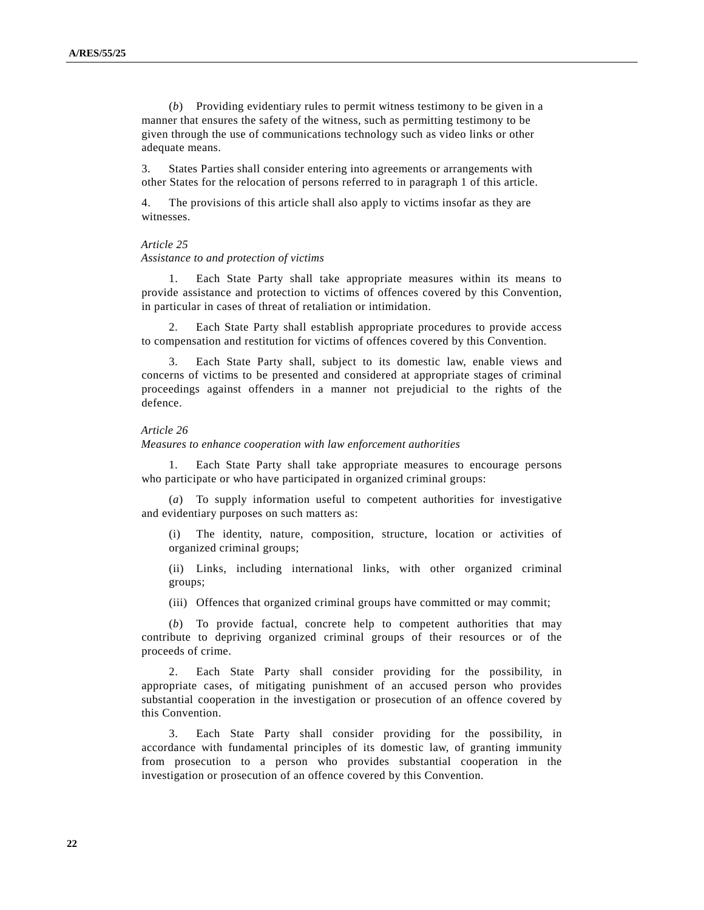(*b*) Providing evidentiary rules to permit witness testimony to be given in a manner that ensures the safety of the witness, such as permitting testimony to be given through the use of communications technology such as video links or other adequate means.

3. States Parties shall consider entering into agreements or arrangements with other States for the relocation of persons referred to in paragraph 1 of this article.

4. The provisions of this article shall also apply to victims insofar as they are witnesses.

*Article 25*
*Assistance to and protection of victims*

1. Each State Party shall take appropriate measures within its means to provide assistance and protection to victims of offences covered by this Convention, in particular in cases of threat of retaliation or intimidation.

2. Each State Party shall establish appropriate procedures to provide access to compensation and restitution for victims of offences covered by this Convention.

3. Each State Party shall, subject to its domestic law, enable views and concerns of victims to be presented and considered at appropriate stages of criminal proceedings against offenders in a manner not prejudicial to the rights of the defence.

*Article 26*
*Measures to enhance cooperation with law enforcement authorities*

1. Each State Party shall take appropriate measures to encourage persons who participate or who have participated in organized criminal groups:

(*a*) To supply information useful to competent authorities for investigative and evidentiary purposes on such matters as:

(i) The identity, nature, composition, structure, location or activities of organized criminal groups;

(ii) Links, including international links, with other organized criminal groups;

(iii) Offences that organized criminal groups have committed or may commit;

(*b*) To provide factual, concrete help to competent authorities that may contribute to depriving organized criminal groups of their resources or of the proceeds of crime.

2. Each State Party shall consider providing for the possibility, in appropriate cases, of mitigating punishment of an accused person who provides substantial cooperation in the investigation or prosecution of an offence covered by this Convention.

3. Each State Party shall consider providing for the possibility, in accordance with fundamental principles of its domestic law, of granting immunity from prosecution to a person who provides substantial cooperation in the investigation or prosecution of an offence covered by this Convention.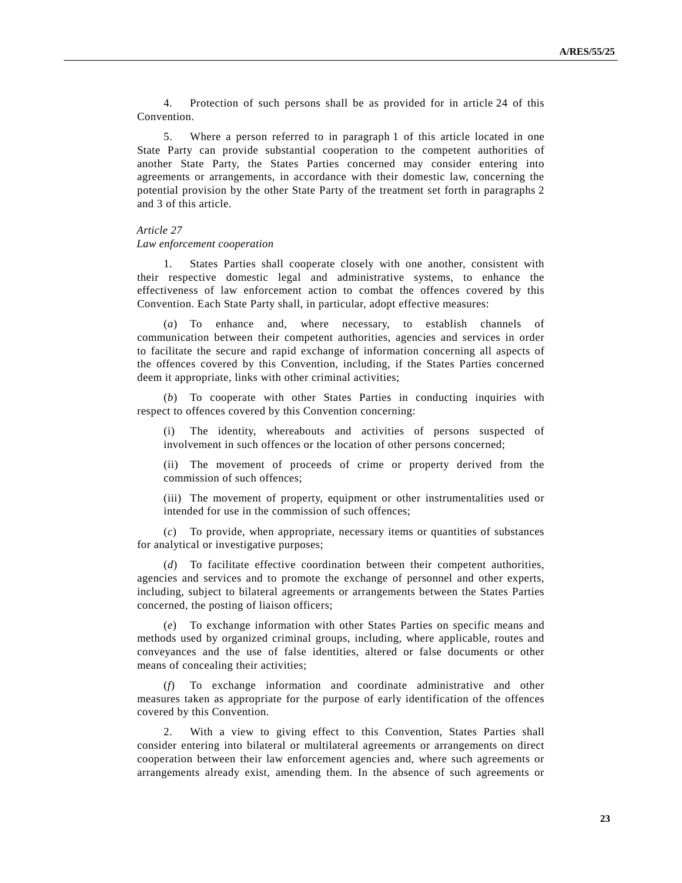4. Protection of such persons shall be as provided for in article 24 of this Convention.

5. Where a person referred to in paragraph 1 of this article located in one State Party can provide substantial cooperation to the competent authorities of another State Party, the States Parties concerned may consider entering into agreements or arrangements, in accordance with their domestic law, concerning the potential provision by the other State Party of the treatment set forth in paragraphs 2 and 3 of this article.

*Article 27*
*Law enforcement cooperation*

1. States Parties shall cooperate closely with one another, consistent with their respective domestic legal and administrative systems, to enhance the effectiveness of law enforcement action to combat the offences covered by this Convention. Each State Party shall, in particular, adopt effective measures:

(*a*) To enhance and, where necessary, to establish channels of communication between their competent authorities, agencies and services in order to facilitate the secure and rapid exchange of information concerning all aspects of the offences covered by this Convention, including, if the States Parties concerned deem it appropriate, links with other criminal activities;

(*b*) To cooperate with other States Parties in conducting inquiries with respect to offences covered by this Convention concerning:

(i) The identity, whereabouts and activities of persons suspected of involvement in such offences or the location of other persons concerned;

(ii) The movement of proceeds of crime or property derived from the commission of such offences;

(iii) The movement of property, equipment or other instrumentalities used or intended for use in the commission of such offences;

(*c*) To provide, when appropriate, necessary items or quantities of substances for analytical or investigative purposes;

(*d*) To facilitate effective coordination between their competent authorities, agencies and services and to promote the exchange of personnel and other experts, including, subject to bilateral agreements or arrangements between the States Parties concerned, the posting of liaison officers;

(*e*) To exchange information with other States Parties on specific means and methods used by organized criminal groups, including, where applicable, routes and conveyances and the use of false identities, altered or false documents or other means of concealing their activities;

(*f*) To exchange information and coordinate administrative and other measures taken as appropriate for the purpose of early identification of the offences covered by this Convention.

2. With a view to giving effect to this Convention, States Parties shall consider entering into bilateral or multilateral agreements or arrangements on direct cooperation between their law enforcement agencies and, where such agreements or arrangements already exist, amending them. In the absence of such agreements or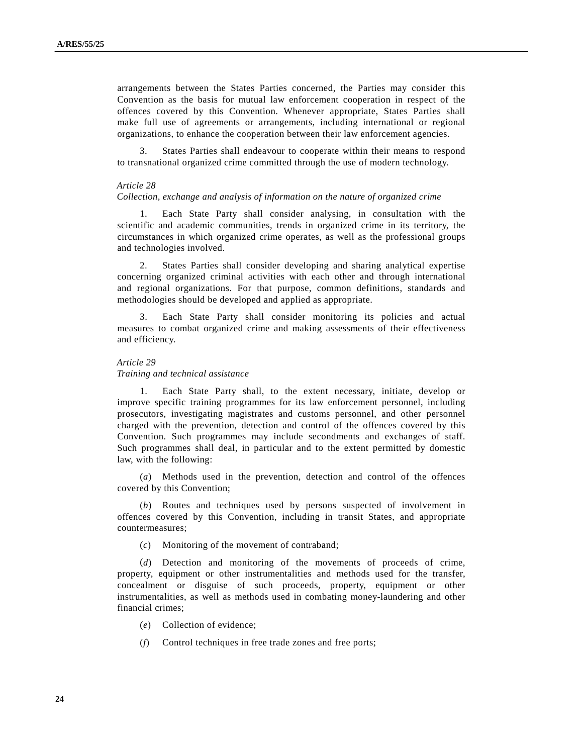arrangements between the States Parties concerned, the Parties may consider this Convention as the basis for mutual law enforcement cooperation in respect of the offences covered by this Convention. Whenever appropriate, States Parties shall make full use of agreements or arrangements, including international or regional organizations, to enhance the cooperation between their law enforcement agencies.

3. States Parties shall endeavour to cooperate within their means to respond to transnational organized crime committed through the use of modern technology.

*Article 28*
*Collection, exchange and analysis of information on the nature of organized crime*

1. Each State Party shall consider analysing, in consultation with the scientific and academic communities, trends in organized crime in its territory, the circumstances in which organized crime operates, as well as the professional groups and technologies involved.

2. States Parties shall consider developing and sharing analytical expertise concerning organized criminal activities with each other and through international and regional organizations. For that purpose, common definitions, standards and methodologies should be developed and applied as appropriate.

3. Each State Party shall consider monitoring its policies and actual measures to combat organized crime and making assessments of their effectiveness and efficiency.

*Article 29*
*Training and technical assistance*

1. Each State Party shall, to the extent necessary, initiate, develop or improve specific training programmes for its law enforcement personnel, including prosecutors, investigating magistrates and customs personnel, and other personnel charged with the prevention, detection and control of the offences covered by this Convention. Such programmes may include secondments and exchanges of staff. Such programmes shall deal, in particular and to the extent permitted by domestic law, with the following:

(*a*) Methods used in the prevention, detection and control of the offences covered by this Convention;

(*b*) Routes and techniques used by persons suspected of involvement in offences covered by this Convention, including in transit States, and appropriate countermeasures;

(*c*) Monitoring of the movement of contraband;

(*d*) Detection and monitoring of the movements of proceeds of crime, property, equipment or other instrumentalities and methods used for the transfer, concealment or disguise of such proceeds, property, equipment or other instrumentalities, as well as methods used in combating money-laundering and other financial crimes;

(*e*) Collection of evidence;

(*f*) Control techniques in free trade zones and free ports;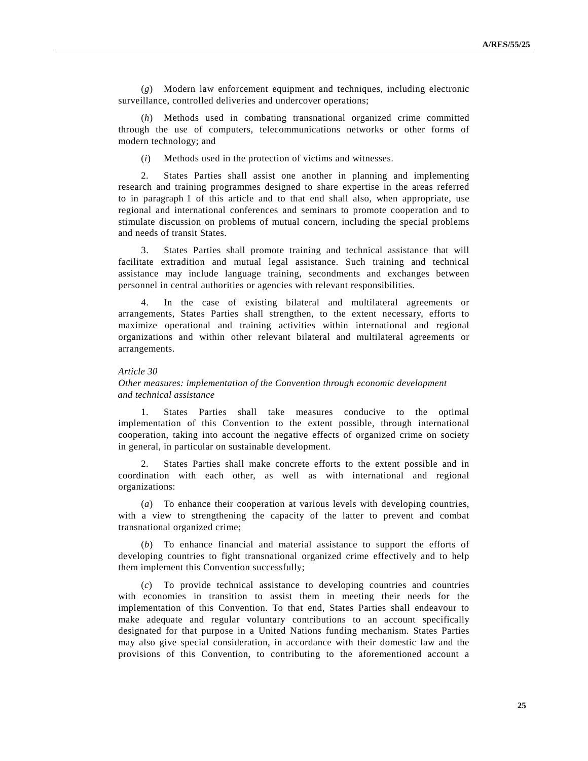(*g*) Modern law enforcement equipment and techniques, including electronic surveillance, controlled deliveries and undercover operations;

(*h*) Methods used in combating transnational organized crime committed through the use of computers, telecommunications networks or other forms of modern technology; and

(*i*) Methods used in the protection of victims and witnesses.

2. States Parties shall assist one another in planning and implementing research and training programmes designed to share expertise in the areas referred to in paragraph 1 of this article and to that end shall also, when appropriate, use regional and international conferences and seminars to promote cooperation and to stimulate discussion on problems of mutual concern, including the special problems and needs of transit States.

3. States Parties shall promote training and technical assistance that will facilitate extradition and mutual legal assistance. Such training and technical assistance may include language training, secondments and exchanges between personnel in central authorities or agencies with relevant responsibilities.

4. In the case of existing bilateral and multilateral agreements or arrangements, States Parties shall strengthen, to the extent necessary, efforts to maximize operational and training activities within international and regional organizations and within other relevant bilateral and multilateral agreements or arrangements.

*Article 30*
*Other measures: implementation of the Convention through economic development and technical assistance*

1. States Parties shall take measures conducive to the optimal implementation of this Convention to the extent possible, through international cooperation, taking into account the negative effects of organized crime on society in general, in particular on sustainable development.

2. States Parties shall make concrete efforts to the extent possible and in coordination with each other, as well as with international and regional organizations:

(*a*) To enhance their cooperation at various levels with developing countries, with a view to strengthening the capacity of the latter to prevent and combat transnational organized crime;

(*b*) To enhance financial and material assistance to support the efforts of developing countries to fight transnational organized crime effectively and to help them implement this Convention successfully;

(*c*) To provide technical assistance to developing countries and countries with economies in transition to assist them in meeting their needs for the implementation of this Convention. To that end, States Parties shall endeavour to make adequate and regular voluntary contributions to an account specifically designated for that purpose in a United Nations funding mechanism. States Parties may also give special consideration, in accordance with their domestic law and the provisions of this Convention, to contributing to the aforementioned account a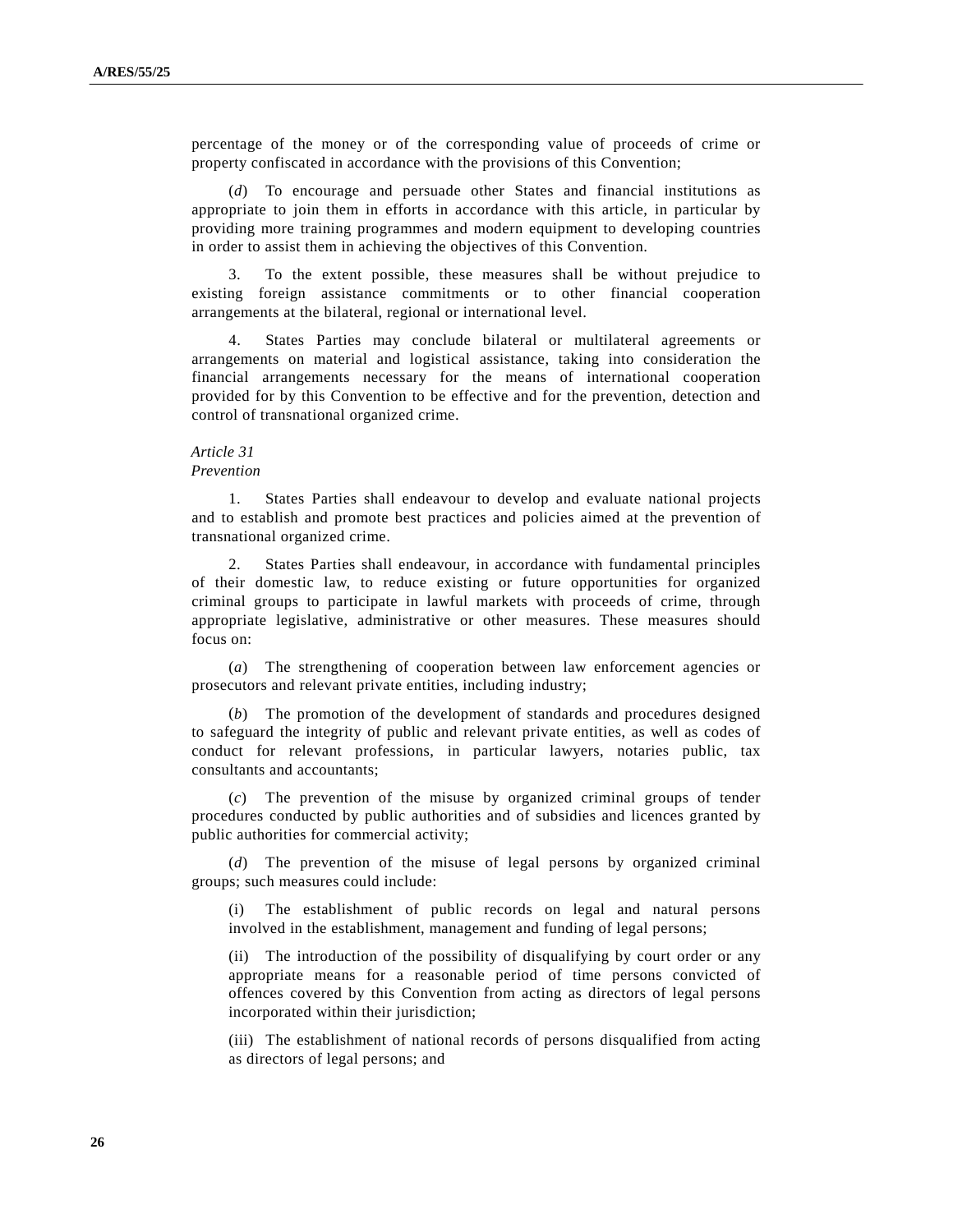percentage of the money or of the corresponding value of proceeds of crime or property confiscated in accordance with the provisions of this Convention;

(*d*) To encourage and persuade other States and financial institutions as appropriate to join them in efforts in accordance with this article, in particular by providing more training programmes and modern equipment to developing countries in order to assist them in achieving the objectives of this Convention.

3. To the extent possible, these measures shall be without prejudice to existing foreign assistance commitments or to other financial cooperation arrangements at the bilateral, regional or international level.

4. States Parties may conclude bilateral or multilateral agreements or arrangements on material and logistical assistance, taking into consideration the financial arrangements necessary for the means of international cooperation provided for by this Convention to be effective and for the prevention, detection and control of transnational organized crime.

*Article 31*
*Prevention*

1. States Parties shall endeavour to develop and evaluate national projects and to establish and promote best practices and policies aimed at the prevention of transnational organized crime.

2. States Parties shall endeavour, in accordance with fundamental principles of their domestic law, to reduce existing or future opportunities for organized criminal groups to participate in lawful markets with proceeds of crime, through appropriate legislative, administrative or other measures. These measures should focus on:

(*a*) The strengthening of cooperation between law enforcement agencies or prosecutors and relevant private entities, including industry;

(*b*) The promotion of the development of standards and procedures designed to safeguard the integrity of public and relevant private entities, as well as codes of conduct for relevant professions, in particular lawyers, notaries public, tax consultants and accountants;

(*c*) The prevention of the misuse by organized criminal groups of tender procedures conducted by public authorities and of subsidies and licences granted by public authorities for commercial activity;

(*d*) The prevention of the misuse of legal persons by organized criminal groups; such measures could include:

(i) The establishment of public records on legal and natural persons involved in the establishment, management and funding of legal persons;

(ii) The introduction of the possibility of disqualifying by court order or any appropriate means for a reasonable period of time persons convicted of offences covered by this Convention from acting as directors of legal persons incorporated within their jurisdiction;

(iii) The establishment of national records of persons disqualified from acting as directors of legal persons; and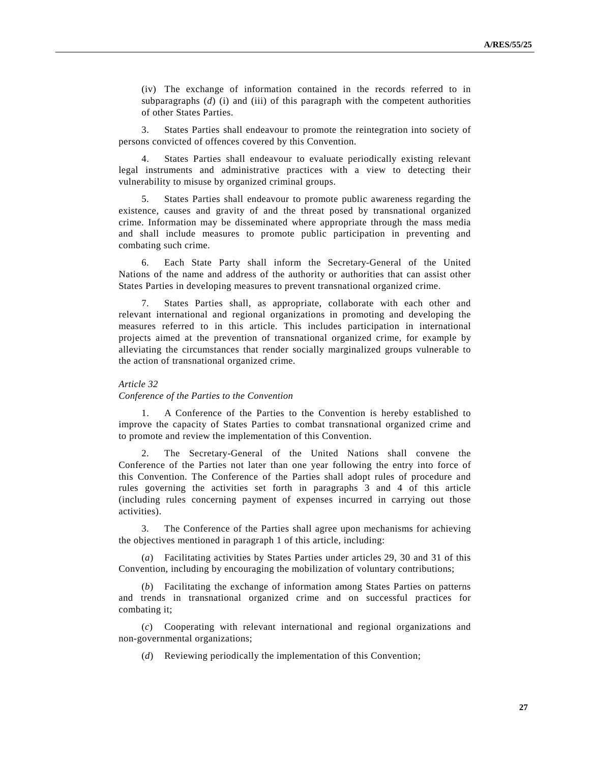(iv) The exchange of information contained in the records referred to in subparagraphs (*d*) (i) and (iii) of this paragraph with the competent authorities of other States Parties.

3. States Parties shall endeavour to promote the reintegration into society of persons convicted of offences covered by this Convention.

4. States Parties shall endeavour to evaluate periodically existing relevant legal instruments and administrative practices with a view to detecting their vulnerability to misuse by organized criminal groups.

5. States Parties shall endeavour to promote public awareness regarding the existence, causes and gravity of and the threat posed by transnational organized crime. Information may be disseminated where appropriate through the mass media and shall include measures to promote public participation in preventing and combating such crime.

6. Each State Party shall inform the Secretary-General of the United Nations of the name and address of the authority or authorities that can assist other States Parties in developing measures to prevent transnational organized crime.

7. States Parties shall, as appropriate, collaborate with each other and relevant international and regional organizations in promoting and developing the measures referred to in this article. This includes participation in international projects aimed at the prevention of transnational organized crime, for example by alleviating the circumstances that render socially marginalized groups vulnerable to the action of transnational organized crime.

*Article 32*

*Conference of the Parties to the Convention*

1. A Conference of the Parties to the Convention is hereby established to improve the capacity of States Parties to combat transnational organized crime and to promote and review the implementation of this Convention.

2. The Secretary-General of the United Nations shall convene the Conference of the Parties not later than one year following the entry into force of this Convention. The Conference of the Parties shall adopt rules of procedure and rules governing the activities set forth in paragraphs 3 and 4 of this article (including rules concerning payment of expenses incurred in carrying out those activities).

3. The Conference of the Parties shall agree upon mechanisms for achieving the objectives mentioned in paragraph 1 of this article, including:

(*a*) Facilitating activities by States Parties under articles 29, 30 and 31 of this Convention, including by encouraging the mobilization of voluntary contributions;

(*b*) Facilitating the exchange of information among States Parties on patterns and trends in transnational organized crime and on successful practices for combating it;

(*c*) Cooperating with relevant international and regional organizations and non-governmental organizations;

(*d*) Reviewing periodically the implementation of this Convention;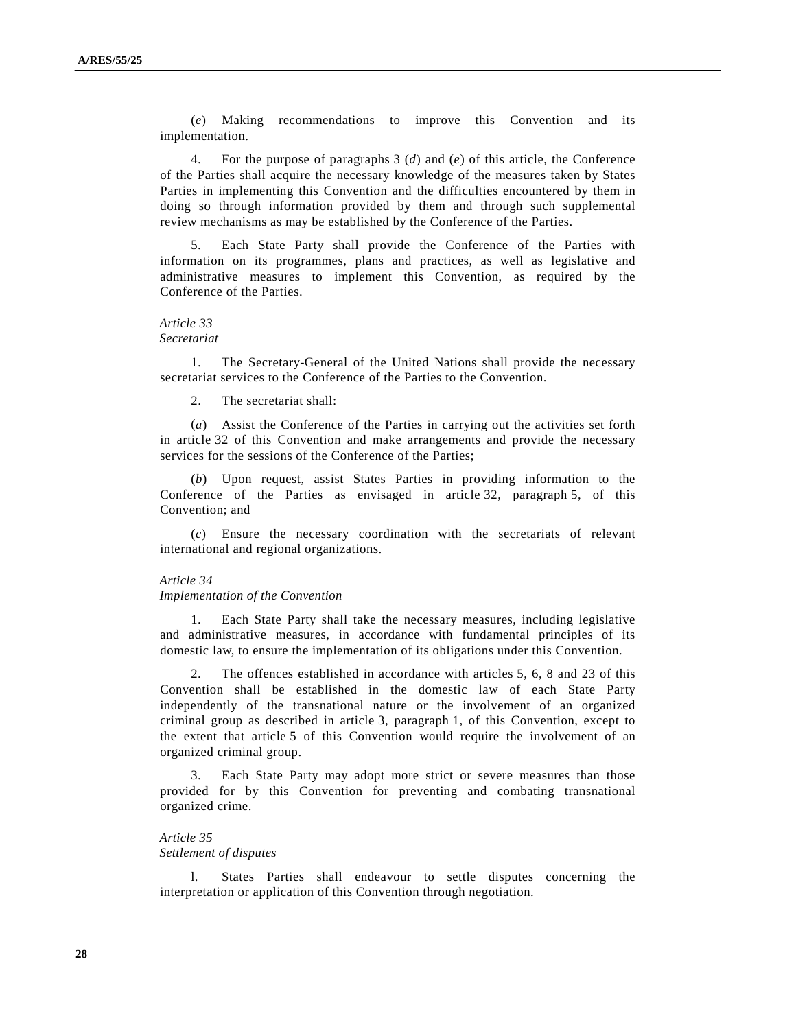(*e*) Making recommendations to improve this Convention and its implementation.

4. For the purpose of paragraphs 3 (*d*) and (*e*) of this article, the Conference of the Parties shall acquire the necessary knowledge of the measures taken by States Parties in implementing this Convention and the difficulties encountered by them in doing so through information provided by them and through such supplemental review mechanisms as may be established by the Conference of the Parties.

5. Each State Party shall provide the Conference of the Parties with information on its programmes, plans and practices, as well as legislative and administrative measures to implement this Convention, as required by the Conference of the Parties.

*Article 33*
*Secretariat*

1. The Secretary-General of the United Nations shall provide the necessary secretariat services to the Conference of the Parties to the Convention.

2. The secretariat shall:

(*a*) Assist the Conference of the Parties in carrying out the activities set forth in article 32 of this Convention and make arrangements and provide the necessary services for the sessions of the Conference of the Parties;

(*b*) Upon request, assist States Parties in providing information to the Conference of the Parties as envisaged in article 32, paragraph 5, of this Convention; and

(*c*) Ensure the necessary coordination with the secretariats of relevant international and regional organizations.

*Article 34*
*Implementation of the Convention*

1. Each State Party shall take the necessary measures, including legislative and administrative measures, in accordance with fundamental principles of its domestic law, to ensure the implementation of its obligations under this Convention.

2. The offences established in accordance with articles 5, 6, 8 and 23 of this Convention shall be established in the domestic law of each State Party independently of the transnational nature or the involvement of an organized criminal group as described in article 3, paragraph 1, of this Convention, except to the extent that article 5 of this Convention would require the involvement of an organized criminal group.

3. Each State Party may adopt more strict or severe measures than those provided for by this Convention for preventing and combating transnational organized crime.

*Article 35*
*Settlement of disputes*

l. States Parties shall endeavour to settle disputes concerning the interpretation or application of this Convention through negotiation.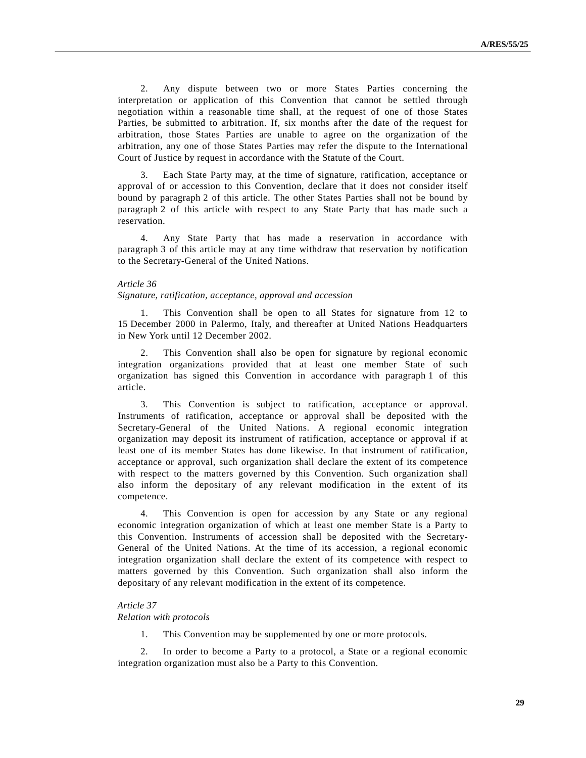2. Any dispute between two or more States Parties concerning the interpretation or application of this Convention that cannot be settled through negotiation within a reasonable time shall, at the request of one of those States Parties, be submitted to arbitration. If, six months after the date of the request for arbitration, those States Parties are unable to agree on the organization of the arbitration, any one of those States Parties may refer the dispute to the International Court of Justice by request in accordance with the Statute of the Court.

3. Each State Party may, at the time of signature, ratification, acceptance or approval of or accession to this Convention, declare that it does not consider itself bound by paragraph 2 of this article. The other States Parties shall not be bound by paragraph 2 of this article with respect to any State Party that has made such a reservation.

4. Any State Party that has made a reservation in accordance with paragraph 3 of this article may at any time withdraw that reservation by notification to the Secretary-General of the United Nations.

*Article 36*
*Signature, ratification, acceptance, approval and accession*

1. This Convention shall be open to all States for signature from 12 to 15 December 2000 in Palermo, Italy, and thereafter at United Nations Headquarters in New York until 12 December 2002.

2. This Convention shall also be open for signature by regional economic integration organizations provided that at least one member State of such organization has signed this Convention in accordance with paragraph 1 of this article.

3. This Convention is subject to ratification, acceptance or approval. Instruments of ratification, acceptance or approval shall be deposited with the Secretary-General of the United Nations. A regional economic integration organization may deposit its instrument of ratification, acceptance or approval if at least one of its member States has done likewise. In that instrument of ratification, acceptance or approval, such organization shall declare the extent of its competence with respect to the matters governed by this Convention. Such organization shall also inform the depositary of any relevant modification in the extent of its competence.

4. This Convention is open for accession by any State or any regional economic integration organization of which at least one member State is a Party to this Convention. Instruments of accession shall be deposited with the Secretary-General of the United Nations. At the time of its accession, a regional economic integration organization shall declare the extent of its competence with respect to matters governed by this Convention. Such organization shall also inform the depositary of any relevant modification in the extent of its competence.

*Article 37*
*Relation with protocols*

1. This Convention may be supplemented by one or more protocols.

2. In order to become a Party to a protocol, a State or a regional economic integration organization must also be a Party to this Convention.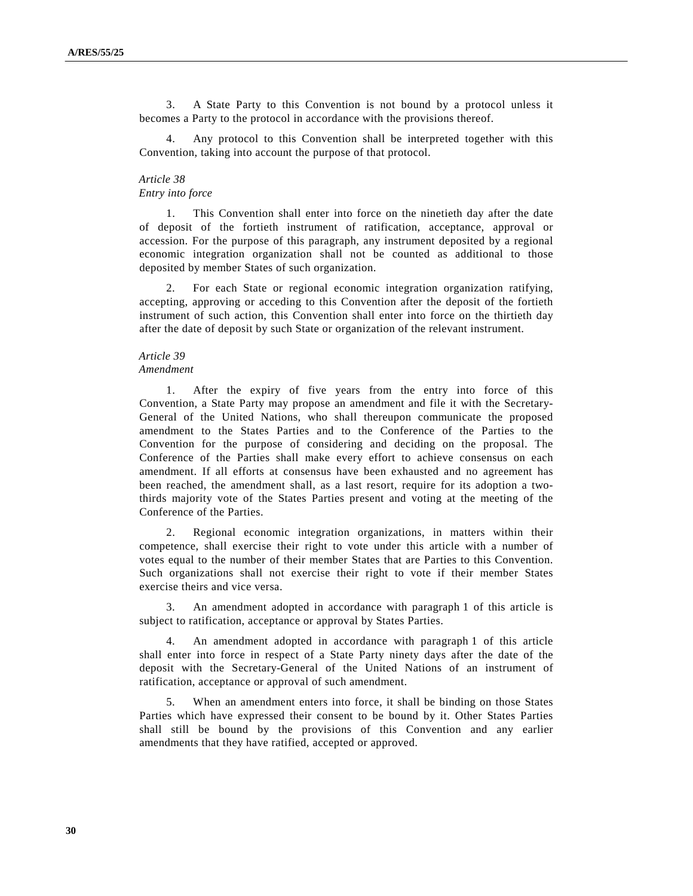3. A State Party to this Convention is not bound by a protocol unless it becomes a Party to the protocol in accordance with the provisions thereof.

4. Any protocol to this Convention shall be interpreted together with this Convention, taking into account the purpose of that protocol.

*Article 38*
*Entry into force*

1. This Convention shall enter into force on the ninetieth day after the date of deposit of the fortieth instrument of ratification, acceptance, approval or accession. For the purpose of this paragraph, any instrument deposited by a regional economic integration organization shall not be counted as additional to those deposited by member States of such organization.

2. For each State or regional economic integration organization ratifying, accepting, approving or acceding to this Convention after the deposit of the fortieth instrument of such action, this Convention shall enter into force on the thirtieth day after the date of deposit by such State or organization of the relevant instrument.

*Article 39*
*Amendment*

1. After the expiry of five years from the entry into force of this Convention, a State Party may propose an amendment and file it with the Secretary-General of the United Nations, who shall thereupon communicate the proposed amendment to the States Parties and to the Conference of the Parties to the Convention for the purpose of considering and deciding on the proposal. The Conference of the Parties shall make every effort to achieve consensus on each amendment. If all efforts at consensus have been exhausted and no agreement has been reached, the amendment shall, as a last resort, require for its adoption a two-thirds majority vote of the States Parties present and voting at the meeting of the Conference of the Parties.

2. Regional economic integration organizations, in matters within their competence, shall exercise their right to vote under this article with a number of votes equal to the number of their member States that are Parties to this Convention. Such organizations shall not exercise their right to vote if their member States exercise theirs and vice versa.

3. An amendment adopted in accordance with paragraph 1 of this article is subject to ratification, acceptance or approval by States Parties.

4. An amendment adopted in accordance with paragraph 1 of this article shall enter into force in respect of a State Party ninety days after the date of the deposit with the Secretary-General of the United Nations of an instrument of ratification, acceptance or approval of such amendment.

5. When an amendment enters into force, it shall be binding on those States Parties which have expressed their consent to be bound by it. Other States Parties shall still be bound by the provisions of this Convention and any earlier amendments that they have ratified, accepted or approved.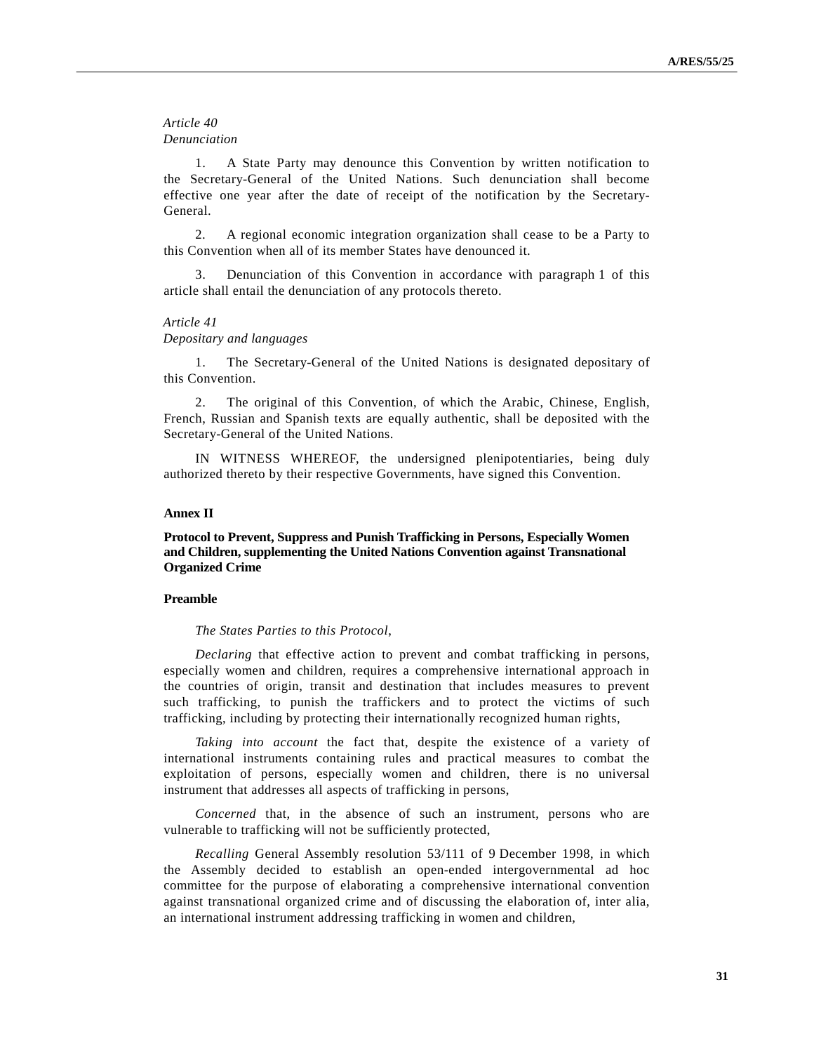*Article 40*
*Denunciation*

1. A State Party may denounce this Convention by written notification to the Secretary-General of the United Nations. Such denunciation shall become effective one year after the date of receipt of the notification by the Secretary-General.

2. A regional economic integration organization shall cease to be a Party to this Convention when all of its member States have denounced it.

3. Denunciation of this Convention in accordance with paragraph 1 of this article shall entail the denunciation of any protocols thereto.

*Article 41*
*Depositary and languages*

1. The Secretary-General of the United Nations is designated depositary of this Convention.

2. The original of this Convention, of which the Arabic, Chinese, English, French, Russian and Spanish texts are equally authentic, shall be deposited with the Secretary-General of the United Nations.

IN WITNESS WHEREOF, the undersigned plenipotentiaries, being duly authorized thereto by their respective Governments, have signed this Convention.

## Annex II

## Protocol to Prevent, Suppress and Punish Trafficking in Persons, Especially Women and Children, supplementing the United Nations Convention against Transnational Organized Crime

### Preamble

*The States Parties to this Protocol*,

*Declaring* that effective action to prevent and combat trafficking in persons, especially women and children, requires a comprehensive international approach in the countries of origin, transit and destination that includes measures to prevent such trafficking, to punish the traffickers and to protect the victims of such trafficking, including by protecting their internationally recognized human rights,

*Taking into account* the fact that, despite the existence of a variety of international instruments containing rules and practical measures to combat the exploitation of persons, especially women and children, there is no universal instrument that addresses all aspects of trafficking in persons,

*Concerned* that, in the absence of such an instrument, persons who are vulnerable to trafficking will not be sufficiently protected,

*Recalling* General Assembly resolution 53/111 of 9 December 1998, in which the Assembly decided to establish an open-ended intergovernmental ad hoc committee for the purpose of elaborating a comprehensive international convention against transnational organized crime and of discussing the elaboration of, inter alia, an international instrument addressing trafficking in women and children,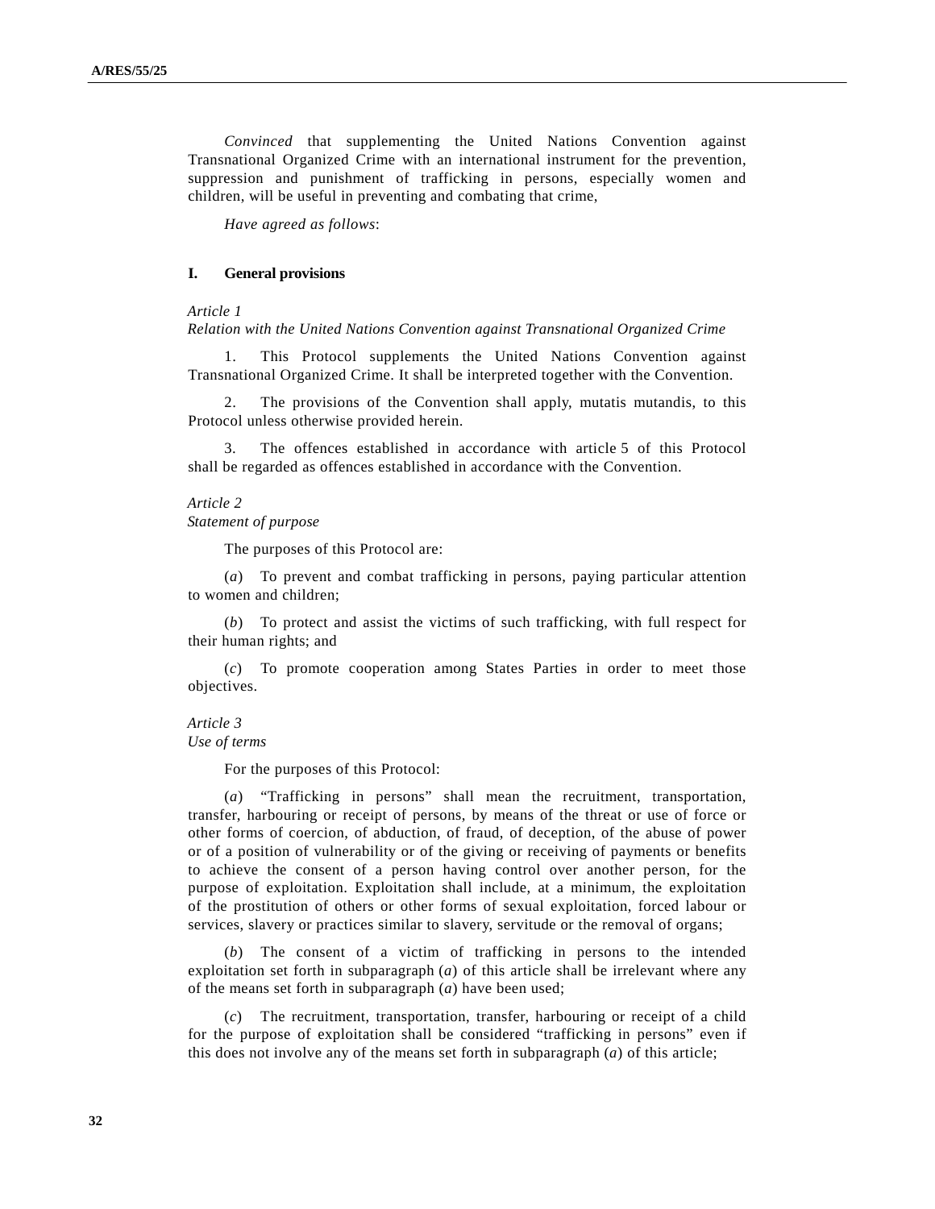*Convinced* that supplementing the United Nations Convention against Transnational Organized Crime with an international instrument for the prevention, suppression and punishment of trafficking in persons, especially women and children, will be useful in preventing and combating that crime,

*Have agreed as follows*:

## I. General provisions

*Article 1*
*Relation with the United Nations Convention against Transnational Organized Crime*

1. This Protocol supplements the United Nations Convention against Transnational Organized Crime. It shall be interpreted together with the Convention.

2. The provisions of the Convention shall apply, mutatis mutandis, to this Protocol unless otherwise provided herein.

3. The offences established in accordance with article 5 of this Protocol shall be regarded as offences established in accordance with the Convention.

*Article 2*
*Statement of purpose*

The purposes of this Protocol are:

(*a*) To prevent and combat trafficking in persons, paying particular attention to women and children;

(*b*) To protect and assist the victims of such trafficking, with full respect for their human rights; and

(*c*) To promote cooperation among States Parties in order to meet those objectives.

*Article 3*
*Use of terms*

For the purposes of this Protocol:

(*a*) "Trafficking in persons" shall mean the recruitment, transportation, transfer, harbouring or receipt of persons, by means of the threat or use of force or other forms of coercion, of abduction, of fraud, of deception, of the abuse of power or of a position of vulnerability or of the giving or receiving of payments or benefits to achieve the consent of a person having control over another person, for the purpose of exploitation. Exploitation shall include, at a minimum, the exploitation of the prostitution of others or other forms of sexual exploitation, forced labour or services, slavery or practices similar to slavery, servitude or the removal of organs;

(*b*) The consent of a victim of trafficking in persons to the intended exploitation set forth in subparagraph (*a*) of this article shall be irrelevant where any of the means set forth in subparagraph (*a*) have been used;

(*c*) The recruitment, transportation, transfer, harbouring or receipt of a child for the purpose of exploitation shall be considered "trafficking in persons" even if this does not involve any of the means set forth in subparagraph (*a*) of this article;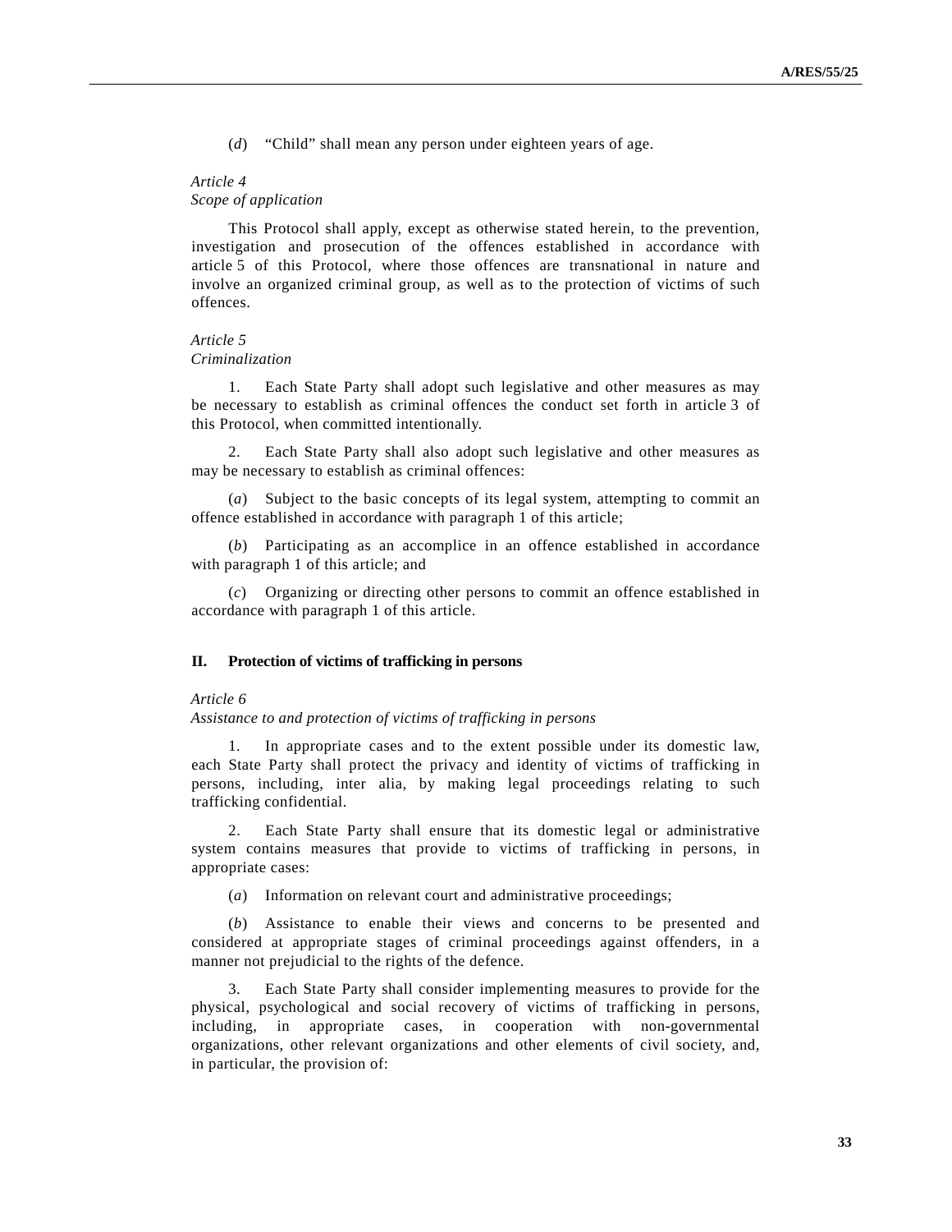(*d*) "Child" shall mean any person under eighteen years of age.

*Article 4*
*Scope of application*

This Protocol shall apply, except as otherwise stated herein, to the prevention, investigation and prosecution of the offences established in accordance with article 5 of this Protocol, where those offences are transnational in nature and involve an organized criminal group, as well as to the protection of victims of such offences.

*Article 5*
*Criminalization*

1. Each State Party shall adopt such legislative and other measures as may be necessary to establish as criminal offences the conduct set forth in article 3 of this Protocol, when committed intentionally.

2. Each State Party shall also adopt such legislative and other measures as may be necessary to establish as criminal offences:

(*a*) Subject to the basic concepts of its legal system, attempting to commit an offence established in accordance with paragraph 1 of this article;

(*b*) Participating as an accomplice in an offence established in accordance with paragraph 1 of this article; and

(*c*) Organizing or directing other persons to commit an offence established in accordance with paragraph 1 of this article.

## II. Protection of victims of trafficking in persons

*Article 6*
*Assistance to and protection of victims of trafficking in persons*

1. In appropriate cases and to the extent possible under its domestic law, each State Party shall protect the privacy and identity of victims of trafficking in persons, including, inter alia, by making legal proceedings relating to such trafficking confidential.

2. Each State Party shall ensure that its domestic legal or administrative system contains measures that provide to victims of trafficking in persons, in appropriate cases:

(*a*) Information on relevant court and administrative proceedings;

(*b*) Assistance to enable their views and concerns to be presented and considered at appropriate stages of criminal proceedings against offenders, in a manner not prejudicial to the rights of the defence.

3. Each State Party shall consider implementing measures to provide for the physical, psychological and social recovery of victims of trafficking in persons, including, in appropriate cases, in cooperation with non-governmental organizations, other relevant organizations and other elements of civil society, and, in particular, the provision of: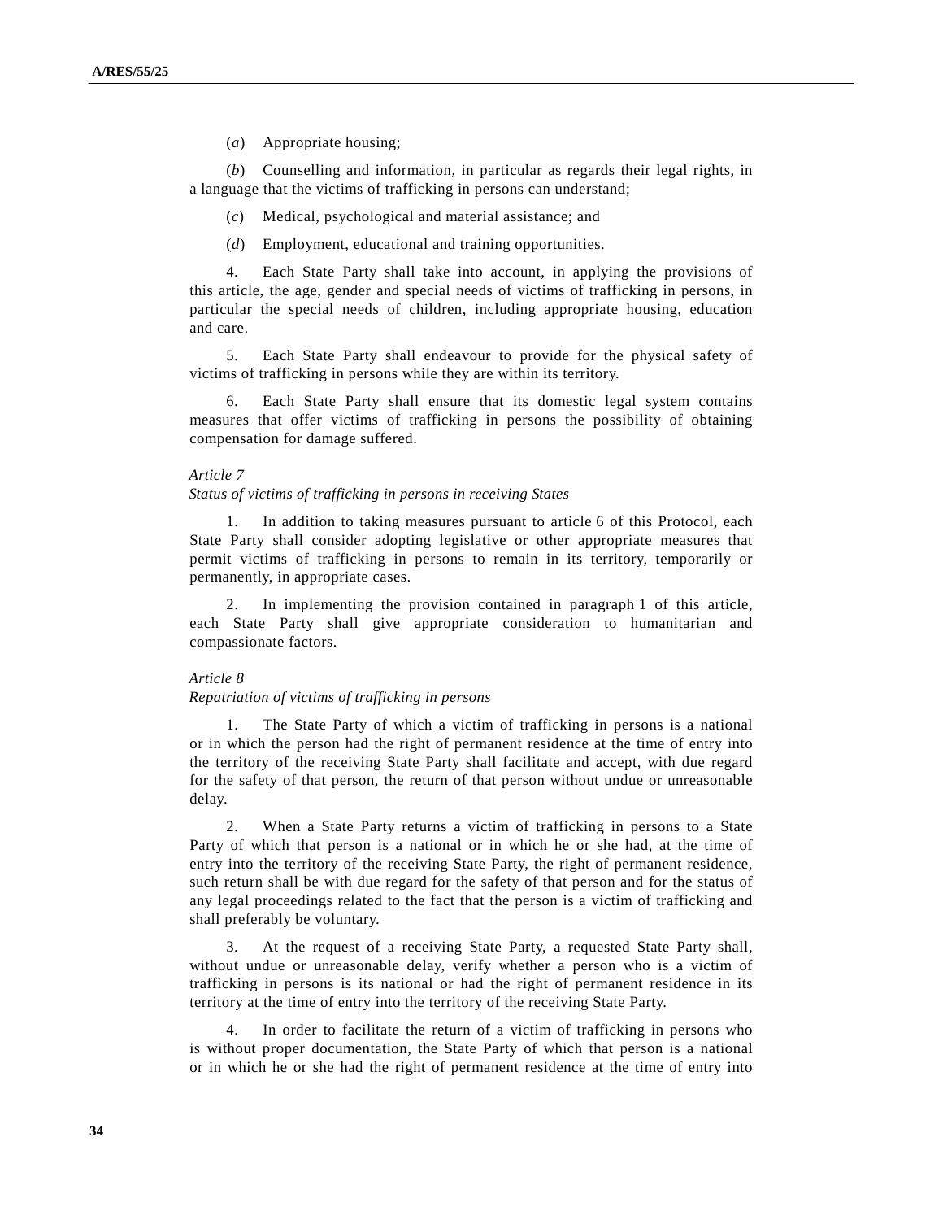(*a*) Appropriate housing;

(*b*) Counselling and information, in particular as regards their legal rights, in a language that the victims of trafficking in persons can understand;

(*c*) Medical, psychological and material assistance; and

(*d*) Employment, educational and training opportunities.

4. Each State Party shall take into account, in applying the provisions of this article, the age, gender and special needs of victims of trafficking in persons, in particular the special needs of children, including appropriate housing, education and care.

5. Each State Party shall endeavour to provide for the physical safety of victims of trafficking in persons while they are within its territory.

6. Each State Party shall ensure that its domestic legal system contains measures that offer victims of trafficking in persons the possibility of obtaining compensation for damage suffered.

*Article 7*

*Status of victims of trafficking in persons in receiving States*

1. In addition to taking measures pursuant to article 6 of this Protocol, each State Party shall consider adopting legislative or other appropriate measures that permit victims of trafficking in persons to remain in its territory, temporarily or permanently, in appropriate cases.

2. In implementing the provision contained in paragraph 1 of this article, each State Party shall give appropriate consideration to humanitarian and compassionate factors.

*Article 8*

*Repatriation of victims of trafficking in persons*

1. The State Party of which a victim of trafficking in persons is a national or in which the person had the right of permanent residence at the time of entry into the territory of the receiving State Party shall facilitate and accept, with due regard for the safety of that person, the return of that person without undue or unreasonable delay.

2. When a State Party returns a victim of trafficking in persons to a State Party of which that person is a national or in which he or she had, at the time of entry into the territory of the receiving State Party, the right of permanent residence, such return shall be with due regard for the safety of that person and for the status of any legal proceedings related to the fact that the person is a victim of trafficking and shall preferably be voluntary.

3. At the request of a receiving State Party, a requested State Party shall, without undue or unreasonable delay, verify whether a person who is a victim of trafficking in persons is its national or had the right of permanent residence in its territory at the time of entry into the territory of the receiving State Party.

4. In order to facilitate the return of a victim of trafficking in persons who is without proper documentation, the State Party of which that person is a national or in which he or she had the right of permanent residence at the time of entry into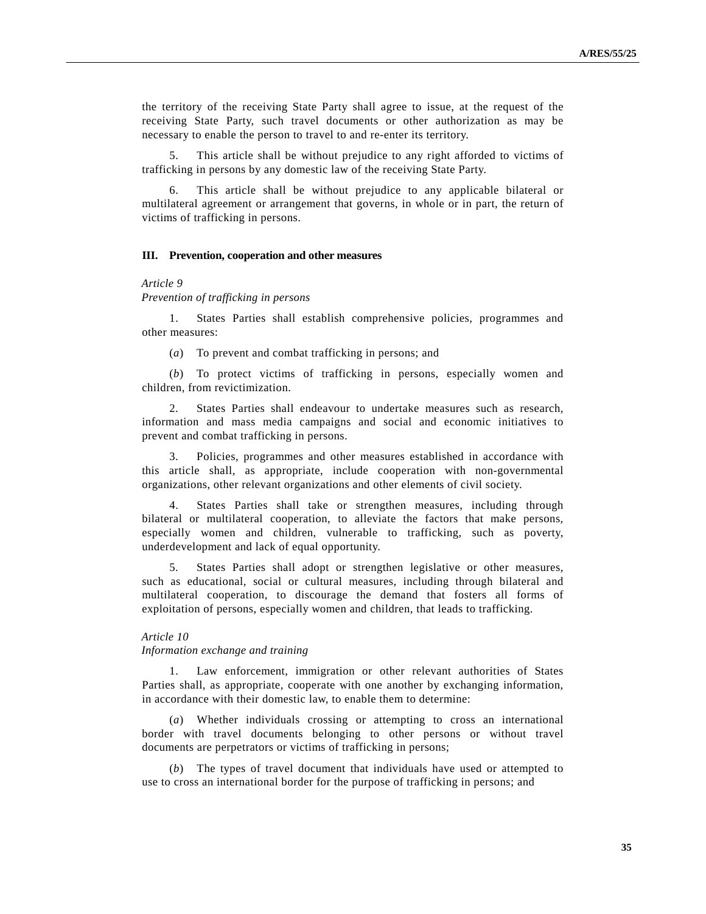the territory of the receiving State Party shall agree to issue, at the request of the receiving State Party, such travel documents or other authorization as may be necessary to enable the person to travel to and re-enter its territory.

5. This article shall be without prejudice to any right afforded to victims of trafficking in persons by any domestic law of the receiving State Party.

6. This article shall be without prejudice to any applicable bilateral or multilateral agreement or arrangement that governs, in whole or in part, the return of victims of trafficking in persons.

## III. Prevention, cooperation and other measures

### *Article 9*
### *Prevention of trafficking in persons*

1. States Parties shall establish comprehensive policies, programmes and other measures:

(*a*) To prevent and combat trafficking in persons; and

(*b*) To protect victims of trafficking in persons, especially women and children, from revictimization.

2. States Parties shall endeavour to undertake measures such as research, information and mass media campaigns and social and economic initiatives to prevent and combat trafficking in persons.

3. Policies, programmes and other measures established in accordance with this article shall, as appropriate, include cooperation with non-governmental organizations, other relevant organizations and other elements of civil society.

4. States Parties shall take or strengthen measures, including through bilateral or multilateral cooperation, to alleviate the factors that make persons, especially women and children, vulnerable to trafficking, such as poverty, underdevelopment and lack of equal opportunity.

5. States Parties shall adopt or strengthen legislative or other measures, such as educational, social or cultural measures, including through bilateral and multilateral cooperation, to discourage the demand that fosters all forms of exploitation of persons, especially women and children, that leads to trafficking.

### *Article 10*
### *Information exchange and training*

1. Law enforcement, immigration or other relevant authorities of States Parties shall, as appropriate, cooperate with one another by exchanging information, in accordance with their domestic law, to enable them to determine:

(*a*) Whether individuals crossing or attempting to cross an international border with travel documents belonging to other persons or without travel documents are perpetrators or victims of trafficking in persons;

(*b*) The types of travel document that individuals have used or attempted to use to cross an international border for the purpose of trafficking in persons; and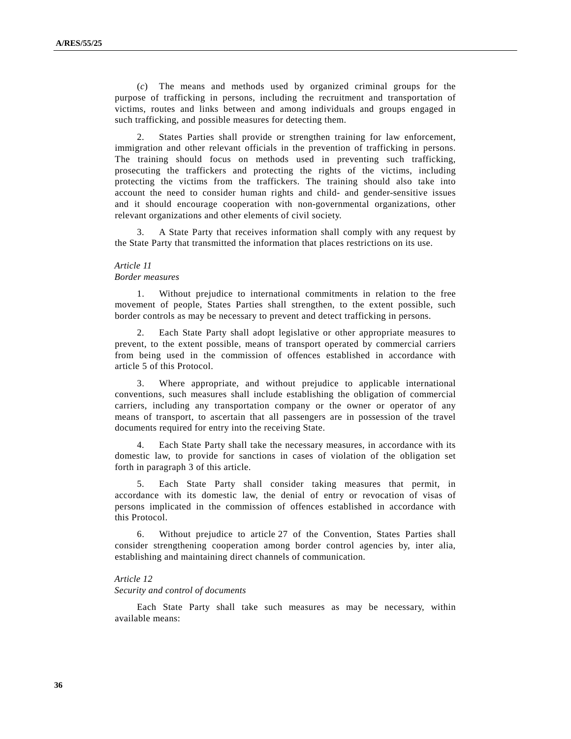(*c*) The means and methods used by organized criminal groups for the purpose of trafficking in persons, including the recruitment and transportation of victims, routes and links between and among individuals and groups engaged in such trafficking, and possible measures for detecting them.

2. States Parties shall provide or strengthen training for law enforcement, immigration and other relevant officials in the prevention of trafficking in persons. The training should focus on methods used in preventing such trafficking, prosecuting the traffickers and protecting the rights of the victims, including protecting the victims from the traffickers. The training should also take into account the need to consider human rights and child- and gender-sensitive issues and it should encourage cooperation with non-governmental organizations, other relevant organizations and other elements of civil society.

3. A State Party that receives information shall comply with any request by the State Party that transmitted the information that places restrictions on its use.

*Article 11*
*Border measures*

1. Without prejudice to international commitments in relation to the free movement of people, States Parties shall strengthen, to the extent possible, such border controls as may be necessary to prevent and detect trafficking in persons.

2. Each State Party shall adopt legislative or other appropriate measures to prevent, to the extent possible, means of transport operated by commercial carriers from being used in the commission of offences established in accordance with article 5 of this Protocol.

3. Where appropriate, and without prejudice to applicable international conventions, such measures shall include establishing the obligation of commercial carriers, including any transportation company or the owner or operator of any means of transport, to ascertain that all passengers are in possession of the travel documents required for entry into the receiving State.

4. Each State Party shall take the necessary measures, in accordance with its domestic law, to provide for sanctions in cases of violation of the obligation set forth in paragraph 3 of this article.

5. Each State Party shall consider taking measures that permit, in accordance with its domestic law, the denial of entry or revocation of visas of persons implicated in the commission of offences established in accordance with this Protocol.

6. Without prejudice to article 27 of the Convention, States Parties shall consider strengthening cooperation among border control agencies by, inter alia, establishing and maintaining direct channels of communication.

*Article 12*
*Security and control of documents*

Each State Party shall take such measures as may be necessary, within available means: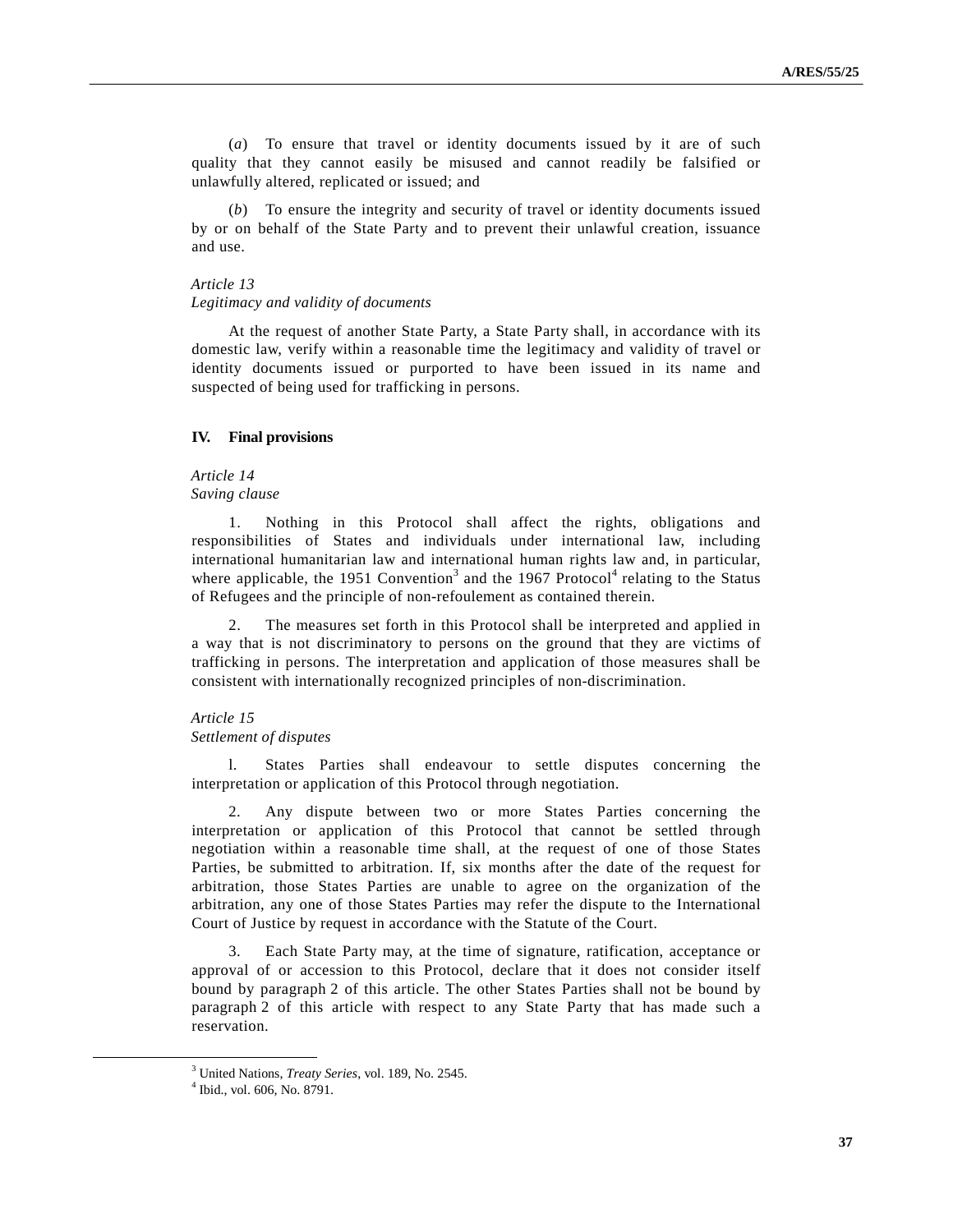(*a*) To ensure that travel or identity documents issued by it are of such quality that they cannot easily be misused and cannot readily be falsified or unlawfully altered, replicated or issued; and

(*b*) To ensure the integrity and security of travel or identity documents issued by or on behalf of the State Party and to prevent their unlawful creation, issuance and use.

*Article 13*
*Legitimacy and validity of documents*

At the request of another State Party, a State Party shall, in accordance with its domestic law, verify within a reasonable time the legitimacy and validity of travel or identity documents issued or purported to have been issued in its name and suspected of being used for trafficking in persons.

## IV. Final provisions

*Article 14*
*Saving clause*

1. Nothing in this Protocol shall affect the rights, obligations and responsibilities of States and individuals under international law, including international humanitarian law and international human rights law and, in particular, where applicable, the 1951 Convention[3] and the 1967 Protocol[4] relating to the Status of Refugees and the principle of non-refoulement as contained therein.

2. The measures set forth in this Protocol shall be interpreted and applied in a way that is not discriminatory to persons on the ground that they are victims of trafficking in persons. The interpretation and application of those measures shall be consistent with internationally recognized principles of non-discrimination.

*Article 15*
*Settlement of disputes*

l. States Parties shall endeavour to settle disputes concerning the interpretation or application of this Protocol through negotiation.

2. Any dispute between two or more States Parties concerning the interpretation or application of this Protocol that cannot be settled through negotiation within a reasonable time shall, at the request of one of those States Parties, be submitted to arbitration. If, six months after the date of the request for arbitration, those States Parties are unable to agree on the organization of the arbitration, any one of those States Parties may refer the dispute to the International Court of Justice by request in accordance with the Statute of the Court.

3. Each State Party may, at the time of signature, ratification, acceptance or approval of or accession to this Protocol, declare that it does not consider itself bound by paragraph 2 of this article. The other States Parties shall not be bound by paragraph 2 of this article with respect to any State Party that has made such a reservation.

---

[3] United Nations, *Treaty Series*, vol. 189, No. 2545.
[4] Ibid., vol. 606, No. 8791.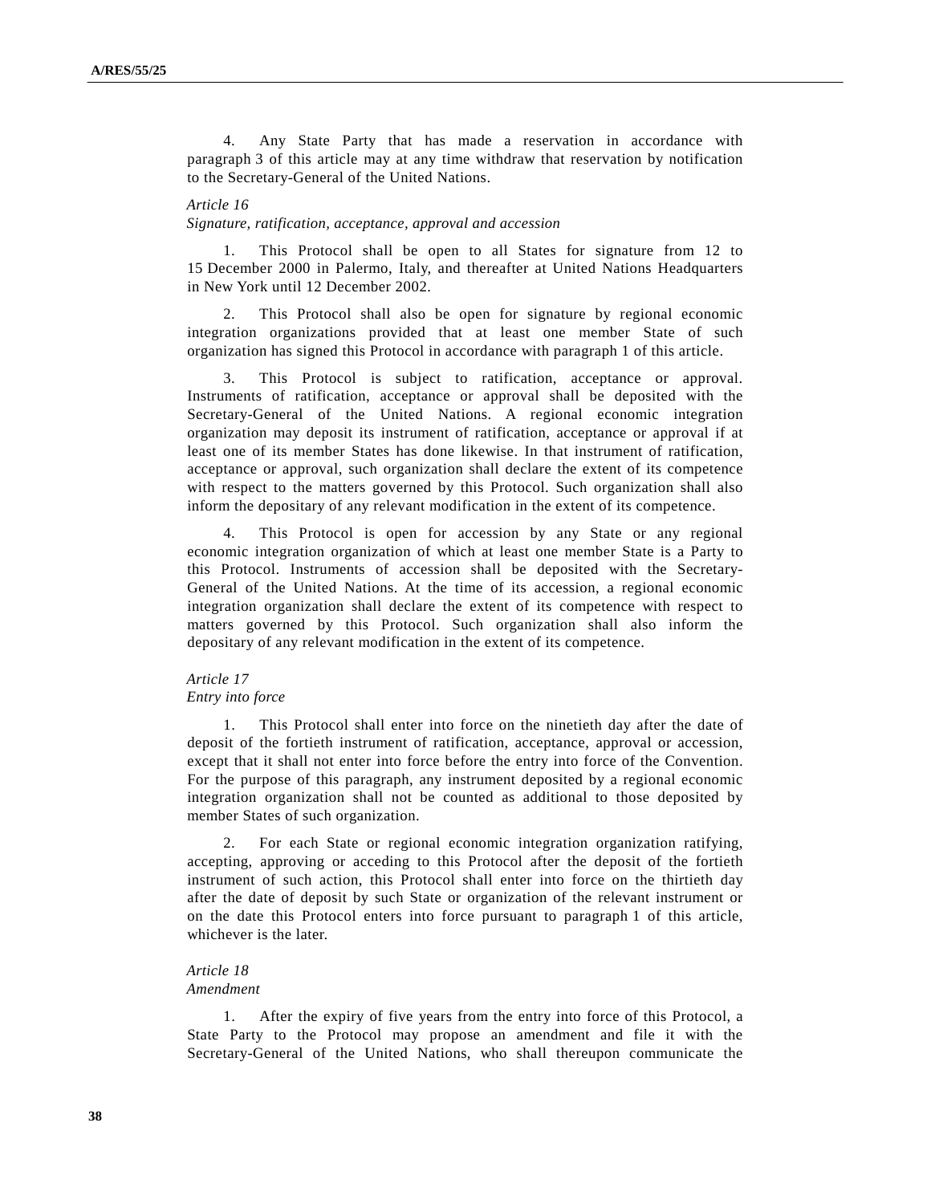4. Any State Party that has made a reservation in accordance with paragraph 3 of this article may at any time withdraw that reservation by notification to the Secretary-General of the United Nations.

*Article 16*
*Signature, ratification, acceptance, approval and accession*

1. This Protocol shall be open to all States for signature from 12 to 15 December 2000 in Palermo, Italy, and thereafter at United Nations Headquarters in New York until 12 December 2002.

2. This Protocol shall also be open for signature by regional economic integration organizations provided that at least one member State of such organization has signed this Protocol in accordance with paragraph 1 of this article.

3. This Protocol is subject to ratification, acceptance or approval. Instruments of ratification, acceptance or approval shall be deposited with the Secretary-General of the United Nations. A regional economic integration organization may deposit its instrument of ratification, acceptance or approval if at least one of its member States has done likewise. In that instrument of ratification, acceptance or approval, such organization shall declare the extent of its competence with respect to the matters governed by this Protocol. Such organization shall also inform the depositary of any relevant modification in the extent of its competence.

4. This Protocol is open for accession by any State or any regional economic integration organization of which at least one member State is a Party to this Protocol. Instruments of accession shall be deposited with the Secretary-General of the United Nations. At the time of its accession, a regional economic integration organization shall declare the extent of its competence with respect to matters governed by this Protocol. Such organization shall also inform the depositary of any relevant modification in the extent of its competence.

*Article 17*
*Entry into force*

1. This Protocol shall enter into force on the ninetieth day after the date of deposit of the fortieth instrument of ratification, acceptance, approval or accession, except that it shall not enter into force before the entry into force of the Convention. For the purpose of this paragraph, any instrument deposited by a regional economic integration organization shall not be counted as additional to those deposited by member States of such organization.

2. For each State or regional economic integration organization ratifying, accepting, approving or acceding to this Protocol after the deposit of the fortieth instrument of such action, this Protocol shall enter into force on the thirtieth day after the date of deposit by such State or organization of the relevant instrument or on the date this Protocol enters into force pursuant to paragraph 1 of this article, whichever is the later.

*Article 18*
*Amendment*

1. After the expiry of five years from the entry into force of this Protocol, a State Party to the Protocol may propose an amendment and file it with the Secretary-General of the United Nations, who shall thereupon communicate the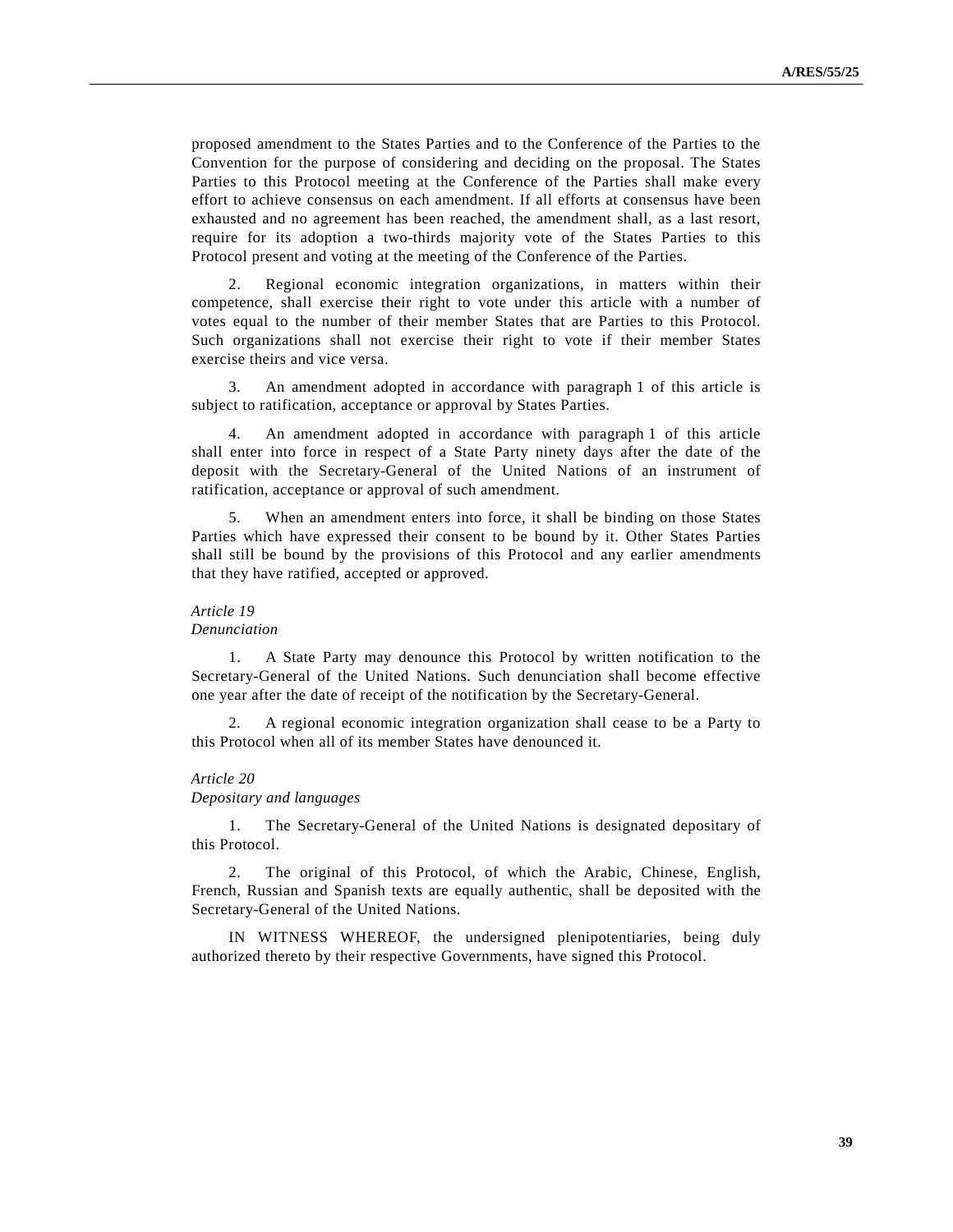proposed amendment to the States Parties and to the Conference of the Parties to the Convention for the purpose of considering and deciding on the proposal. The States Parties to this Protocol meeting at the Conference of the Parties shall make every effort to achieve consensus on each amendment. If all efforts at consensus have been exhausted and no agreement has been reached, the amendment shall, as a last resort, require for its adoption a two-thirds majority vote of the States Parties to this Protocol present and voting at the meeting of the Conference of the Parties.

2. Regional economic integration organizations, in matters within their competence, shall exercise their right to vote under this article with a number of votes equal to the number of their member States that are Parties to this Protocol. Such organizations shall not exercise their right to vote if their member States exercise theirs and vice versa.

3. An amendment adopted in accordance with paragraph 1 of this article is subject to ratification, acceptance or approval by States Parties.

4. An amendment adopted in accordance with paragraph 1 of this article shall enter into force in respect of a State Party ninety days after the date of the deposit with the Secretary-General of the United Nations of an instrument of ratification, acceptance or approval of such amendment.

5. When an amendment enters into force, it shall be binding on those States Parties which have expressed their consent to be bound by it. Other States Parties shall still be bound by the provisions of this Protocol and any earlier amendments that they have ratified, accepted or approved.

*Article 19*
*Denunciation*

1. A State Party may denounce this Protocol by written notification to the Secretary-General of the United Nations. Such denunciation shall become effective one year after the date of receipt of the notification by the Secretary-General.

2. A regional economic integration organization shall cease to be a Party to this Protocol when all of its member States have denounced it.

*Article 20*
*Depositary and languages*

1. The Secretary-General of the United Nations is designated depositary of this Protocol.

2. The original of this Protocol, of which the Arabic, Chinese, English, French, Russian and Spanish texts are equally authentic, shall be deposited with the Secretary-General of the United Nations.

IN WITNESS WHEREOF, the undersigned plenipotentiaries, being duly authorized thereto by their respective Governments, have signed this Protocol.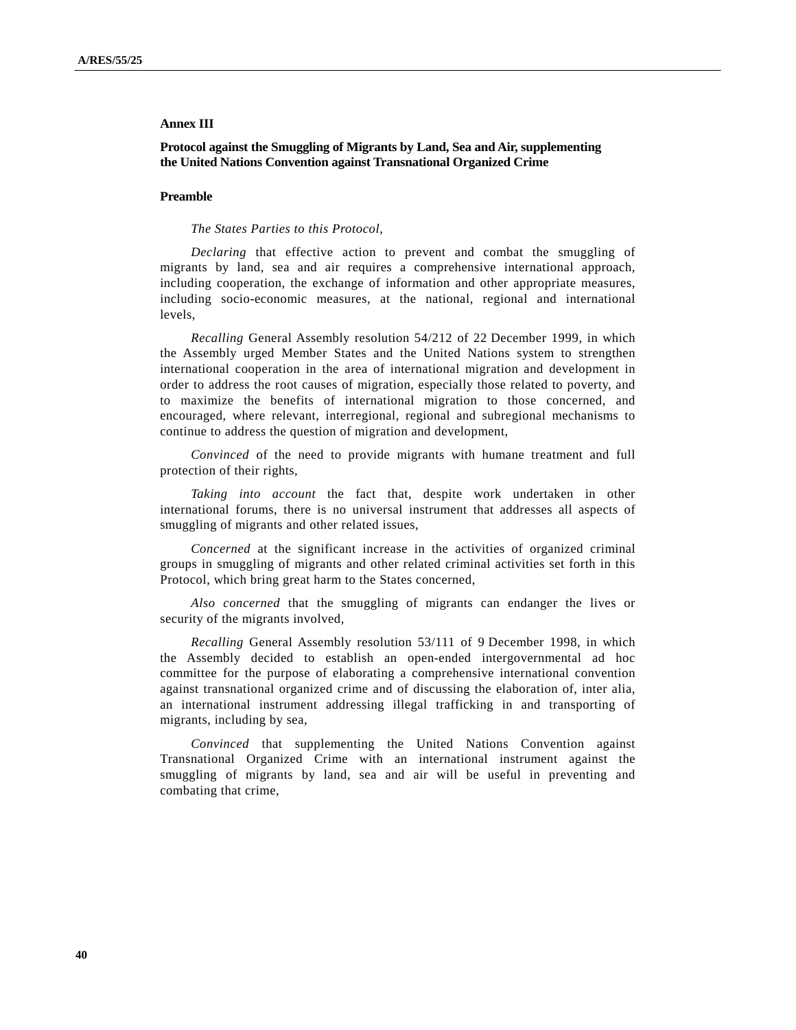## Annex III

### Protocol against the Smuggling of Migrants by Land, Sea and Air, supplementing the United Nations Convention against Transnational Organized Crime

#### Preamble

*The States Parties to this Protocol*,

*Declaring* that effective action to prevent and combat the smuggling of migrants by land, sea and air requires a comprehensive international approach, including cooperation, the exchange of information and other appropriate measures, including socio-economic measures, at the national, regional and international levels,

*Recalling* General Assembly resolution 54/212 of 22 December 1999, in which the Assembly urged Member States and the United Nations system to strengthen international cooperation in the area of international migration and development in order to address the root causes of migration, especially those related to poverty, and to maximize the benefits of international migration to those concerned, and encouraged, where relevant, interregional, regional and subregional mechanisms to continue to address the question of migration and development,

*Convinced* of the need to provide migrants with humane treatment and full protection of their rights,

*Taking into account* the fact that, despite work undertaken in other international forums, there is no universal instrument that addresses all aspects of smuggling of migrants and other related issues,

*Concerned* at the significant increase in the activities of organized criminal groups in smuggling of migrants and other related criminal activities set forth in this Protocol, which bring great harm to the States concerned,

*Also concerned* that the smuggling of migrants can endanger the lives or security of the migrants involved,

*Recalling* General Assembly resolution 53/111 of 9 December 1998, in which the Assembly decided to establish an open-ended intergovernmental ad hoc committee for the purpose of elaborating a comprehensive international convention against transnational organized crime and of discussing the elaboration of, inter alia, an international instrument addressing illegal trafficking in and transporting of migrants, including by sea,

*Convinced* that supplementing the United Nations Convention against Transnational Organized Crime with an international instrument against the smuggling of migrants by land, sea and air will be useful in preventing and combating that crime,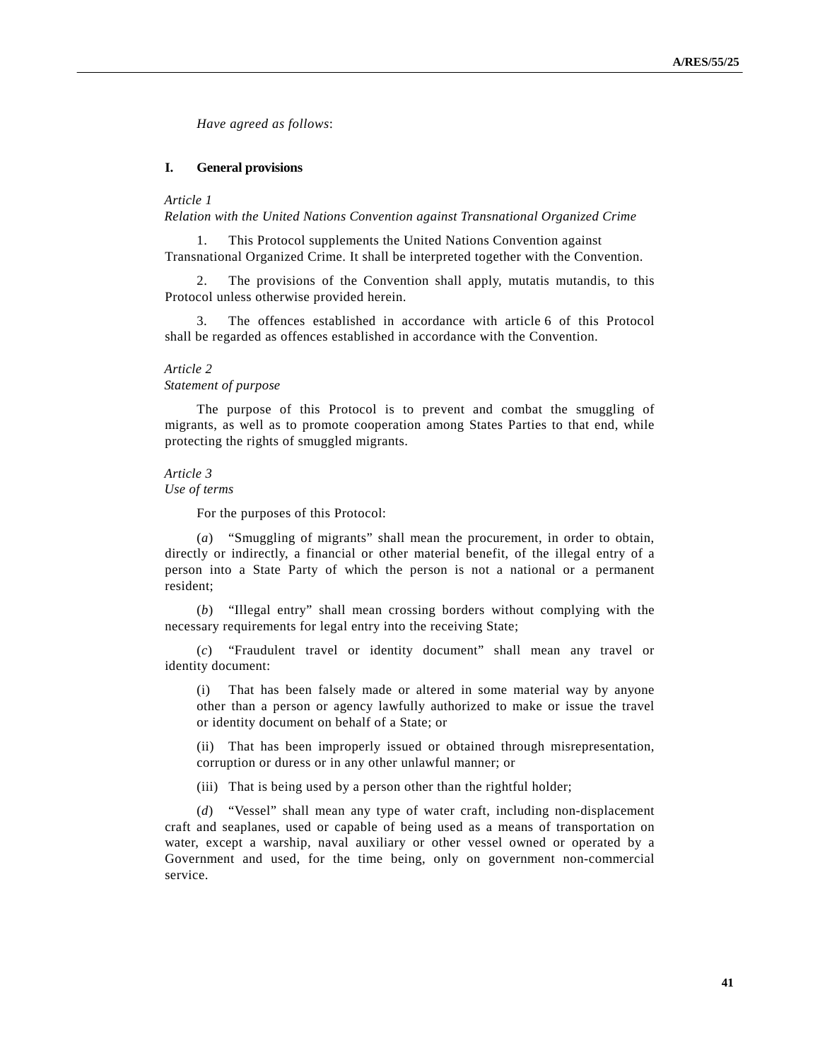*Have agreed as follows*:

## I. General provisions

*Article 1*
*Relation with the United Nations Convention against Transnational Organized Crime*

1. This Protocol supplements the United Nations Convention against Transnational Organized Crime. It shall be interpreted together with the Convention.

2. The provisions of the Convention shall apply, mutatis mutandis, to this Protocol unless otherwise provided herein.

3. The offences established in accordance with article 6 of this Protocol shall be regarded as offences established in accordance with the Convention.

*Article 2*
*Statement of purpose*

The purpose of this Protocol is to prevent and combat the smuggling of migrants, as well as to promote cooperation among States Parties to that end, while protecting the rights of smuggled migrants.

*Article 3*
*Use of terms*

For the purposes of this Protocol:

(*a*) "Smuggling of migrants" shall mean the procurement, in order to obtain, directly or indirectly, a financial or other material benefit, of the illegal entry of a person into a State Party of which the person is not a national or a permanent resident;

(*b*) "Illegal entry" shall mean crossing borders without complying with the necessary requirements for legal entry into the receiving State;

(*c*) "Fraudulent travel or identity document" shall mean any travel or identity document:

(i) That has been falsely made or altered in some material way by anyone other than a person or agency lawfully authorized to make or issue the travel or identity document on behalf of a State; or

(ii) That has been improperly issued or obtained through misrepresentation, corruption or duress or in any other unlawful manner; or

(iii) That is being used by a person other than the rightful holder;

(*d*) "Vessel" shall mean any type of water craft, including non-displacement craft and seaplanes, used or capable of being used as a means of transportation on water, except a warship, naval auxiliary or other vessel owned or operated by a Government and used, for the time being, only on government non-commercial service.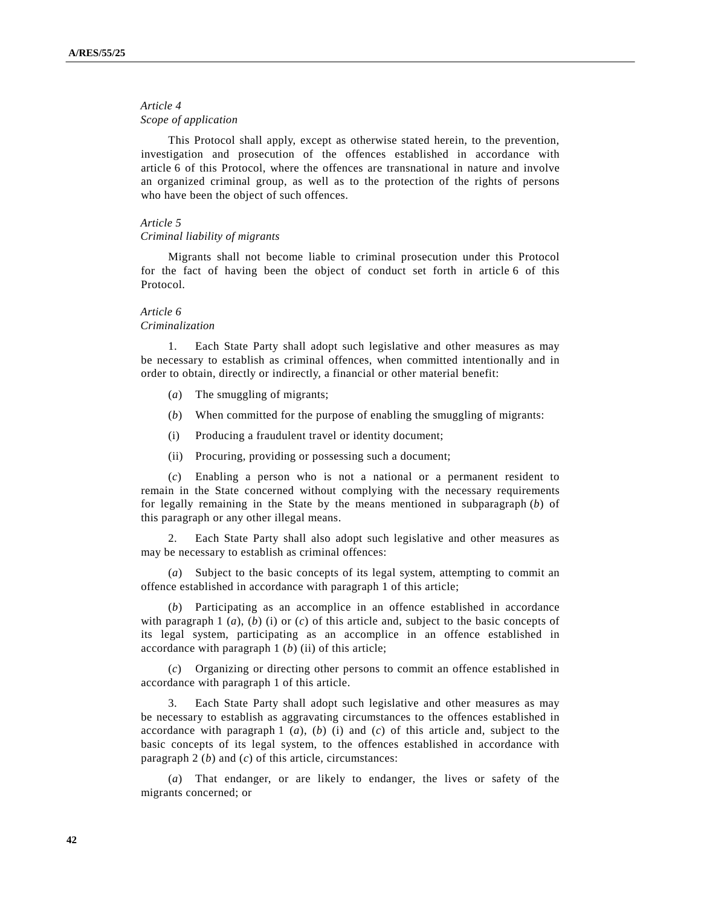*Article 4*
*Scope of application*

This Protocol shall apply, except as otherwise stated herein, to the prevention, investigation and prosecution of the offences established in accordance with article 6 of this Protocol, where the offences are transnational in nature and involve an organized criminal group, as well as to the protection of the rights of persons who have been the object of such offences.

*Article 5*
*Criminal liability of migrants*

Migrants shall not become liable to criminal prosecution under this Protocol for the fact of having been the object of conduct set forth in article 6 of this Protocol.

*Article 6*
*Criminalization*

1. Each State Party shall adopt such legislative and other measures as may be necessary to establish as criminal offences, when committed intentionally and in order to obtain, directly or indirectly, a financial or other material benefit:

(*a*) The smuggling of migrants;

(*b*) When committed for the purpose of enabling the smuggling of migrants:

(i) Producing a fraudulent travel or identity document;

(ii) Procuring, providing or possessing such a document;

(*c*) Enabling a person who is not a national or a permanent resident to remain in the State concerned without complying with the necessary requirements for legally remaining in the State by the means mentioned in subparagraph (*b*) of this paragraph or any other illegal means.

2. Each State Party shall also adopt such legislative and other measures as may be necessary to establish as criminal offences:

(*a*) Subject to the basic concepts of its legal system, attempting to commit an offence established in accordance with paragraph 1 of this article;

(*b*) Participating as an accomplice in an offence established in accordance with paragraph 1 (*a*), (*b*) (i) or (*c*) of this article and, subject to the basic concepts of its legal system, participating as an accomplice in an offence established in accordance with paragraph 1 (*b*) (ii) of this article;

(*c*) Organizing or directing other persons to commit an offence established in accordance with paragraph 1 of this article.

3. Each State Party shall adopt such legislative and other measures as may be necessary to establish as aggravating circumstances to the offences established in accordance with paragraph 1 (*a*), (*b*) (i) and (*c*) of this article and, subject to the basic concepts of its legal system, to the offences established in accordance with paragraph 2 (*b*) and (*c*) of this article, circumstances:

(*a*) That endanger, or are likely to endanger, the lives or safety of the migrants concerned; or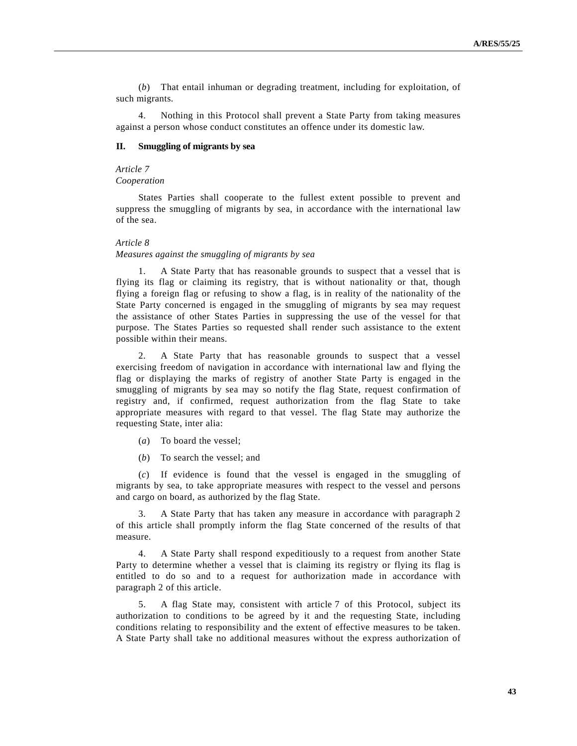(*b*) That entail inhuman or degrading treatment, including for exploitation, of such migrants.

4. Nothing in this Protocol shall prevent a State Party from taking measures against a person whose conduct constitutes an offence under its domestic law.

## II. Smuggling of migrants by sea

*Article 7*
*Cooperation*

States Parties shall cooperate to the fullest extent possible to prevent and suppress the smuggling of migrants by sea, in accordance with the international law of the sea.

*Article 8*
*Measures against the smuggling of migrants by sea*

1. A State Party that has reasonable grounds to suspect that a vessel that is flying its flag or claiming its registry, that is without nationality or that, though flying a foreign flag or refusing to show a flag, is in reality of the nationality of the State Party concerned is engaged in the smuggling of migrants by sea may request the assistance of other States Parties in suppressing the use of the vessel for that purpose. The States Parties so requested shall render such assistance to the extent possible within their means.

2. A State Party that has reasonable grounds to suspect that a vessel exercising freedom of navigation in accordance with international law and flying the flag or displaying the marks of registry of another State Party is engaged in the smuggling of migrants by sea may so notify the flag State, request confirmation of registry and, if confirmed, request authorization from the flag State to take appropriate measures with regard to that vessel. The flag State may authorize the requesting State, inter alia:

(*a*) To board the vessel;

(*b*) To search the vessel; and

(*c*) If evidence is found that the vessel is engaged in the smuggling of migrants by sea, to take appropriate measures with respect to the vessel and persons and cargo on board, as authorized by the flag State.

3. A State Party that has taken any measure in accordance with paragraph 2 of this article shall promptly inform the flag State concerned of the results of that measure.

4. A State Party shall respond expeditiously to a request from another State Party to determine whether a vessel that is claiming its registry or flying its flag is entitled to do so and to a request for authorization made in accordance with paragraph 2 of this article.

5. A flag State may, consistent with article 7 of this Protocol, subject its authorization to conditions to be agreed by it and the requesting State, including conditions relating to responsibility and the extent of effective measures to be taken. A State Party shall take no additional measures without the express authorization of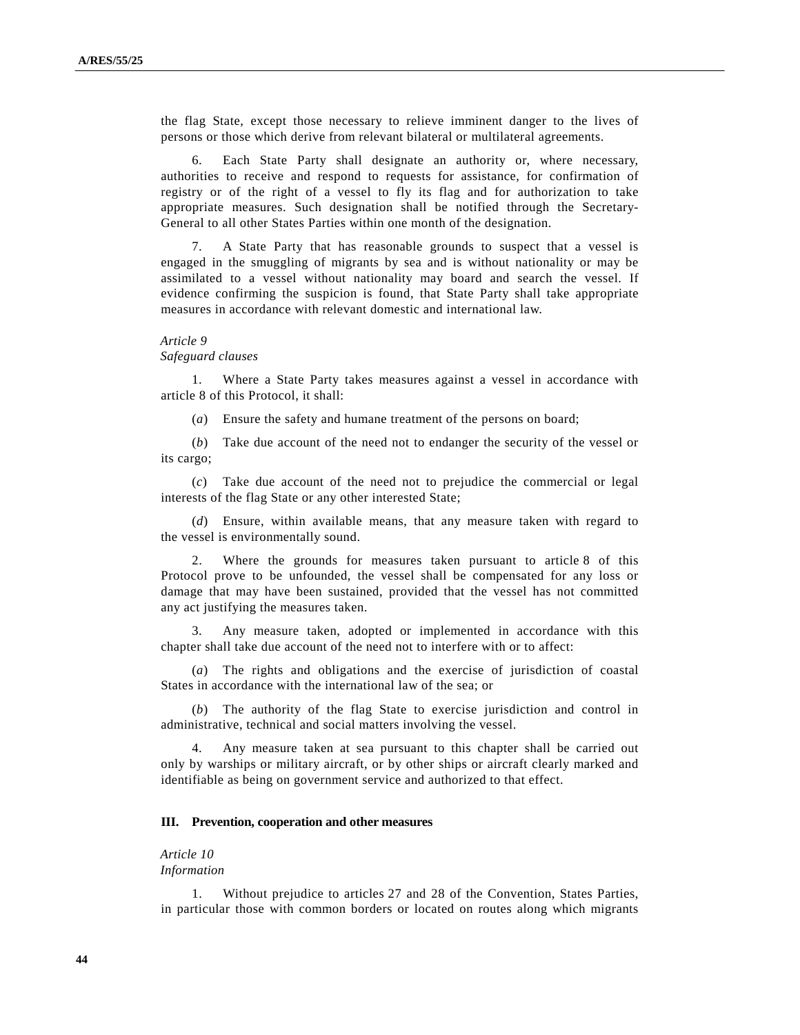the flag State, except those necessary to relieve imminent danger to the lives of persons or those which derive from relevant bilateral or multilateral agreements.

6. Each State Party shall designate an authority or, where necessary, authorities to receive and respond to requests for assistance, for confirmation of registry or of the right of a vessel to fly its flag and for authorization to take appropriate measures. Such designation shall be notified through the Secretary-General to all other States Parties within one month of the designation.

7. A State Party that has reasonable grounds to suspect that a vessel is engaged in the smuggling of migrants by sea and is without nationality or may be assimilated to a vessel without nationality may board and search the vessel. If evidence confirming the suspicion is found, that State Party shall take appropriate measures in accordance with relevant domestic and international law.

*Article 9*
*Safeguard clauses*

1. Where a State Party takes measures against a vessel in accordance with article 8 of this Protocol, it shall:

(*a*) Ensure the safety and humane treatment of the persons on board;

(*b*) Take due account of the need not to endanger the security of the vessel or its cargo;

(*c*) Take due account of the need not to prejudice the commercial or legal interests of the flag State or any other interested State;

(*d*) Ensure, within available means, that any measure taken with regard to the vessel is environmentally sound.

2. Where the grounds for measures taken pursuant to article 8 of this Protocol prove to be unfounded, the vessel shall be compensated for any loss or damage that may have been sustained, provided that the vessel has not committed any act justifying the measures taken.

3. Any measure taken, adopted or implemented in accordance with this chapter shall take due account of the need not to interfere with or to affect:

(*a*) The rights and obligations and the exercise of jurisdiction of coastal States in accordance with the international law of the sea; or

(*b*) The authority of the flag State to exercise jurisdiction and control in administrative, technical and social matters involving the vessel.

4. Any measure taken at sea pursuant to this chapter shall be carried out only by warships or military aircraft, or by other ships or aircraft clearly marked and identifiable as being on government service and authorized to that effect.

## III. Prevention, cooperation and other measures

*Article 10*
*Information*

1. Without prejudice to articles 27 and 28 of the Convention, States Parties, in particular those with common borders or located on routes along which migrants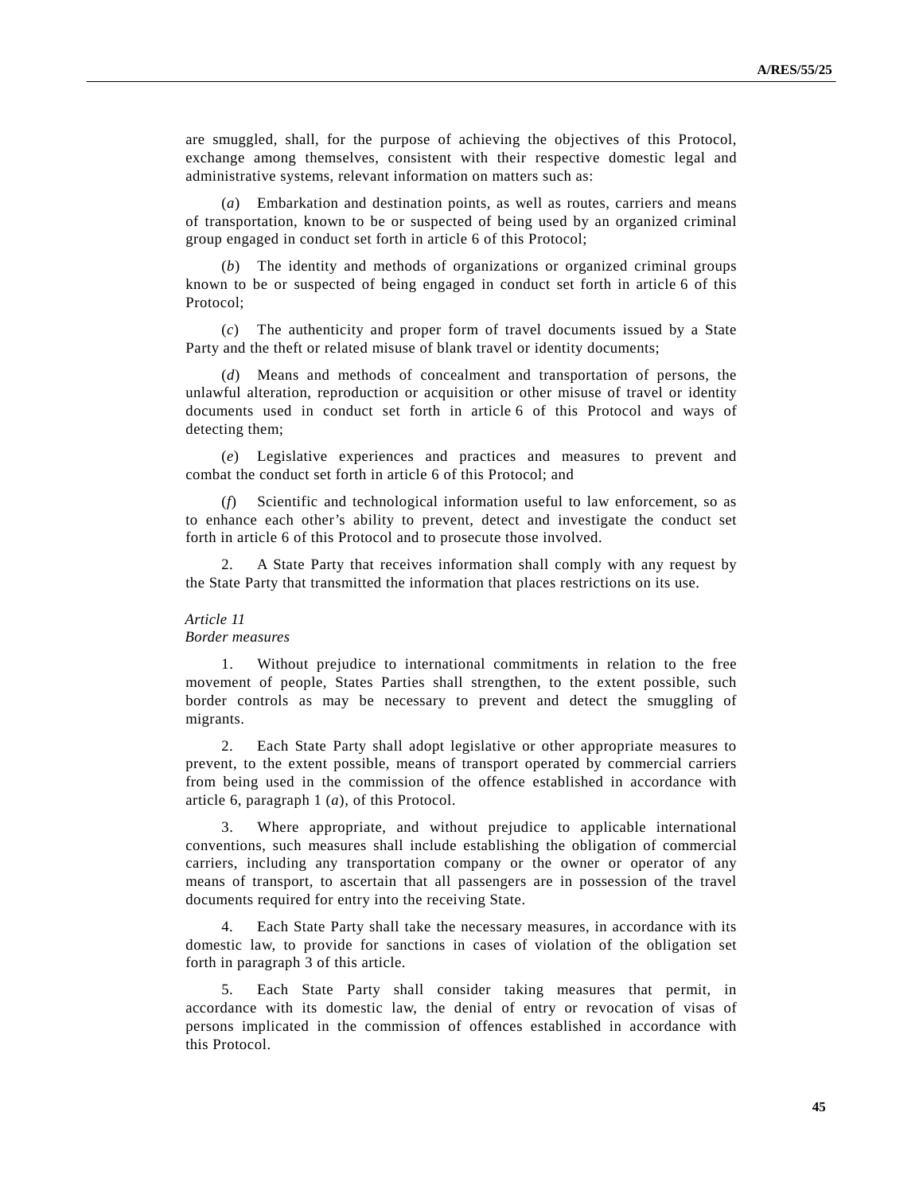are smuggled, shall, for the purpose of achieving the objectives of this Protocol, exchange among themselves, consistent with their respective domestic legal and administrative systems, relevant information on matters such as:

(*a*) Embarkation and destination points, as well as routes, carriers and means of transportation, known to be or suspected of being used by an organized criminal group engaged in conduct set forth in article 6 of this Protocol;

(*b*) The identity and methods of organizations or organized criminal groups known to be or suspected of being engaged in conduct set forth in article 6 of this Protocol;

(*c*) The authenticity and proper form of travel documents issued by a State Party and the theft or related misuse of blank travel or identity documents;

(*d*) Means and methods of concealment and transportation of persons, the unlawful alteration, reproduction or acquisition or other misuse of travel or identity documents used in conduct set forth in article 6 of this Protocol and ways of detecting them;

(*e*) Legislative experiences and practices and measures to prevent and combat the conduct set forth in article 6 of this Protocol; and

(*f*) Scientific and technological information useful to law enforcement, so as to enhance each other's ability to prevent, detect and investigate the conduct set forth in article 6 of this Protocol and to prosecute those involved.

2. A State Party that receives information shall comply with any request by the State Party that transmitted the information that places restrictions on its use.

*Article 11*
*Border measures*

1. Without prejudice to international commitments in relation to the free movement of people, States Parties shall strengthen, to the extent possible, such border controls as may be necessary to prevent and detect the smuggling of migrants.

2. Each State Party shall adopt legislative or other appropriate measures to prevent, to the extent possible, means of transport operated by commercial carriers from being used in the commission of the offence established in accordance with article 6, paragraph 1 (*a*), of this Protocol.

3. Where appropriate, and without prejudice to applicable international conventions, such measures shall include establishing the obligation of commercial carriers, including any transportation company or the owner or operator of any means of transport, to ascertain that all passengers are in possession of the travel documents required for entry into the receiving State.

4. Each State Party shall take the necessary measures, in accordance with its domestic law, to provide for sanctions in cases of violation of the obligation set forth in paragraph 3 of this article.

5. Each State Party shall consider taking measures that permit, in accordance with its domestic law, the denial of entry or revocation of visas of persons implicated in the commission of offences established in accordance with this Protocol.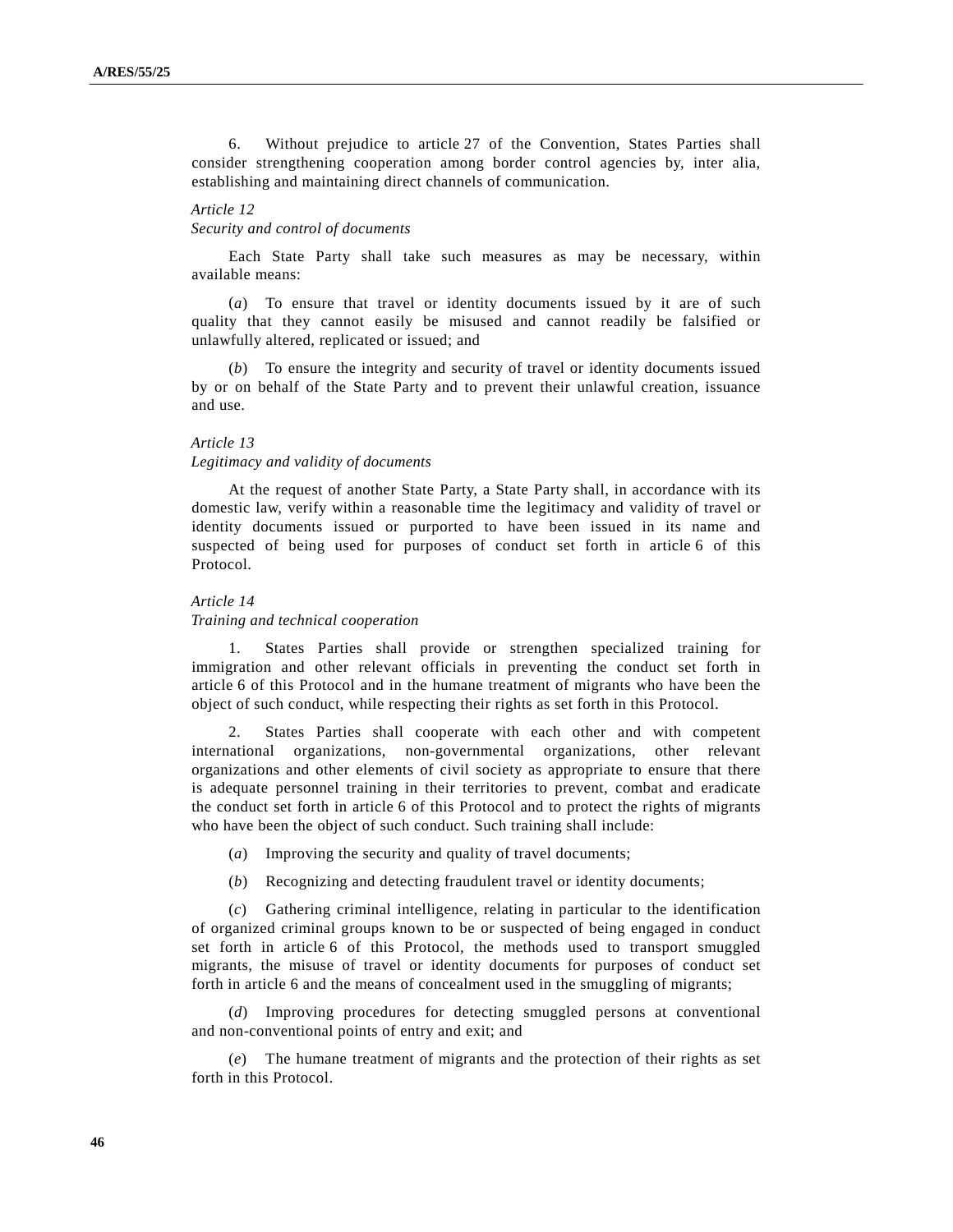6. Without prejudice to article 27 of the Convention, States Parties shall consider strengthening cooperation among border control agencies by, inter alia, establishing and maintaining direct channels of communication.

*Article 12*
*Security and control of documents*

Each State Party shall take such measures as may be necessary, within available means:

(*a*) To ensure that travel or identity documents issued by it are of such quality that they cannot easily be misused and cannot readily be falsified or unlawfully altered, replicated or issued; and

(*b*) To ensure the integrity and security of travel or identity documents issued by or on behalf of the State Party and to prevent their unlawful creation, issuance and use.

*Article 13*
*Legitimacy and validity of documents*

At the request of another State Party, a State Party shall, in accordance with its domestic law, verify within a reasonable time the legitimacy and validity of travel or identity documents issued or purported to have been issued in its name and suspected of being used for purposes of conduct set forth in article 6 of this Protocol.

*Article 14*
*Training and technical cooperation*

1. States Parties shall provide or strengthen specialized training for immigration and other relevant officials in preventing the conduct set forth in article 6 of this Protocol and in the humane treatment of migrants who have been the object of such conduct, while respecting their rights as set forth in this Protocol.

2. States Parties shall cooperate with each other and with competent international organizations, non-governmental organizations, other relevant organizations and other elements of civil society as appropriate to ensure that there is adequate personnel training in their territories to prevent, combat and eradicate the conduct set forth in article 6 of this Protocol and to protect the rights of migrants who have been the object of such conduct. Such training shall include:

(*a*) Improving the security and quality of travel documents;

(*b*) Recognizing and detecting fraudulent travel or identity documents;

(*c*) Gathering criminal intelligence, relating in particular to the identification of organized criminal groups known to be or suspected of being engaged in conduct set forth in article 6 of this Protocol, the methods used to transport smuggled migrants, the misuse of travel or identity documents for purposes of conduct set forth in article 6 and the means of concealment used in the smuggling of migrants;

(*d*) Improving procedures for detecting smuggled persons at conventional and non-conventional points of entry and exit; and

(*e*) The humane treatment of migrants and the protection of their rights as set forth in this Protocol.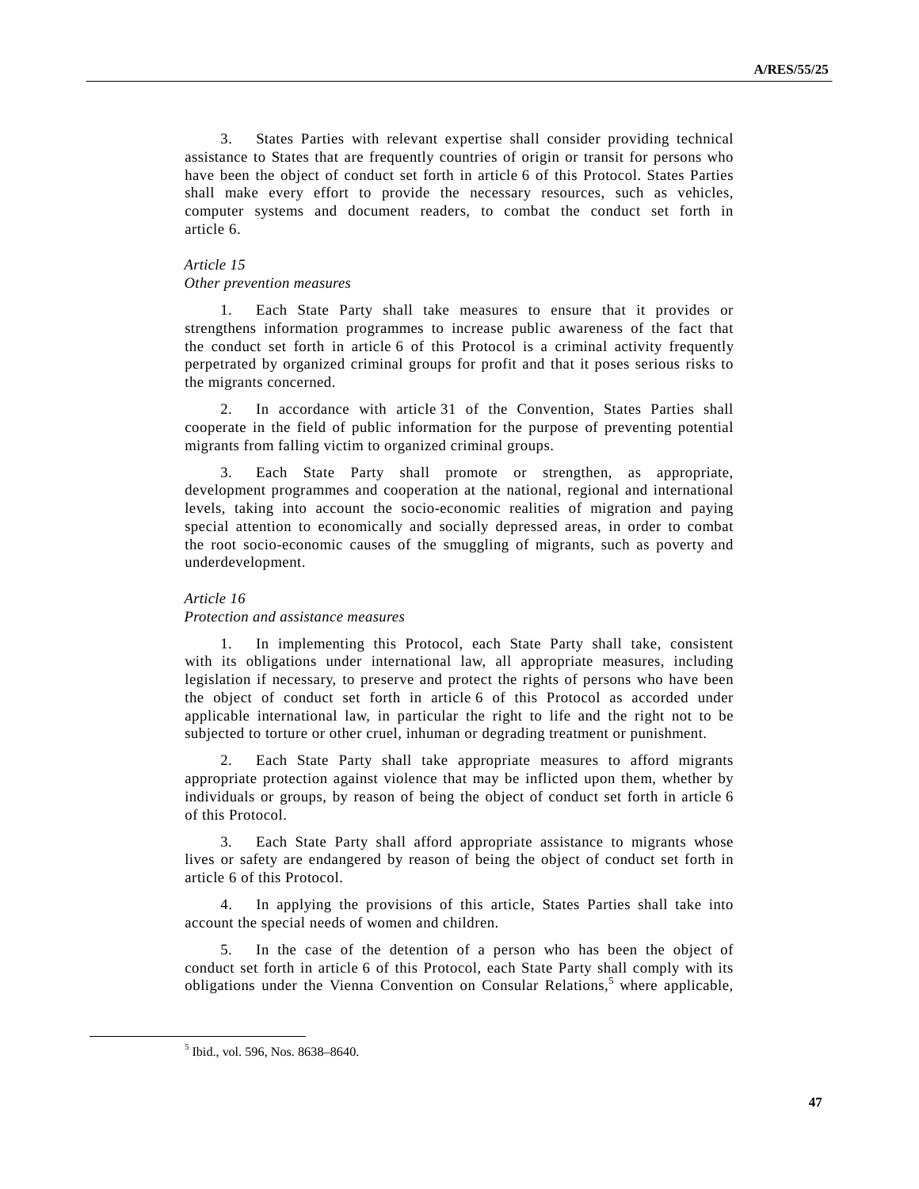3. States Parties with relevant expertise shall consider providing technical assistance to States that are frequently countries of origin or transit for persons who have been the object of conduct set forth in article 6 of this Protocol. States Parties shall make every effort to provide the necessary resources, such as vehicles, computer systems and document readers, to combat the conduct set forth in article 6.

*Article 15*
*Other prevention measures*

1. Each State Party shall take measures to ensure that it provides or strengthens information programmes to increase public awareness of the fact that the conduct set forth in article 6 of this Protocol is a criminal activity frequently perpetrated by organized criminal groups for profit and that it poses serious risks to the migrants concerned.

2. In accordance with article 31 of the Convention, States Parties shall cooperate in the field of public information for the purpose of preventing potential migrants from falling victim to organized criminal groups.

3. Each State Party shall promote or strengthen, as appropriate, development programmes and cooperation at the national, regional and international levels, taking into account the socio-economic realities of migration and paying special attention to economically and socially depressed areas, in order to combat the root socio-economic causes of the smuggling of migrants, such as poverty and underdevelopment.

*Article 16*
*Protection and assistance measures*

1. In implementing this Protocol, each State Party shall take, consistent with its obligations under international law, all appropriate measures, including legislation if necessary, to preserve and protect the rights of persons who have been the object of conduct set forth in article 6 of this Protocol as accorded under applicable international law, in particular the right to life and the right not to be subjected to torture or other cruel, inhuman or degrading treatment or punishment.

2. Each State Party shall take appropriate measures to afford migrants appropriate protection against violence that may be inflicted upon them, whether by individuals or groups, by reason of being the object of conduct set forth in article 6 of this Protocol.

3. Each State Party shall afford appropriate assistance to migrants whose lives or safety are endangered by reason of being the object of conduct set forth in article 6 of this Protocol.

4. In applying the provisions of this article, States Parties shall take into account the special needs of women and children.

5. In the case of the detention of a person who has been the object of conduct set forth in article 6 of this Protocol, each State Party shall comply with its obligations under the Vienna Convention on Consular Relations,[5] where applicable,

[5] Ibid., vol. 596, Nos. 8638–8640.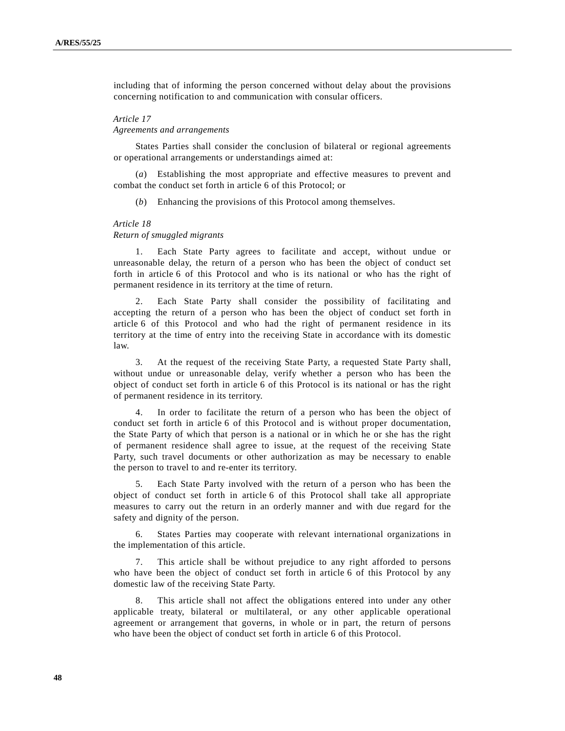including that of informing the person concerned without delay about the provisions concerning notification to and communication with consular officers.

*Article 17*
*Agreements and arrangements*

States Parties shall consider the conclusion of bilateral or regional agreements or operational arrangements or understandings aimed at:

(*a*) Establishing the most appropriate and effective measures to prevent and combat the conduct set forth in article 6 of this Protocol; or

(*b*) Enhancing the provisions of this Protocol among themselves.

*Article 18*
*Return of smuggled migrants*

1. Each State Party agrees to facilitate and accept, without undue or unreasonable delay, the return of a person who has been the object of conduct set forth in article 6 of this Protocol and who is its national or who has the right of permanent residence in its territory at the time of return.

2. Each State Party shall consider the possibility of facilitating and accepting the return of a person who has been the object of conduct set forth in article 6 of this Protocol and who had the right of permanent residence in its territory at the time of entry into the receiving State in accordance with its domestic law.

3. At the request of the receiving State Party, a requested State Party shall, without undue or unreasonable delay, verify whether a person who has been the object of conduct set forth in article 6 of this Protocol is its national or has the right of permanent residence in its territory.

4. In order to facilitate the return of a person who has been the object of conduct set forth in article 6 of this Protocol and is without proper documentation, the State Party of which that person is a national or in which he or she has the right of permanent residence shall agree to issue, at the request of the receiving State Party, such travel documents or other authorization as may be necessary to enable the person to travel to and re-enter its territory.

5. Each State Party involved with the return of a person who has been the object of conduct set forth in article 6 of this Protocol shall take all appropriate measures to carry out the return in an orderly manner and with due regard for the safety and dignity of the person.

6. States Parties may cooperate with relevant international organizations in the implementation of this article.

7. This article shall be without prejudice to any right afforded to persons who have been the object of conduct set forth in article 6 of this Protocol by any domestic law of the receiving State Party.

8. This article shall not affect the obligations entered into under any other applicable treaty, bilateral or multilateral, or any other applicable operational agreement or arrangement that governs, in whole or in part, the return of persons who have been the object of conduct set forth in article 6 of this Protocol.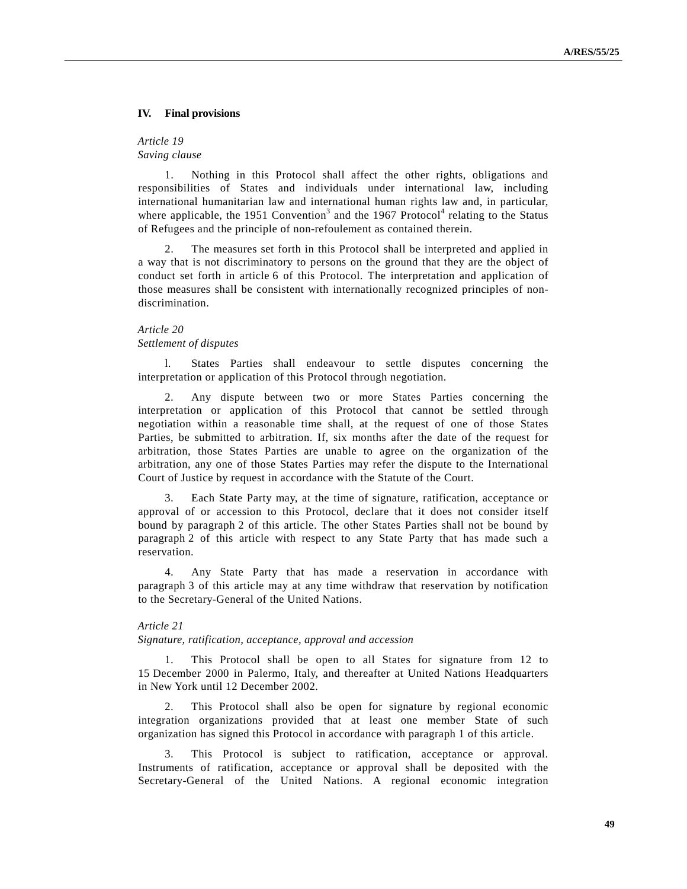## IV. Final provisions

*Article 19*
*Saving clause*

1. Nothing in this Protocol shall affect the other rights, obligations and responsibilities of States and individuals under international law, including international humanitarian law and international human rights law and, in particular, where applicable, the 1951 Convention[3] and the 1967 Protocol[4] relating to the Status of Refugees and the principle of non-refoulement as contained therein.

2. The measures set forth in this Protocol shall be interpreted and applied in a way that is not discriminatory to persons on the ground that they are the object of conduct set forth in article 6 of this Protocol. The interpretation and application of those measures shall be consistent with internationally recognized principles of non-discrimination.

*Article 20*
*Settlement of disputes*

l. States Parties shall endeavour to settle disputes concerning the interpretation or application of this Protocol through negotiation.

2. Any dispute between two or more States Parties concerning the interpretation or application of this Protocol that cannot be settled through negotiation within a reasonable time shall, at the request of one of those States Parties, be submitted to arbitration. If, six months after the date of the request for arbitration, those States Parties are unable to agree on the organization of the arbitration, any one of those States Parties may refer the dispute to the International Court of Justice by request in accordance with the Statute of the Court.

3. Each State Party may, at the time of signature, ratification, acceptance or approval of or accession to this Protocol, declare that it does not consider itself bound by paragraph 2 of this article. The other States Parties shall not be bound by paragraph 2 of this article with respect to any State Party that has made such a reservation.

4. Any State Party that has made a reservation in accordance with paragraph 3 of this article may at any time withdraw that reservation by notification to the Secretary-General of the United Nations.

*Article 21*
*Signature, ratification, acceptance, approval and accession*

1. This Protocol shall be open to all States for signature from 12 to 15 December 2000 in Palermo, Italy, and thereafter at United Nations Headquarters in New York until 12 December 2002.

2. This Protocol shall also be open for signature by regional economic integration organizations provided that at least one member State of such organization has signed this Protocol in accordance with paragraph 1 of this article.

3. This Protocol is subject to ratification, acceptance or approval. Instruments of ratification, acceptance or approval shall be deposited with the Secretary-General of the United Nations. A regional economic integration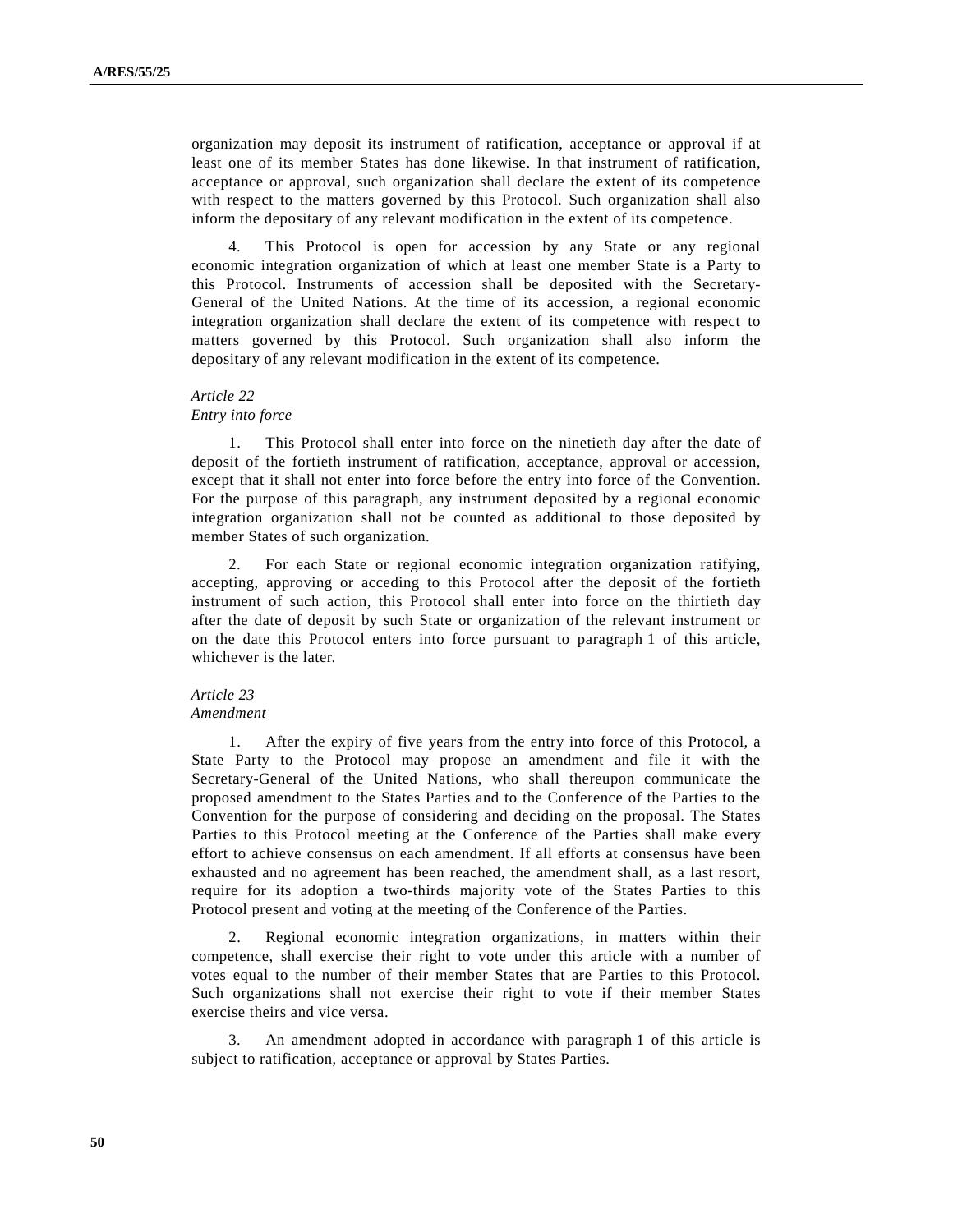organization may deposit its instrument of ratification, acceptance or approval if at least one of its member States has done likewise. In that instrument of ratification, acceptance or approval, such organization shall declare the extent of its competence with respect to the matters governed by this Protocol. Such organization shall also inform the depositary of any relevant modification in the extent of its competence.

4. This Protocol is open for accession by any State or any regional economic integration organization of which at least one member State is a Party to this Protocol. Instruments of accession shall be deposited with the Secretary-General of the United Nations. At the time of its accession, a regional economic integration organization shall declare the extent of its competence with respect to matters governed by this Protocol. Such organization shall also inform the depositary of any relevant modification in the extent of its competence.

*Article 22*
*Entry into force*

1. This Protocol shall enter into force on the ninetieth day after the date of deposit of the fortieth instrument of ratification, acceptance, approval or accession, except that it shall not enter into force before the entry into force of the Convention. For the purpose of this paragraph, any instrument deposited by a regional economic integration organization shall not be counted as additional to those deposited by member States of such organization.

2. For each State or regional economic integration organization ratifying, accepting, approving or acceding to this Protocol after the deposit of the fortieth instrument of such action, this Protocol shall enter into force on the thirtieth day after the date of deposit by such State or organization of the relevant instrument or on the date this Protocol enters into force pursuant to paragraph 1 of this article, whichever is the later.

*Article 23*
*Amendment*

1. After the expiry of five years from the entry into force of this Protocol, a State Party to the Protocol may propose an amendment and file it with the Secretary-General of the United Nations, who shall thereupon communicate the proposed amendment to the States Parties and to the Conference of the Parties to the Convention for the purpose of considering and deciding on the proposal. The States Parties to this Protocol meeting at the Conference of the Parties shall make every effort to achieve consensus on each amendment. If all efforts at consensus have been exhausted and no agreement has been reached, the amendment shall, as a last resort, require for its adoption a two-thirds majority vote of the States Parties to this Protocol present and voting at the meeting of the Conference of the Parties.

2. Regional economic integration organizations, in matters within their competence, shall exercise their right to vote under this article with a number of votes equal to the number of their member States that are Parties to this Protocol. Such organizations shall not exercise their right to vote if their member States exercise theirs and vice versa.

3. An amendment adopted in accordance with paragraph 1 of this article is subject to ratification, acceptance or approval by States Parties.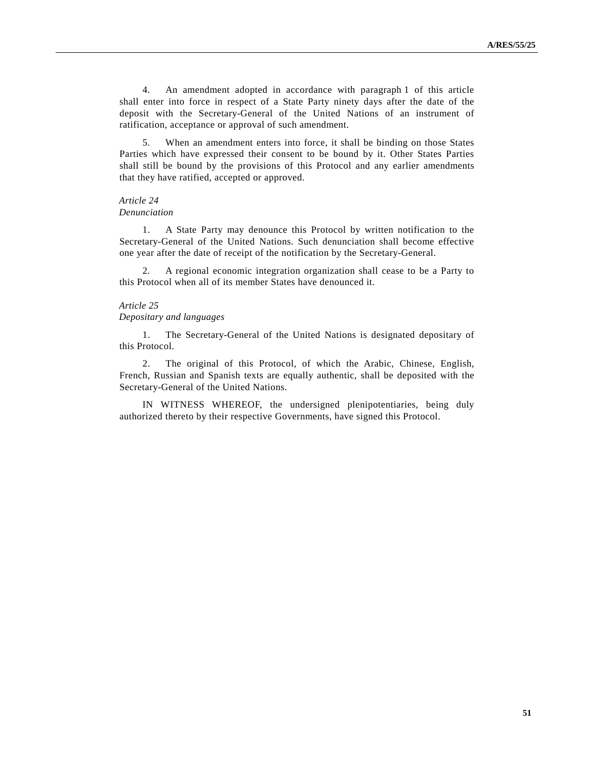4. An amendment adopted in accordance with paragraph 1 of this article shall enter into force in respect of a State Party ninety days after the date of the deposit with the Secretary-General of the United Nations of an instrument of ratification, acceptance or approval of such amendment.

5. When an amendment enters into force, it shall be binding on those States Parties which have expressed their consent to be bound by it. Other States Parties shall still be bound by the provisions of this Protocol and any earlier amendments that they have ratified, accepted or approved.

*Article 24*
*Denunciation*

1. A State Party may denounce this Protocol by written notification to the Secretary-General of the United Nations. Such denunciation shall become effective one year after the date of receipt of the notification by the Secretary-General.

2. A regional economic integration organization shall cease to be a Party to this Protocol when all of its member States have denounced it.

*Article 25*
*Depositary and languages*

1. The Secretary-General of the United Nations is designated depositary of this Protocol.

2. The original of this Protocol, of which the Arabic, Chinese, English, French, Russian and Spanish texts are equally authentic, shall be deposited with the Secretary-General of the United Nations.

IN WITNESS WHEREOF, the undersigned plenipotentiaries, being duly authorized thereto by their respective Governments, have signed this Protocol.